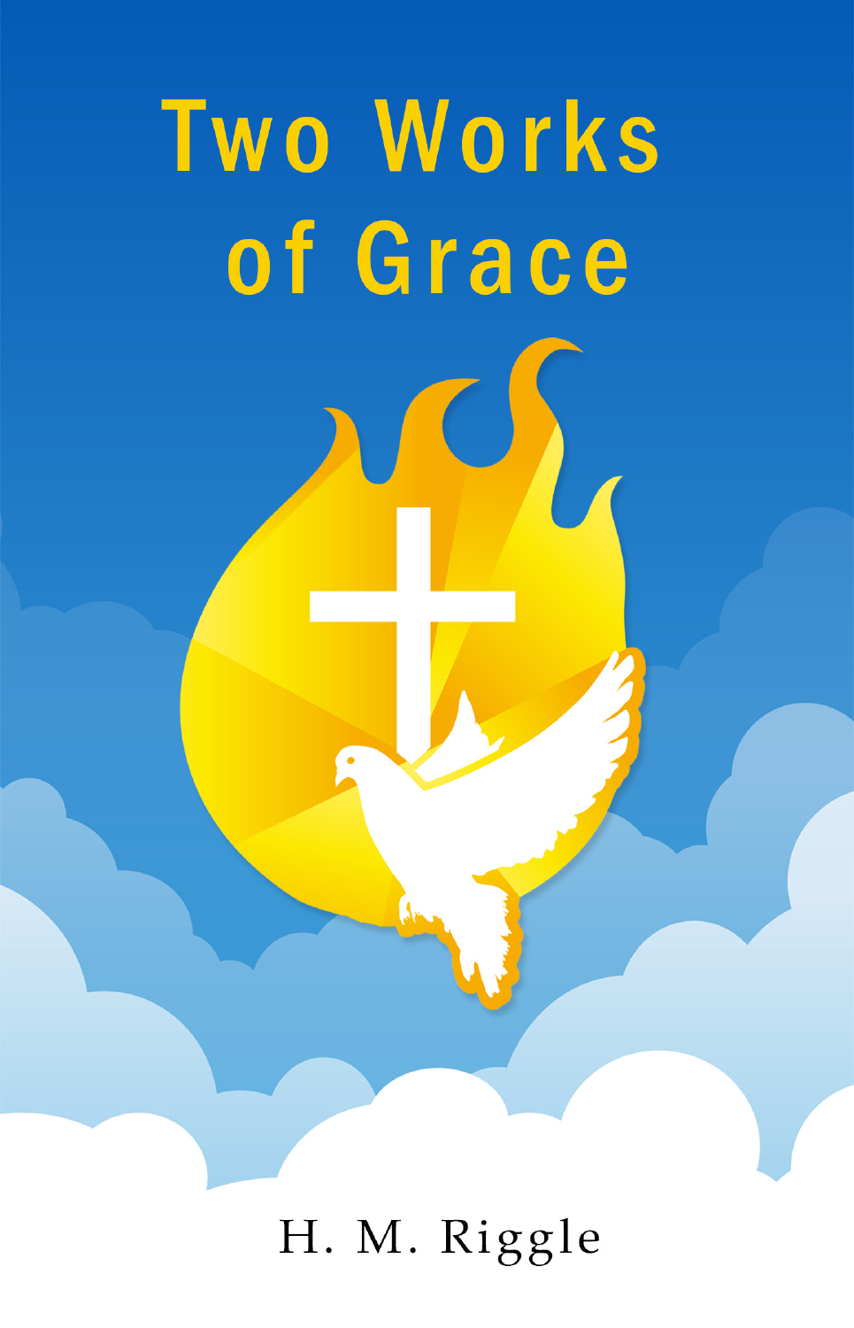# Two Works of Grace

H. M. Riggle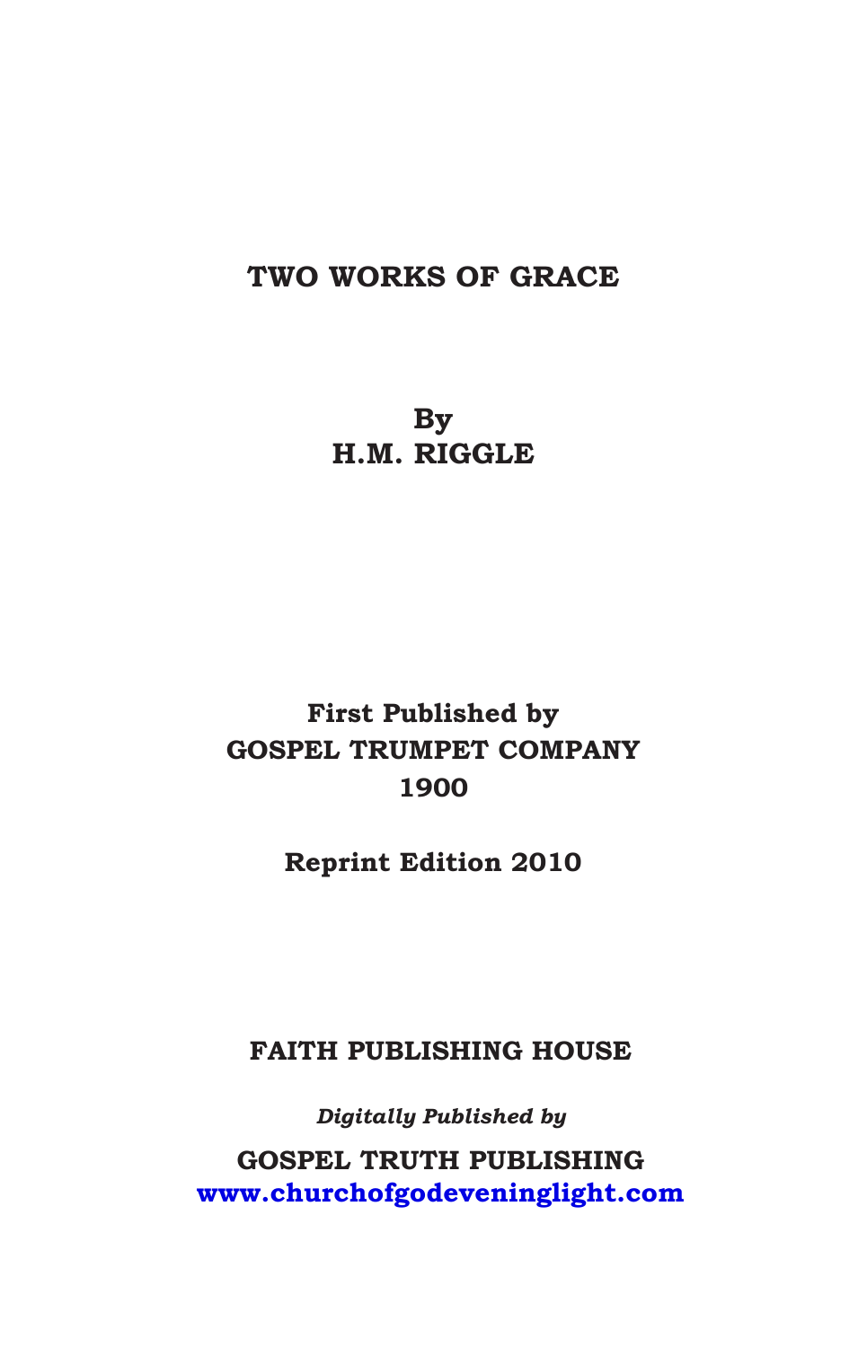# TWO WORKS OF GRACE

**By**
**H.M. RIGGLE**

**First Published by**
**GOSPEL TRUMPET COMPANY**
**1900**

**Reprint Edition 2010**

**FAITH PUBLISHING HOUSE**

***Digitally Published by***

**GOSPEL TRUTH PUBLISHING**
**www.churchofgodeveninglight.com**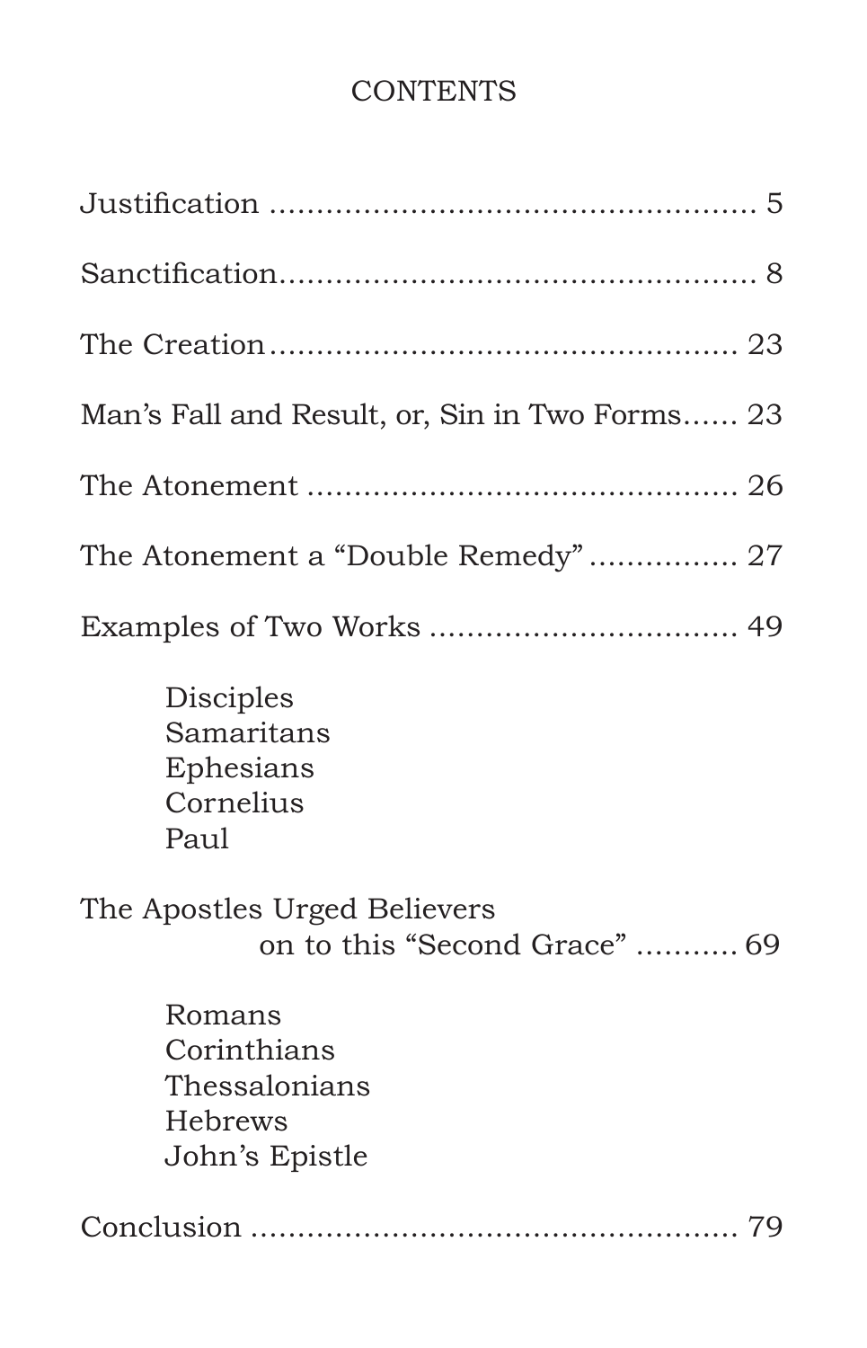# CONTENTS

Justification .................................................. 5

Sanctification.................................................. 8

The Creation................................................. 23

Man's Fall and Result, or, Sin in Two Forms...... 23

The Atonement ............................................. 26

The Atonement a "Double Remedy" ................ 27

Examples of Two Works ................................ 49

- Disciples
- Samaritans
- Ephesians
- Cornelius
- Paul

The Apostles Urged Believers on to this "Second Grace" ........... 69

- Romans
- Corinthians
- Thessalonians
- Hebrews
- John's Epistle

Conclusion ................................................... 79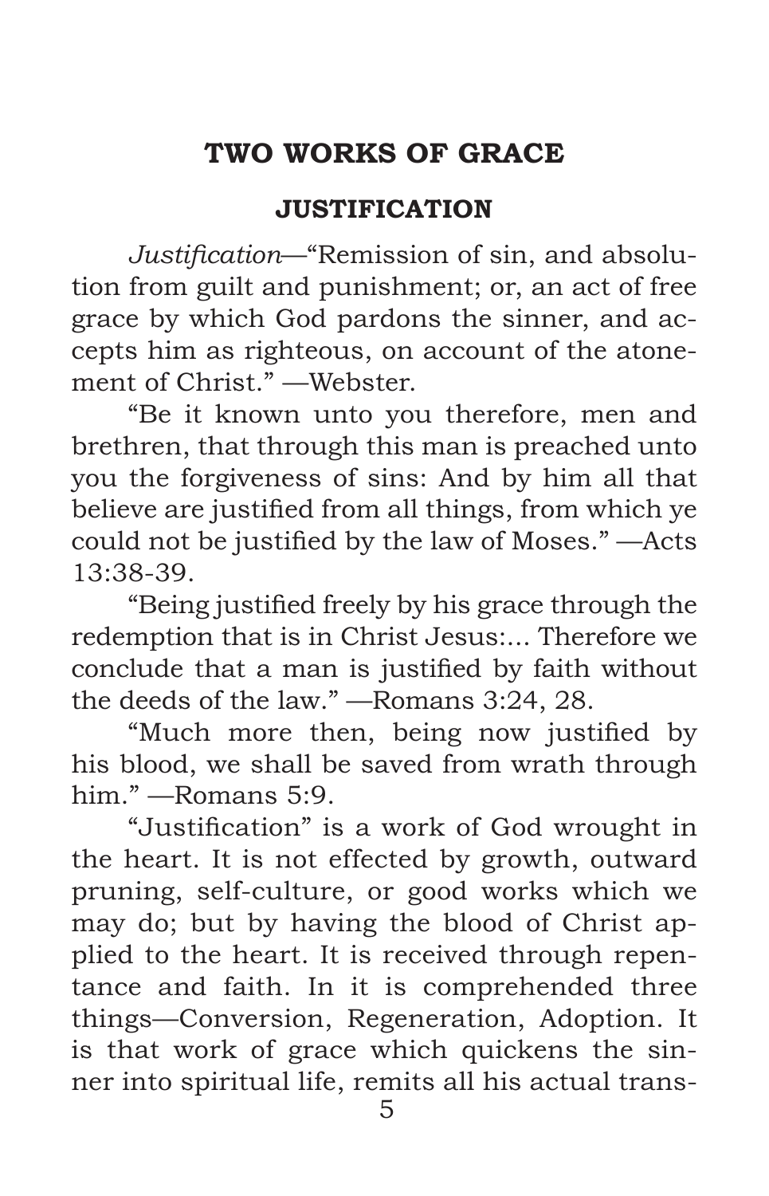## TWO WORKS OF GRACE

### JUSTIFICATION

*Justification*—"Remission of sin, and absolution from guilt and punishment; or, an act of free grace by which God pardons the sinner, and accepts him as righteous, on account of the atonement of Christ." —Webster.

"Be it known unto you therefore, men and brethren, that through this man is preached unto you the forgiveness of sins: And by him all that believe are justified from all things, from which ye could not be justified by the law of Moses." —Acts 13:38-39.

"Being justified freely by his grace through the redemption that is in Christ Jesus:... Therefore we conclude that a man is justified by faith without the deeds of the law." —Romans 3:24, 28.

"Much more then, being now justified by his blood, we shall be saved from wrath through him." —Romans 5:9.

"Justification" is a work of God wrought in the heart. It is not effected by growth, outward pruning, self-culture, or good works which we may do; but by having the blood of Christ applied to the heart. It is received through repentance and faith. In it is comprehended three things—Conversion, Regeneration, Adoption. It is that work of grace which quickens the sinner into spiritual life, remits all his actual trans-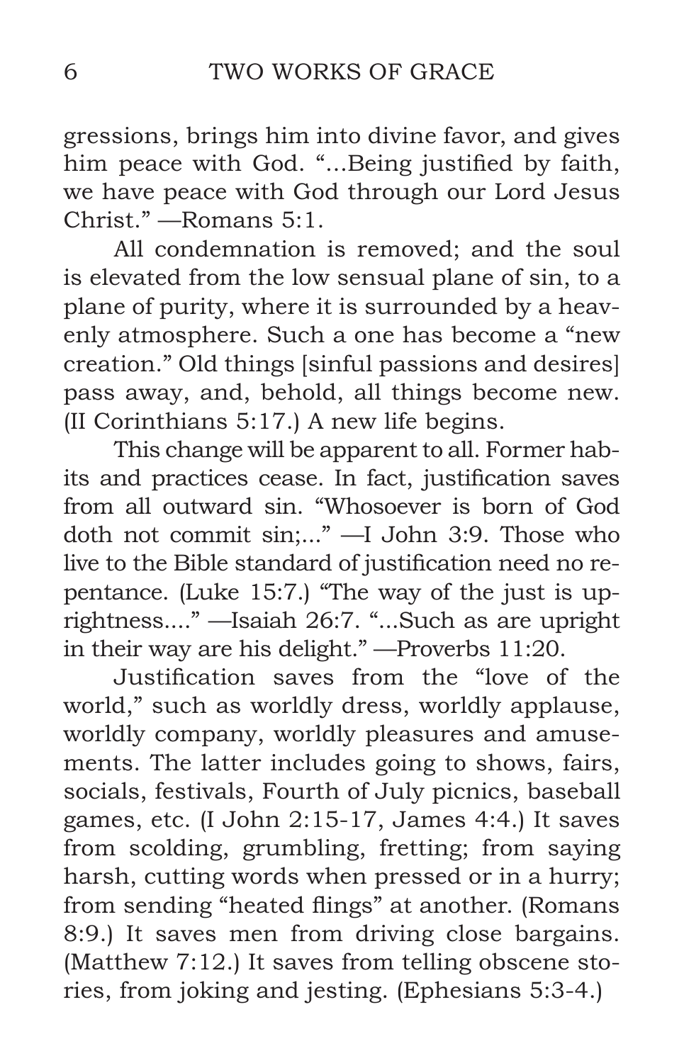gressions, brings him into divine favor, and gives him peace with God. "...Being justified by faith, we have peace with God through our Lord Jesus Christ." —Romans 5:1.

All condemnation is removed; and the soul is elevated from the low sensual plane of sin, to a plane of purity, where it is surrounded by a heavenly atmosphere. Such a one has become a "new creation." Old things [sinful passions and desires] pass away, and, behold, all things become new. (II Corinthians 5:17.) A new life begins.

This change will be apparent to all. Former habits and practices cease. In fact, justification saves from all outward sin. "Whosoever is born of God doth not commit sin;..." —I John 3:9. Those who live to the Bible standard of justification need no repentance. (Luke 15:7.) "The way of the just is uprightness...." —Isaiah 26:7. "...Such as are upright in their way are his delight." —Proverbs 11:20.

Justification saves from the "love of the world," such as worldly dress, worldly applause, worldly company, worldly pleasures and amusements. The latter includes going to shows, fairs, socials, festivals, Fourth of July picnics, baseball games, etc. (I John 2:15-17, James 4:4.) It saves from scolding, grumbling, fretting; from saying harsh, cutting words when pressed or in a hurry; from sending "heated flings" at another. (Romans 8:9.) It saves men from driving close bargains. (Matthew 7:12.) It saves from telling obscene stories, from joking and jesting. (Ephesians 5:3-4.)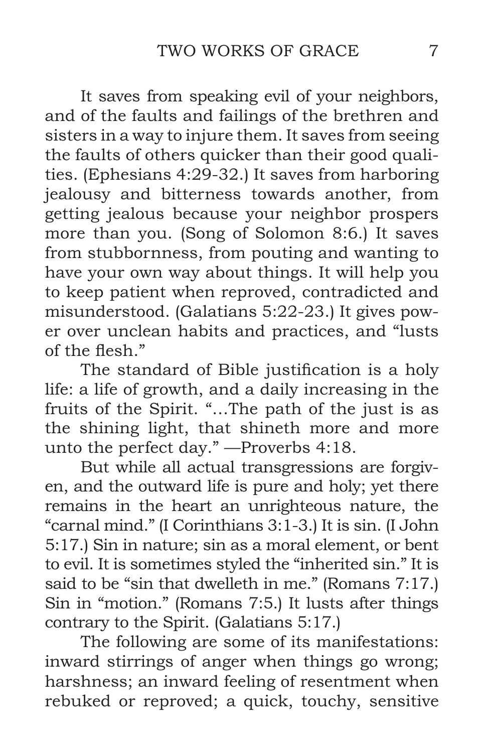It saves from speaking evil of your neighbors, and of the faults and failings of the brethren and sisters in a way to injure them. It saves from seeing the faults of others quicker than their good qualities. (Ephesians 4:29-32.) It saves from harboring jealousy and bitterness towards another, from getting jealous because your neighbor prospers more than you. (Song of Solomon 8:6.) It saves from stubbornness, from pouting and wanting to have your own way about things. It will help you to keep patient when reproved, contradicted and misunderstood. (Galatians 5:22-23.) It gives power over unclean habits and practices, and "lusts of the flesh."

The standard of Bible justification is a holy life: a life of growth, and a daily increasing in the fruits of the Spirit. "…The path of the just is as the shining light, that shineth more and more unto the perfect day." —Proverbs 4:18.

But while all actual transgressions are forgiven, and the outward life is pure and holy; yet there remains in the heart an unrighteous nature, the "carnal mind." (I Corinthians 3:1-3.) It is sin. (I John 5:17.) Sin in nature; sin as a moral element, or bent to evil. It is sometimes styled the "inherited sin." It is said to be "sin that dwelleth in me." (Romans 7:17.) Sin in "motion." (Romans 7:5.) It lusts after things contrary to the Spirit. (Galatians 5:17.)

The following are some of its manifestations: inward stirrings of anger when things go wrong; harshness; an inward feeling of resentment when rebuked or reproved; a quick, touchy, sensitive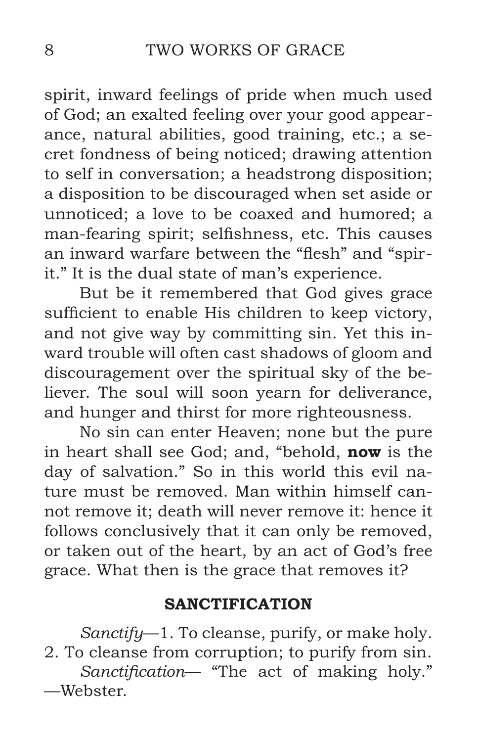spirit, inward feelings of pride when much used of God; an exalted feeling over your good appearance, natural abilities, good training, etc.; a secret fondness of being noticed; drawing attention to self in conversation; a headstrong disposition; a disposition to be discouraged when set aside or unnoticed; a love to be coaxed and humored; a man-fearing spirit; selfishness, etc. This causes an inward warfare between the "flesh" and "spirit." It is the dual state of man's experience.

But be it remembered that God gives grace sufficient to enable His children to keep victory, and not give way by committing sin. Yet this inward trouble will often cast shadows of gloom and discouragement over the spiritual sky of the believer. The soul will soon yearn for deliverance, and hunger and thirst for more righteousness.

No sin can enter Heaven; none but the pure in heart shall see God; and, "behold, **now** is the day of salvation." So in this world this evil nature must be removed. Man within himself cannot remove it; death will never remove it: hence it follows conclusively that it can only be removed, or taken out of the heart, by an act of God's free grace. What then is the grace that removes it?

## SANCTIFICATION

*Sanctify*—1. To cleanse, purify, or make holy. 2. To cleanse from corruption; to purify from sin.

*Sanctification*— "The act of making holy." —Webster.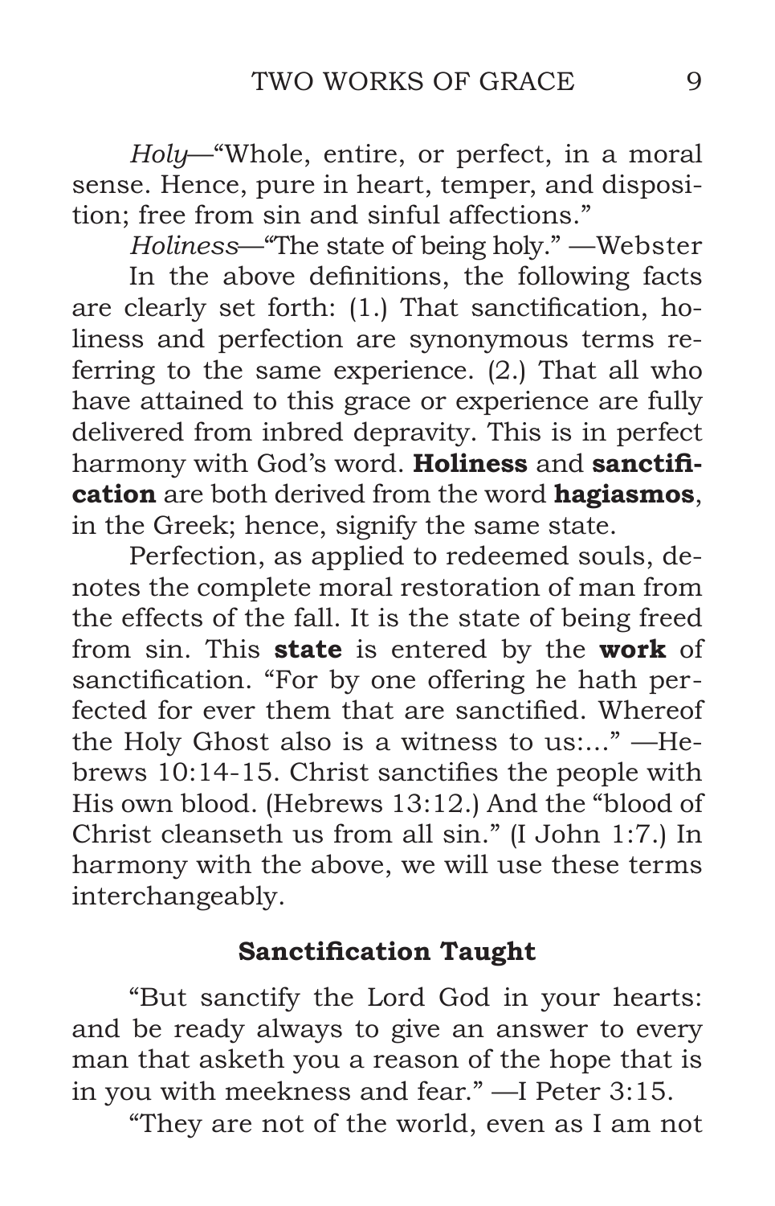*Holy*—"Whole, entire, or perfect, in a moral sense. Hence, pure in heart, temper, and disposition; free from sin and sinful affections."

*Holiness*—"The state of being holy." —Webster

In the above definitions, the following facts are clearly set forth: (1.) That sanctification, holiness and perfection are synonymous terms referring to the same experience. (2.) That all who have attained to this grace or experience are fully delivered from inbred depravity. This is in perfect harmony with God's word. **Holiness** and **sanctification** are both derived from the word **hagiasmos**, in the Greek; hence, signify the same state.

Perfection, as applied to redeemed souls, denotes the complete moral restoration of man from the effects of the fall. It is the state of being freed from sin. This **state** is entered by the **work** of sanctification. "For by one offering he hath perfected for ever them that are sanctified. Whereof the Holy Ghost also is a witness to us:..." —Hebrews 10:14-15. Christ sanctifies the people with His own blood. (Hebrews 13:12.) And the "blood of Christ cleanseth us from all sin." (I John 1:7.) In harmony with the above, we will use these terms interchangeably.

### Sanctification Taught

"But sanctify the Lord God in your hearts: and be ready always to give an answer to every man that asketh you a reason of the hope that is in you with meekness and fear." —I Peter 3:15.

"They are not of the world, even as I am not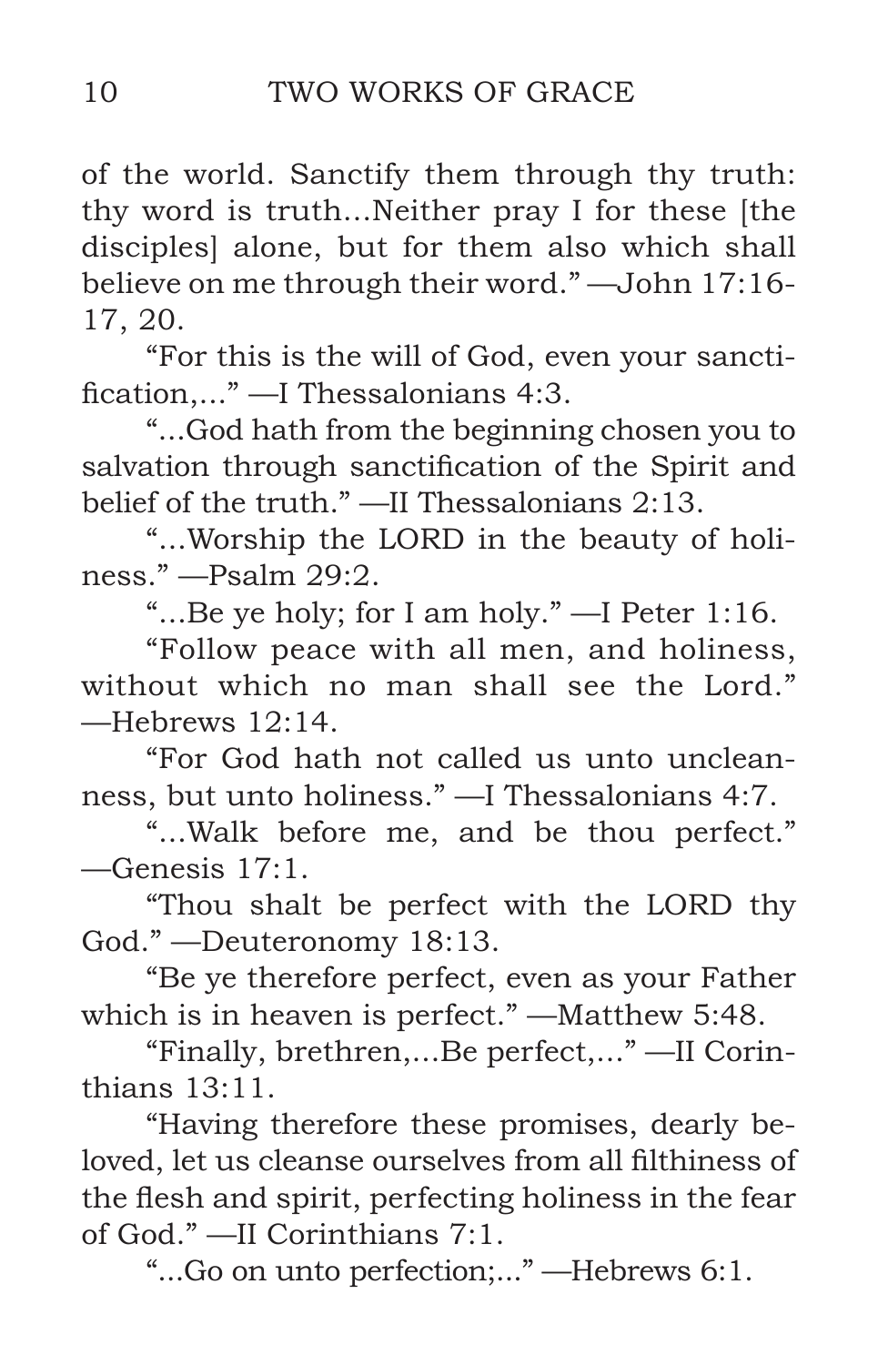of the world. Sanctify them through thy truth: thy word is truth...Neither pray I for these [the disciples] alone, but for them also which shall believe on me through their word." —John 17:16-17, 20.

"For this is the will of God, even your sanctification,..." —I Thessalonians 4:3.

"...God hath from the beginning chosen you to salvation through sanctification of the Spirit and belief of the truth." —II Thessalonians 2:13.

"...Worship the LORD in the beauty of holiness." —Psalm 29:2.

"...Be ye holy; for I am holy." —I Peter 1:16.

"Follow peace with all men, and holiness, without which no man shall see the Lord." —Hebrews 12:14.

"For God hath not called us unto uncleanness, but unto holiness." —I Thessalonians 4:7.

"...Walk before me, and be thou perfect." —Genesis 17:1.

"Thou shalt be perfect with the LORD thy God." —Deuteronomy 18:13.

"Be ye therefore perfect, even as your Father which is in heaven is perfect." —Matthew 5:48.

"Finally, brethren,...Be perfect,..." —II Corinthians 13:11.

"Having therefore these promises, dearly beloved, let us cleanse ourselves from all filthiness of the flesh and spirit, perfecting holiness in the fear of God." —II Corinthians 7:1.

"...Go on unto perfection;..." —Hebrews 6:1.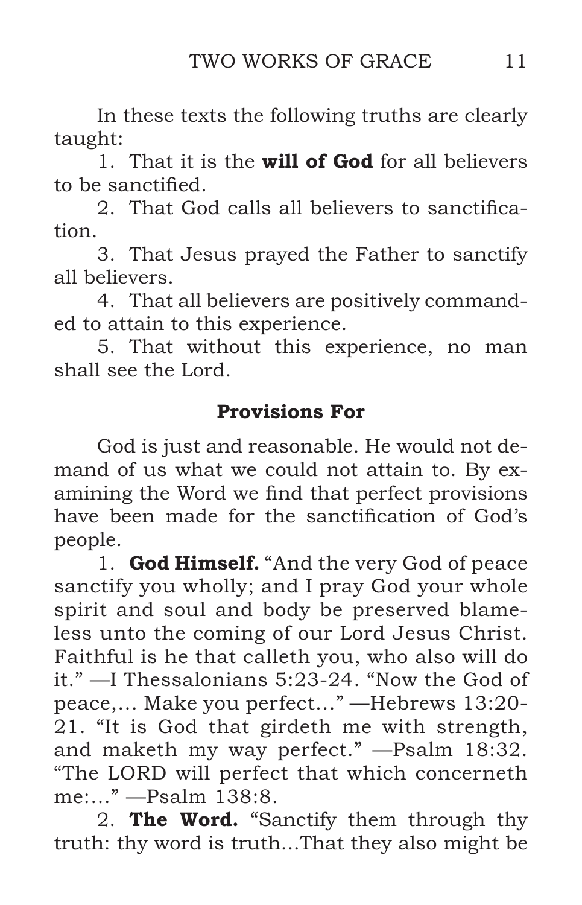In these texts the following truths are clearly taught:

1. That it is the **will of God** for all believers to be sanctified.
2. That God calls all believers to sanctification.
3. That Jesus prayed the Father to sanctify all believers.
4. That all believers are positively commanded to attain to this experience.
5. That without this experience, no man shall see the Lord.

### Provisions For

God is just and reasonable. He would not demand of us what we could not attain to. By examining the Word we find that perfect provisions have been made for the sanctification of God's people.

1. **God Himself.** "And the very God of peace sanctify you wholly; and I pray God your whole spirit and soul and body be preserved blameless unto the coming of our Lord Jesus Christ. Faithful is he that calleth you, who also will do it." —I Thessalonians 5:23-24. "Now the God of peace,... Make you perfect..." —Hebrews 13:20-21. "It is God that girdeth me with strength, and maketh my way perfect." —Psalm 18:32. "The LORD will perfect that which concerneth me:..." —Psalm 138:8.

2. **The Word.** "Sanctify them through thy truth: thy word is truth...That they also might be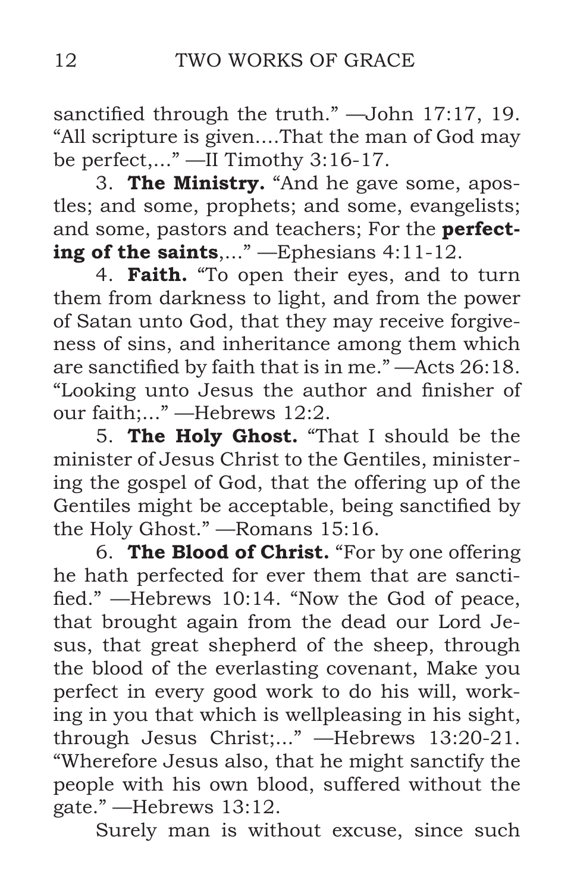sanctified through the truth." —John 17:17, 19. "All scripture is given....That the man of God may be perfect,..." —II Timothy 3:16-17.

3. **The Ministry.** "And he gave some, apostles; and some, prophets; and some, evangelists; and some, pastors and teachers; For the **perfecting of the saints**,..." —Ephesians 4:11-12.

4. **Faith.** "To open their eyes, and to turn them from darkness to light, and from the power of Satan unto God, that they may receive forgiveness of sins, and inheritance among them which are sanctified by faith that is in me." —Acts 26:18. "Looking unto Jesus the author and finisher of our faith;..." —Hebrews 12:2.

5. **The Holy Ghost.** "That I should be the minister of Jesus Christ to the Gentiles, ministering the gospel of God, that the offering up of the Gentiles might be acceptable, being sanctified by the Holy Ghost." —Romans 15:16.

6. **The Blood of Christ.** "For by one offering he hath perfected for ever them that are sanctified." —Hebrews 10:14. "Now the God of peace, that brought again from the dead our Lord Jesus, that great shepherd of the sheep, through the blood of the everlasting covenant, Make you perfect in every good work to do his will, working in you that which is wellpleasing in his sight, through Jesus Christ;..." —Hebrews 13:20-21. "Wherefore Jesus also, that he might sanctify the people with his own blood, suffered without the gate." —Hebrews 13:12.

Surely man is without excuse, since such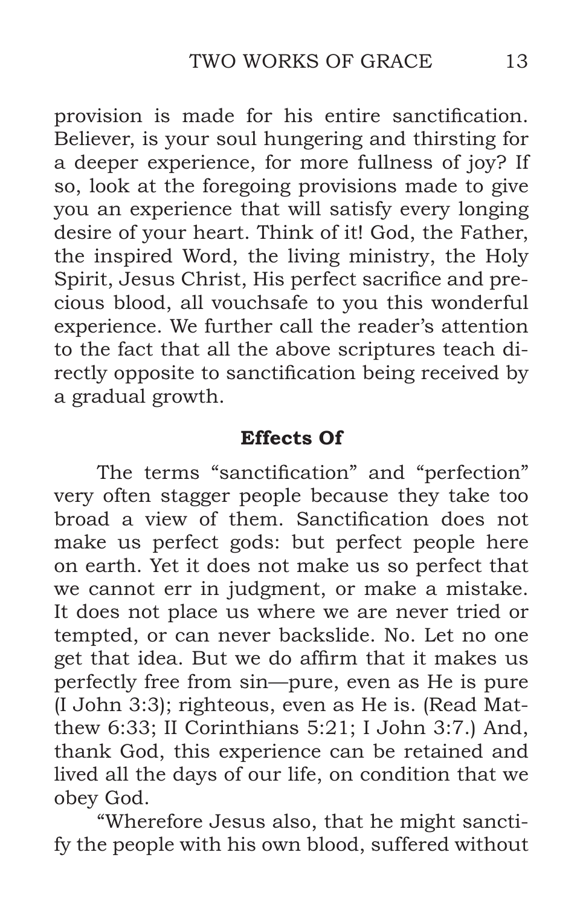provision is made for his entire sanctification. Believer, is your soul hungering and thirsting for a deeper experience, for more fullness of joy? If so, look at the foregoing provisions made to give you an experience that will satisfy every longing desire of your heart. Think of it! God, the Father, the inspired Word, the living ministry, the Holy Spirit, Jesus Christ, His perfect sacrifice and precious blood, all vouchsafe to you this wonderful experience. We further call the reader's attention to the fact that all the above scriptures teach directly opposite to sanctification being received by a gradual growth.

### Effects Of

The terms "sanctification" and "perfection" very often stagger people because they take too broad a view of them. Sanctification does not make us perfect gods: but perfect people here on earth. Yet it does not make us so perfect that we cannot err in judgment, or make a mistake. It does not place us where we are never tried or tempted, or can never backslide. No. Let no one get that idea. But we do affirm that it makes us perfectly free from sin—pure, even as He is pure (I John 3:3); righteous, even as He is. (Read Matthew 6:33; II Corinthians 5:21; I John 3:7.) And, thank God, this experience can be retained and lived all the days of our life, on condition that we obey God.

"Wherefore Jesus also, that he might sanctify the people with his own blood, suffered without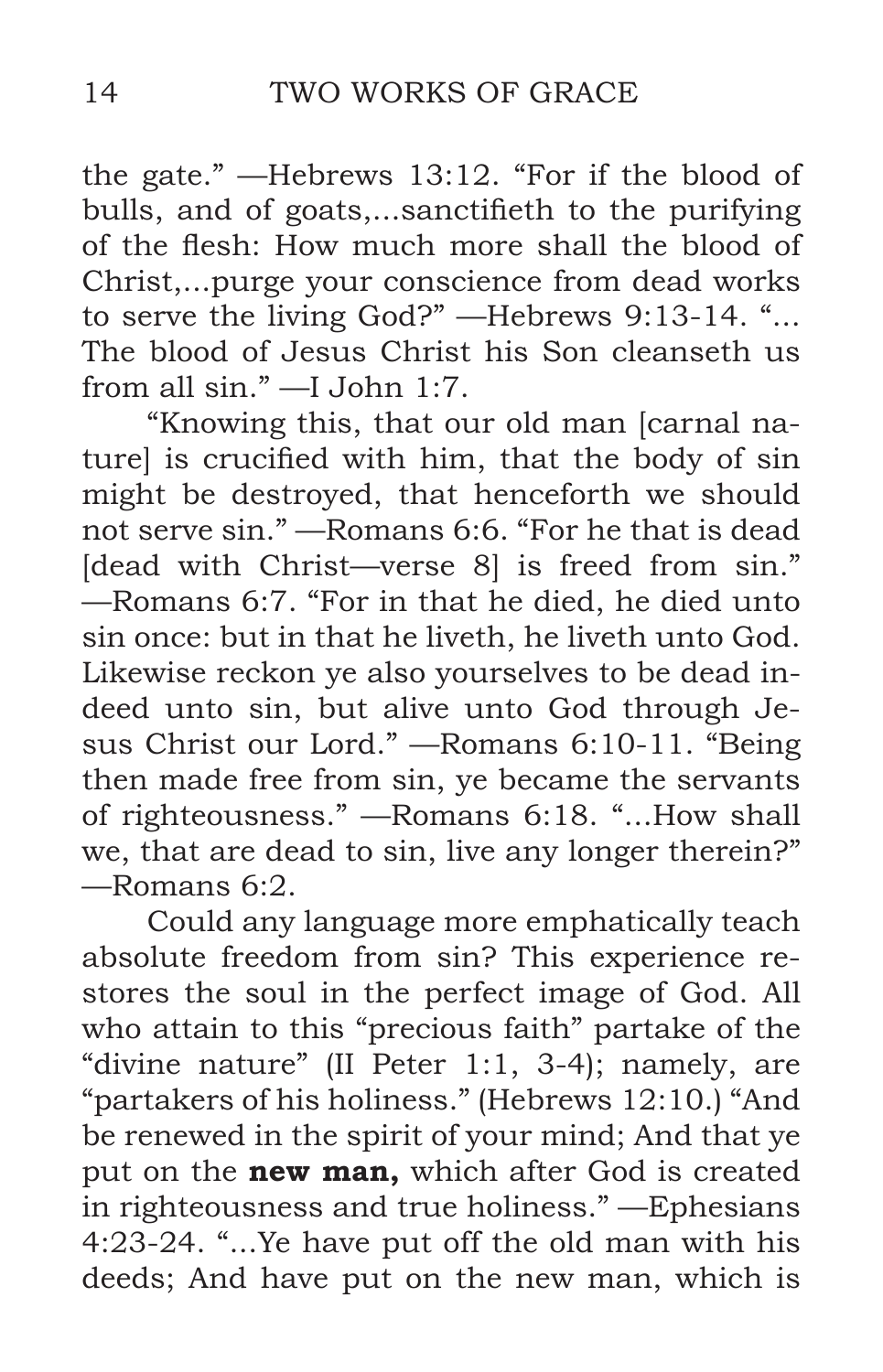the gate." —Hebrews 13:12. "For if the blood of bulls, and of goats,...sanctifieth to the purifying of the flesh: How much more shall the blood of Christ,...purge your conscience from dead works to serve the living God?" —Hebrews 9:13-14. "... The blood of Jesus Christ his Son cleanseth us from all sin." —I John 1:7.

"Knowing this, that our old man [carnal nature] is crucified with him, that the body of sin might be destroyed, that henceforth we should not serve sin." —Romans 6:6. "For he that is dead [dead with Christ—verse 8] is freed from sin." —Romans 6:7. "For in that he died, he died unto sin once: but in that he liveth, he liveth unto God. Likewise reckon ye also yourselves to be dead indeed unto sin, but alive unto God through Jesus Christ our Lord." —Romans 6:10-11. "Being then made free from sin, ye became the servants of righteousness." —Romans 6:18. "...How shall we, that are dead to sin, live any longer therein?" —Romans 6:2.

Could any language more emphatically teach absolute freedom from sin? This experience restores the soul in the perfect image of God. All who attain to this "precious faith" partake of the "divine nature" (II Peter 1:1, 3-4); namely, are "partakers of his holiness." (Hebrews 12:10.) "And be renewed in the spirit of your mind; And that ye put on the **new man,** which after God is created in righteousness and true holiness." —Ephesians 4:23-24. "...Ye have put off the old man with his deeds; And have put on the new man, which is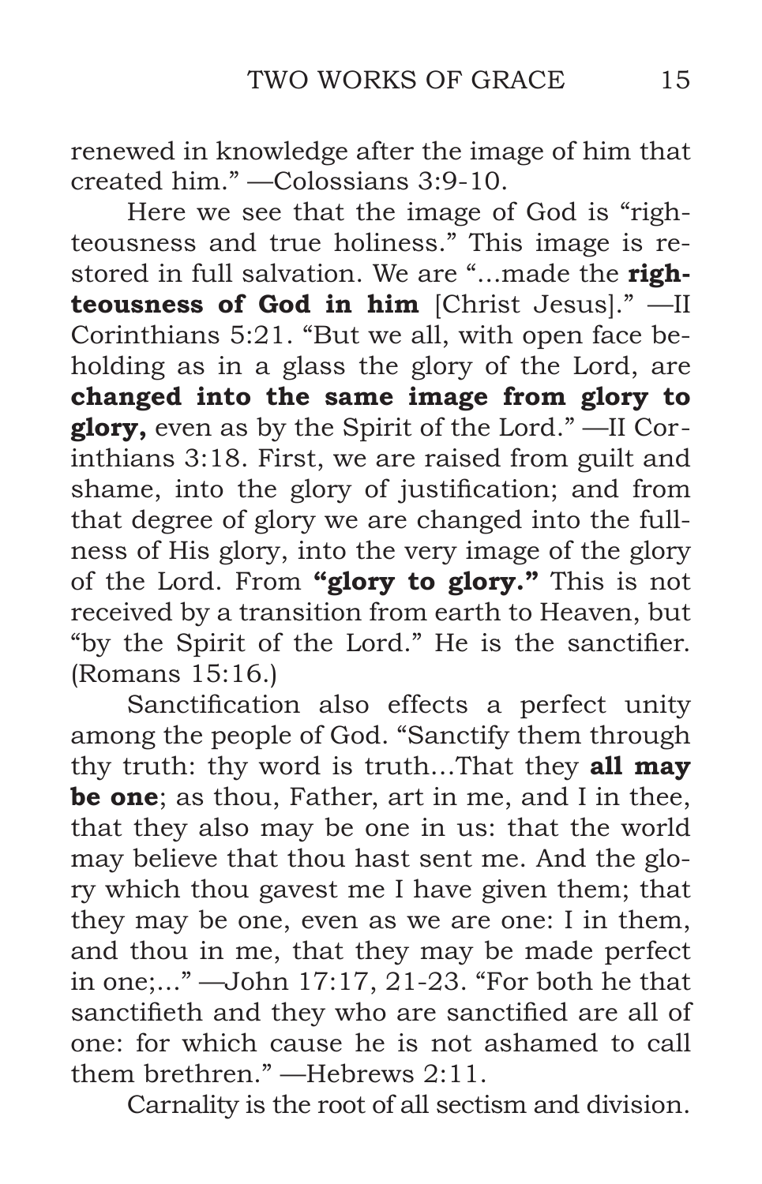renewed in knowledge after the image of him that created him." —Colossians 3:9-10.

Here we see that the image of God is "righteousness and true holiness." This image is restored in full salvation. We are "...made the **righteousness of God in him** [Christ Jesus]." —II Corinthians 5:21. "But we all, with open face beholding as in a glass the glory of the Lord, are **changed into the same image from glory to glory,** even as by the Spirit of the Lord." —II Corinthians 3:18. First, we are raised from guilt and shame, into the glory of justification; and from that degree of glory we are changed into the fullness of His glory, into the very image of the glory of the Lord. From **"glory to glory."** This is not received by a transition from earth to Heaven, but "by the Spirit of the Lord." He is the sanctifier. (Romans 15:16.)

Sanctification also effects a perfect unity among the people of God. "Sanctify them through thy truth: thy word is truth...That they **all may be one**; as thou, Father, art in me, and I in thee, that they also may be one in us: that the world may believe that thou hast sent me. And the glory which thou gavest me I have given them; that they may be one, even as we are one: I in them, and thou in me, that they may be made perfect in one;..." —John 17:17, 21-23. "For both he that sanctifieth and they who are sanctified are all of one: for which cause he is not ashamed to call them brethren." —Hebrews 2:11.

Carnality is the root of all sectism and division.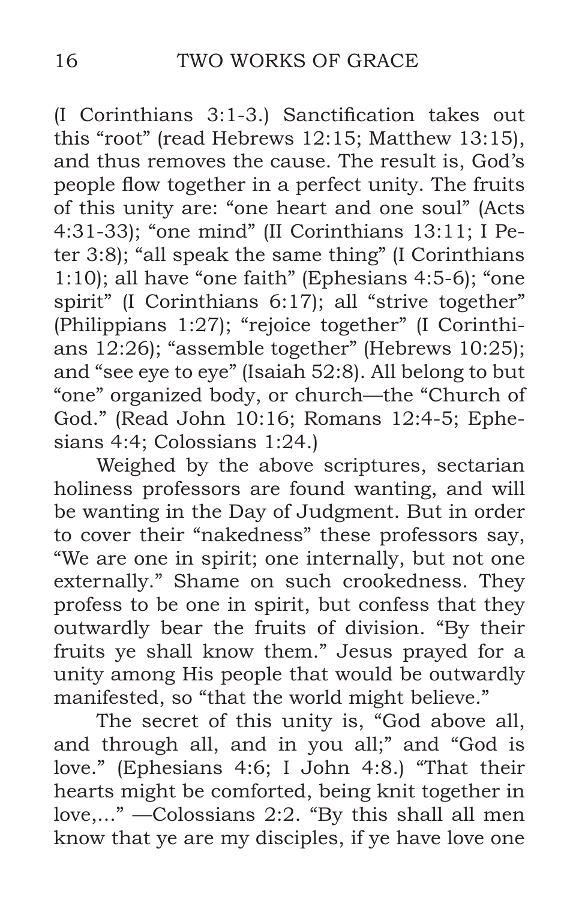(I Corinthians 3:1-3.) Sanctification takes out this "root" (read Hebrews 12:15; Matthew 13:15), and thus removes the cause. The result is, God's people flow together in a perfect unity. The fruits of this unity are: "one heart and one soul" (Acts 4:31-33); "one mind" (II Corinthians 13:11; I Peter 3:8); "all speak the same thing" (I Corinthians 1:10); all have "one faith" (Ephesians 4:5-6); "one spirit" (I Corinthians 6:17); all "strive together" (Philippians 1:27); "rejoice together" (I Corinthians 12:26); "assemble together" (Hebrews 10:25); and "see eye to eye" (Isaiah 52:8). All belong to but "one" organized body, or church—the "Church of God." (Read John 10:16; Romans 12:4-5; Ephesians 4:4; Colossians 1:24.)

Weighed by the above scriptures, sectarian holiness professors are found wanting, and will be wanting in the Day of Judgment. But in order to cover their "nakedness" these professors say, "We are one in spirit; one internally, but not one externally." Shame on such crookedness. They profess to be one in spirit, but confess that they outwardly bear the fruits of division. "By their fruits ye shall know them." Jesus prayed for a unity among His people that would be outwardly manifested, so "that the world might believe."

The secret of this unity is, "God above all, and through all, and in you all;" and "God is love." (Ephesians 4:6; I John 4:8.) "That their hearts might be comforted, being knit together in love,..." —Colossians 2:2. "By this shall all men know that ye are my disciples, if ye have love one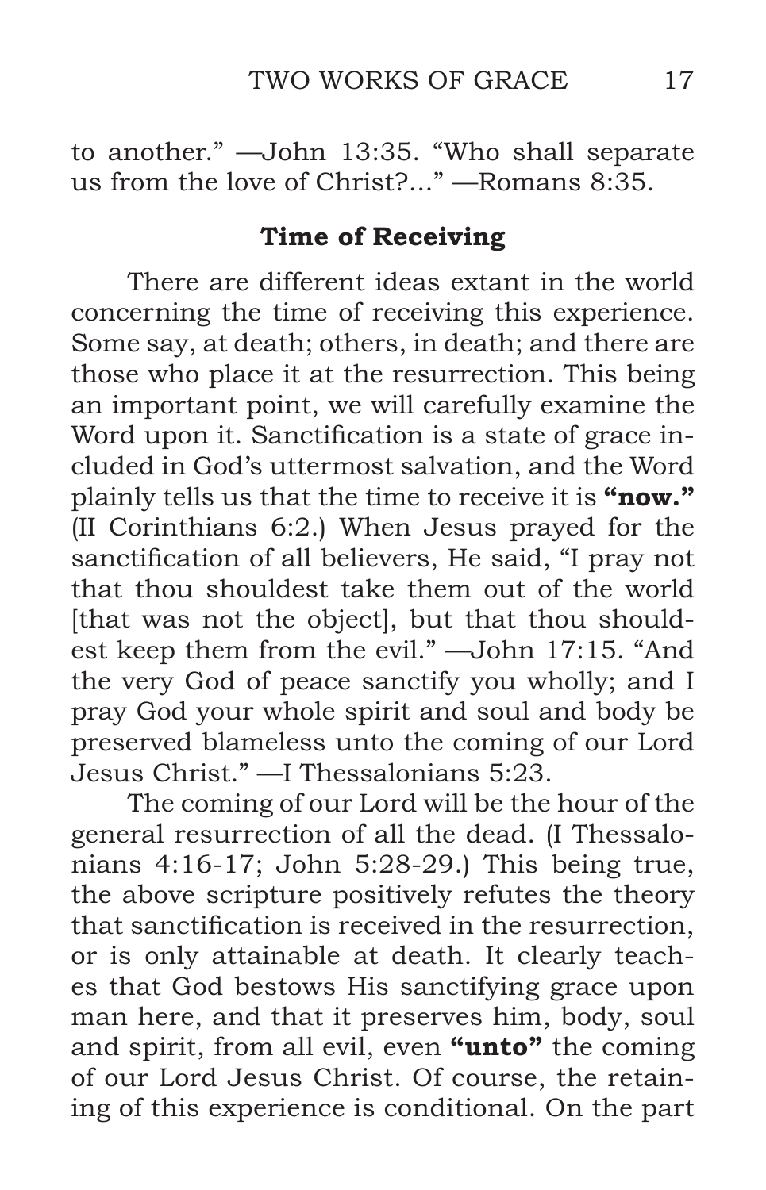to another." —John 13:35. "Who shall separate us from the love of Christ?..." —Romans 8:35.

### Time of Receiving

There are different ideas extant in the world concerning the time of receiving this experience. Some say, at death; others, in death; and there are those who place it at the resurrection. This being an important point, we will carefully examine the Word upon it. Sanctification is a state of grace included in God's uttermost salvation, and the Word plainly tells us that the time to receive it is **"now."** (II Corinthians 6:2.) When Jesus prayed for the sanctification of all believers, He said, "I pray not that thou shouldest take them out of the world [that was not the object], but that thou shouldest keep them from the evil." —John 17:15. "And the very God of peace sanctify you wholly; and I pray God your whole spirit and soul and body be preserved blameless unto the coming of our Lord Jesus Christ." —I Thessalonians 5:23.

The coming of our Lord will be the hour of the general resurrection of all the dead. (I Thessalonians 4:16-17; John 5:28-29.) This being true, the above scripture positively refutes the theory that sanctification is received in the resurrection, or is only attainable at death. It clearly teaches that God bestows His sanctifying grace upon man here, and that it preserves him, body, soul and spirit, from all evil, even **"unto"** the coming of our Lord Jesus Christ. Of course, the retaining of this experience is conditional. On the part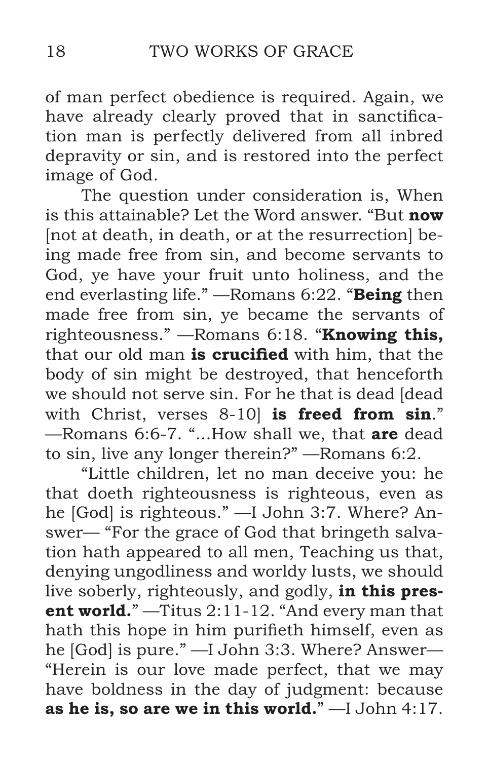of man perfect obedience is required. Again, we have already clearly proved that in sanctification man is perfectly delivered from all inbred depravity or sin, and is restored into the perfect image of God.

The question under consideration is, When is this attainable? Let the Word answer. "But **now** [not at death, in death, or at the resurrection] being made free from sin, and become servants to God, ye have your fruit unto holiness, and the end everlasting life." —Romans 6:22. "**Being** then made free from sin, ye became the servants of righteousness." —Romans 6:18. "**Knowing this,** that our old man **is crucified** with him, that the body of sin might be destroyed, that henceforth we should not serve sin. For he that is dead [dead with Christ, verses 8-10] **is freed from sin**." —Romans 6:6-7. "...How shall we, that **are** dead to sin, live any longer therein?" —Romans 6:2.

"Little children, let no man deceive you: he that doeth righteousness is righteous, even as he [God] is righteous." —I John 3:7. Where? Answer— "For the grace of God that bringeth salvation hath appeared to all men, Teaching us that, denying ungodliness and worldy lusts, we should live soberly, righteously, and godly, **in this present world.**" —Titus 2:11-12. "And every man that hath this hope in him purifieth himself, even as he [God] is pure." —I John 3:3. Where? Answer— "Herein is our love made perfect, that we may have boldness in the day of judgment: because **as he is, so are we in this world.**" —I John 4:17.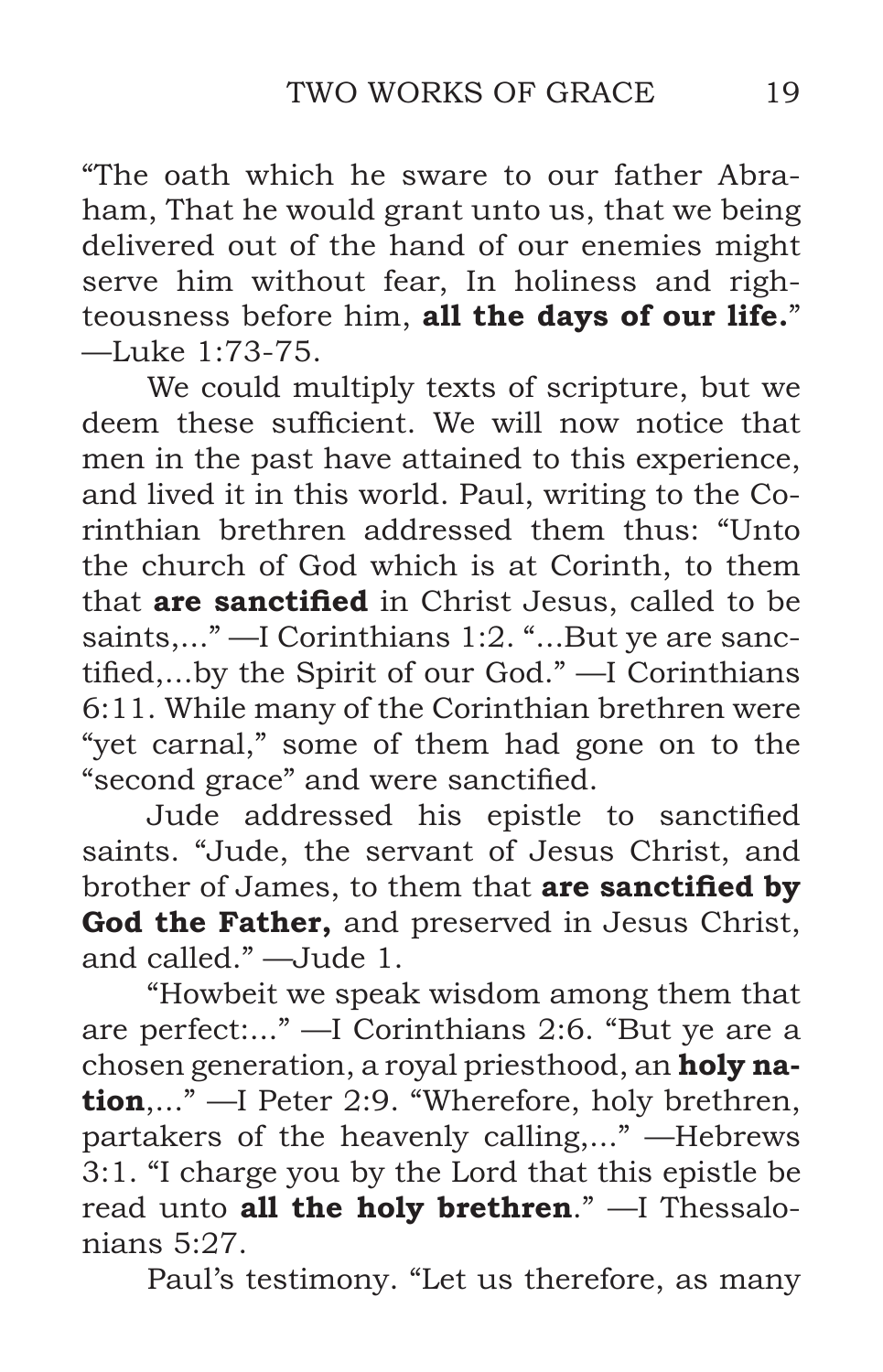"The oath which he sware to our father Abraham, That he would grant unto us, that we being delivered out of the hand of our enemies might serve him without fear, In holiness and righteousness before him, **all the days of our life.**" —Luke 1:73-75.

We could multiply texts of scripture, but we deem these sufficient. We will now notice that men in the past have attained to this experience, and lived it in this world. Paul, writing to the Corinthian brethren addressed them thus: "Unto the church of God which is at Corinth, to them that **are sanctified** in Christ Jesus, called to be saints,..." —I Corinthians 1:2. "...But ye are sanctified,...by the Spirit of our God." —I Corinthians 6:11. While many of the Corinthian brethren were "yet carnal," some of them had gone on to the "second grace" and were sanctified.

Jude addressed his epistle to sanctified saints. "Jude, the servant of Jesus Christ, and brother of James, to them that **are sanctified by God the Father,** and preserved in Jesus Christ, and called." —Jude 1.

"Howbeit we speak wisdom among them that are perfect:..." —I Corinthians 2:6. "But ye are a chosen generation, a royal priesthood, an **holy nation**,..." —I Peter 2:9. "Wherefore, holy brethren, partakers of the heavenly calling,..." —Hebrews 3:1. "I charge you by the Lord that this epistle be read unto **all the holy brethren**." —I Thessalonians 5:27.

Paul's testimony. "Let us therefore, as many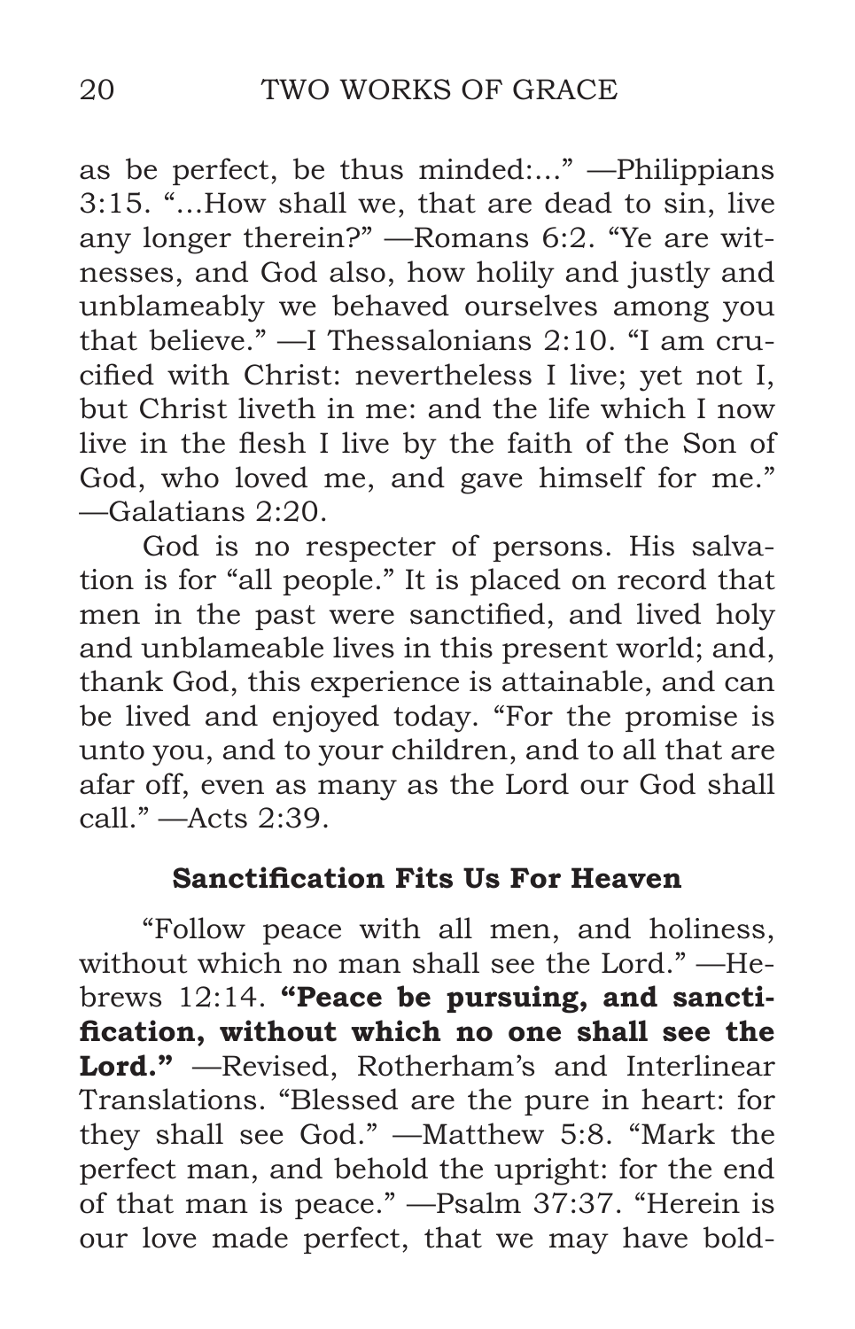as be perfect, be thus minded:..." —Philippians 3:15. "...How shall we, that are dead to sin, live any longer therein?" —Romans 6:2. "Ye are witnesses, and God also, how holily and justly and unblameably we behaved ourselves among you that believe." —I Thessalonians 2:10. "I am crucified with Christ: nevertheless I live; yet not I, but Christ liveth in me: and the life which I now live in the flesh I live by the faith of the Son of God, who loved me, and gave himself for me." —Galatians 2:20.

God is no respecter of persons. His salvation is for "all people." It is placed on record that men in the past were sanctified, and lived holy and unblameable lives in this present world; and, thank God, this experience is attainable, and can be lived and enjoyed today. "For the promise is unto you, and to your children, and to all that are afar off, even as many as the Lord our God shall call." —Acts 2:39.

### Sanctification Fits Us For Heaven

"Follow peace with all men, and holiness, without which no man shall see the Lord." —Hebrews 12:14. **"Peace be pursuing, and sanctification, without which no one shall see the Lord."** —Revised, Rotherham's and Interlinear Translations. "Blessed are the pure in heart: for they shall see God." —Matthew 5:8. "Mark the perfect man, and behold the upright: for the end of that man is peace." —Psalm 37:37. "Herein is our love made perfect, that we may have bold-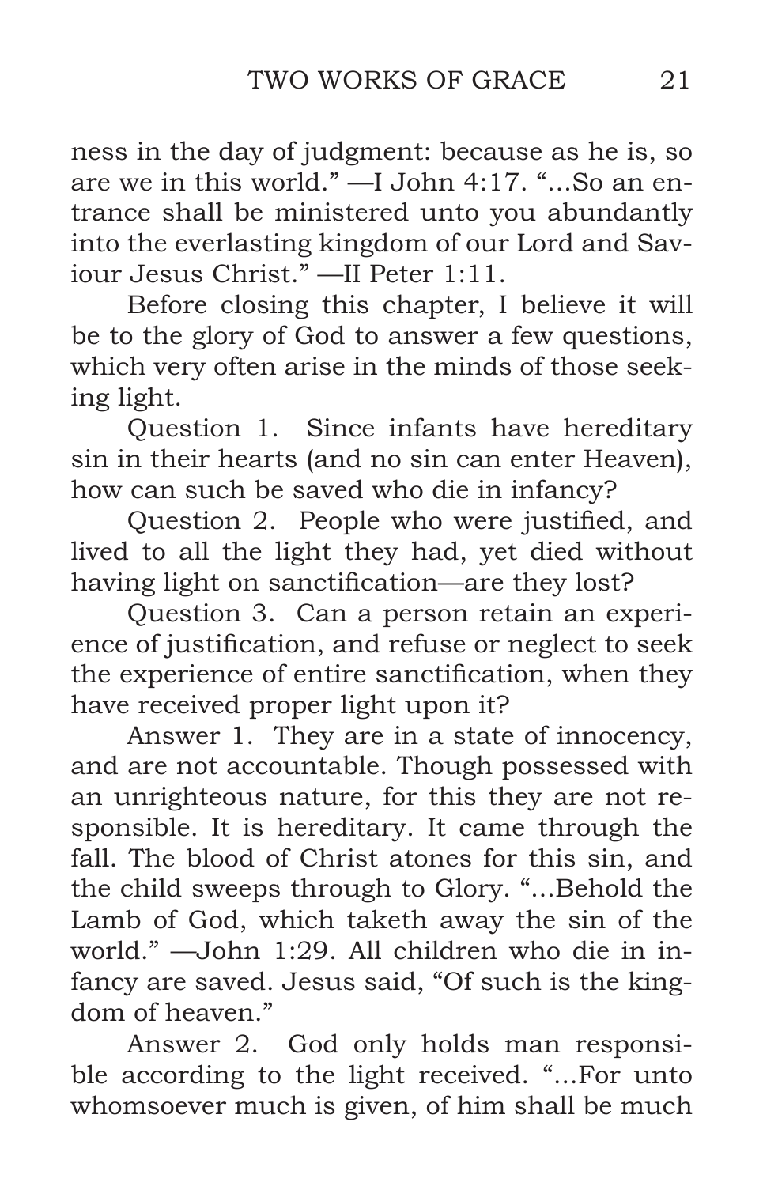ness in the day of judgment: because as he is, so are we in this world." —I John 4:17. "...So an entrance shall be ministered unto you abundantly into the everlasting kingdom of our Lord and Saviour Jesus Christ." —II Peter 1:11.

Before closing this chapter, I believe it will be to the glory of God to answer a few questions, which very often arise in the minds of those seeking light.

Question 1. Since infants have hereditary sin in their hearts (and no sin can enter Heaven), how can such be saved who die in infancy?

Question 2. People who were justified, and lived to all the light they had, yet died without having light on sanctification—are they lost?

Question 3. Can a person retain an experience of justification, and refuse or neglect to seek the experience of entire sanctification, when they have received proper light upon it?

Answer 1. They are in a state of innocency, and are not accountable. Though possessed with an unrighteous nature, for this they are not responsible. It is hereditary. It came through the fall. The blood of Christ atones for this sin, and the child sweeps through to Glory. "...Behold the Lamb of God, which taketh away the sin of the world." —John 1:29. All children who die in infancy are saved. Jesus said, "Of such is the kingdom of heaven."

Answer 2. God only holds man responsible according to the light received. "...For unto whomsoever much is given, of him shall be much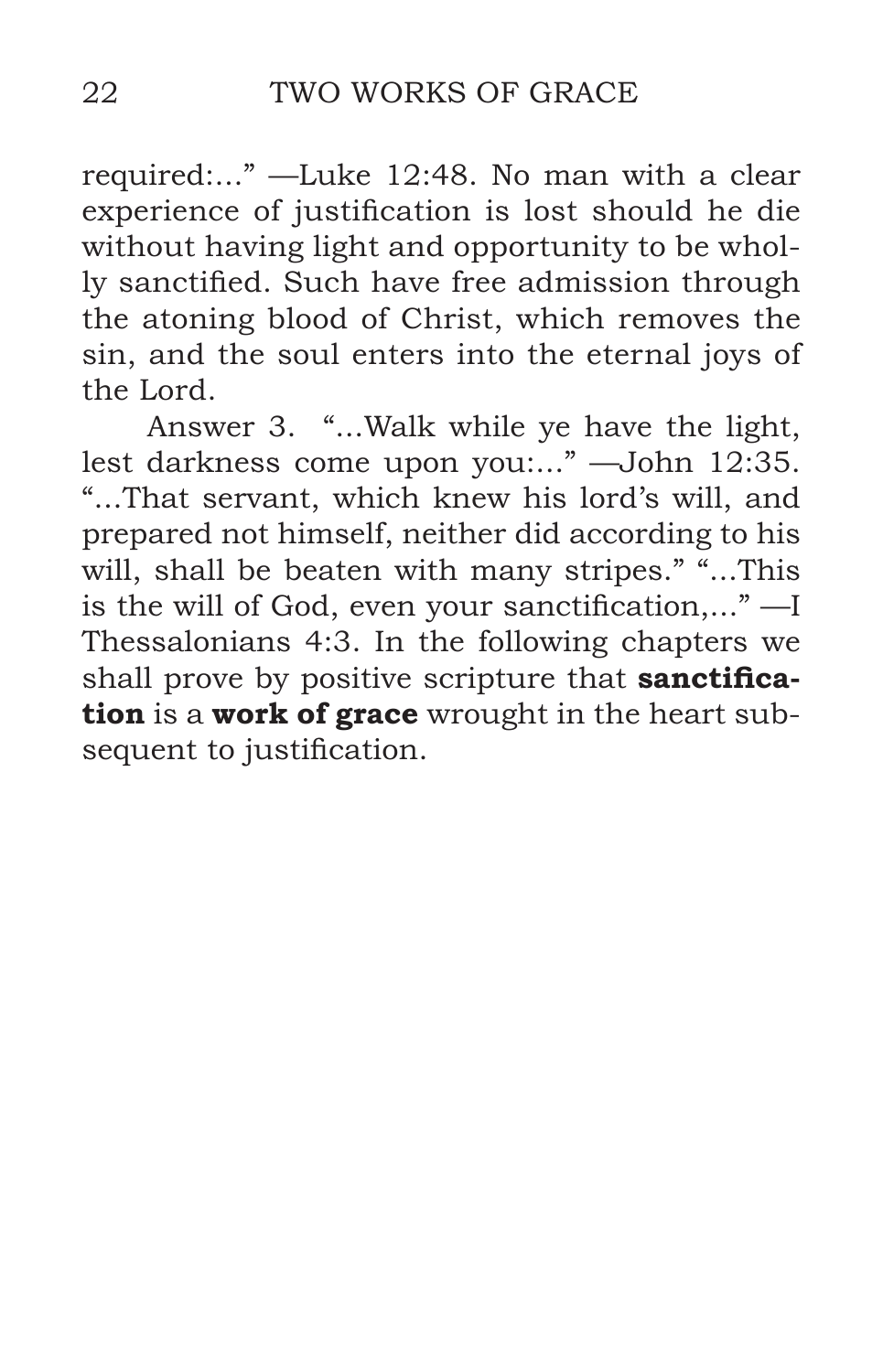required:..." —Luke 12:48. No man with a clear experience of justification is lost should he die without having light and opportunity to be wholly sanctified. Such have free admission through the atoning blood of Christ, which removes the sin, and the soul enters into the eternal joys of the Lord.

Answer 3. "...Walk while ye have the light, lest darkness come upon you:..." —John 12:35. "...That servant, which knew his lord's will, and prepared not himself, neither did according to his will, shall be beaten with many stripes." "...This is the will of God, even your sanctification,..." —I Thessalonians 4:3. In the following chapters we shall prove by positive scripture that **sanctification** is a **work of grace** wrought in the heart subsequent to justification.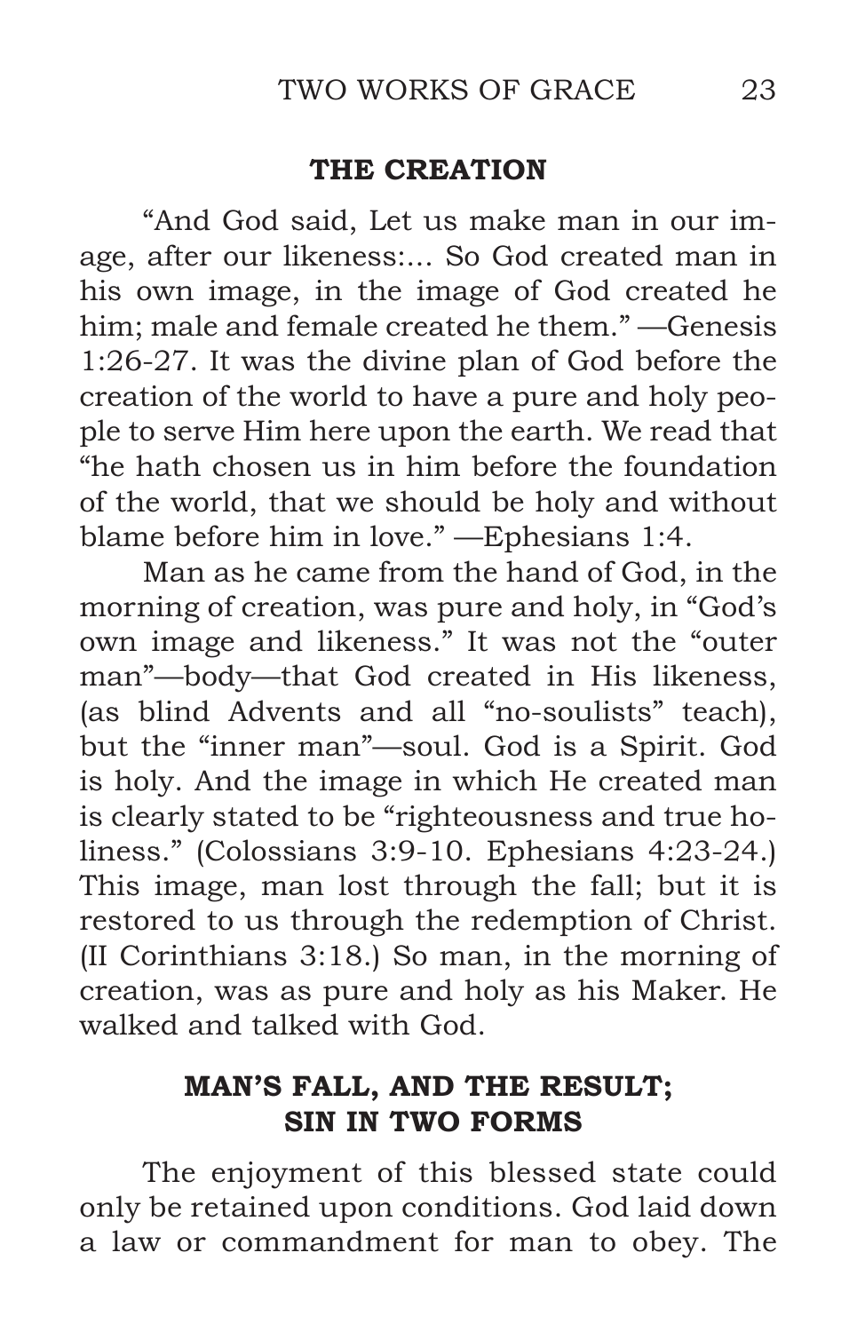## THE CREATION

"And God said, Let us make man in our image, after our likeness:... So God created man in his own image, in the image of God created he him; male and female created he them." —Genesis 1:26-27. It was the divine plan of God before the creation of the world to have a pure and holy people to serve Him here upon the earth. We read that "he hath chosen us in him before the foundation of the world, that we should be holy and without blame before him in love." —Ephesians 1:4.

Man as he came from the hand of God, in the morning of creation, was pure and holy, in "God's own image and likeness." It was not the "outer man"—body—that God created in His likeness, (as blind Advents and all "no-soulists" teach), but the "inner man"—soul. God is a Spirit. God is holy. And the image in which He created man is clearly stated to be "righteousness and true holiness." (Colossians 3:9-10. Ephesians 4:23-24.) This image, man lost through the fall; but it is restored to us through the redemption of Christ. (II Corinthians 3:18.) So man, in the morning of creation, was as pure and holy as his Maker. He walked and talked with God.

## MAN'S FALL, AND THE RESULT; SIN IN TWO FORMS

The enjoyment of this blessed state could only be retained upon conditions. God laid down a law or commandment for man to obey. The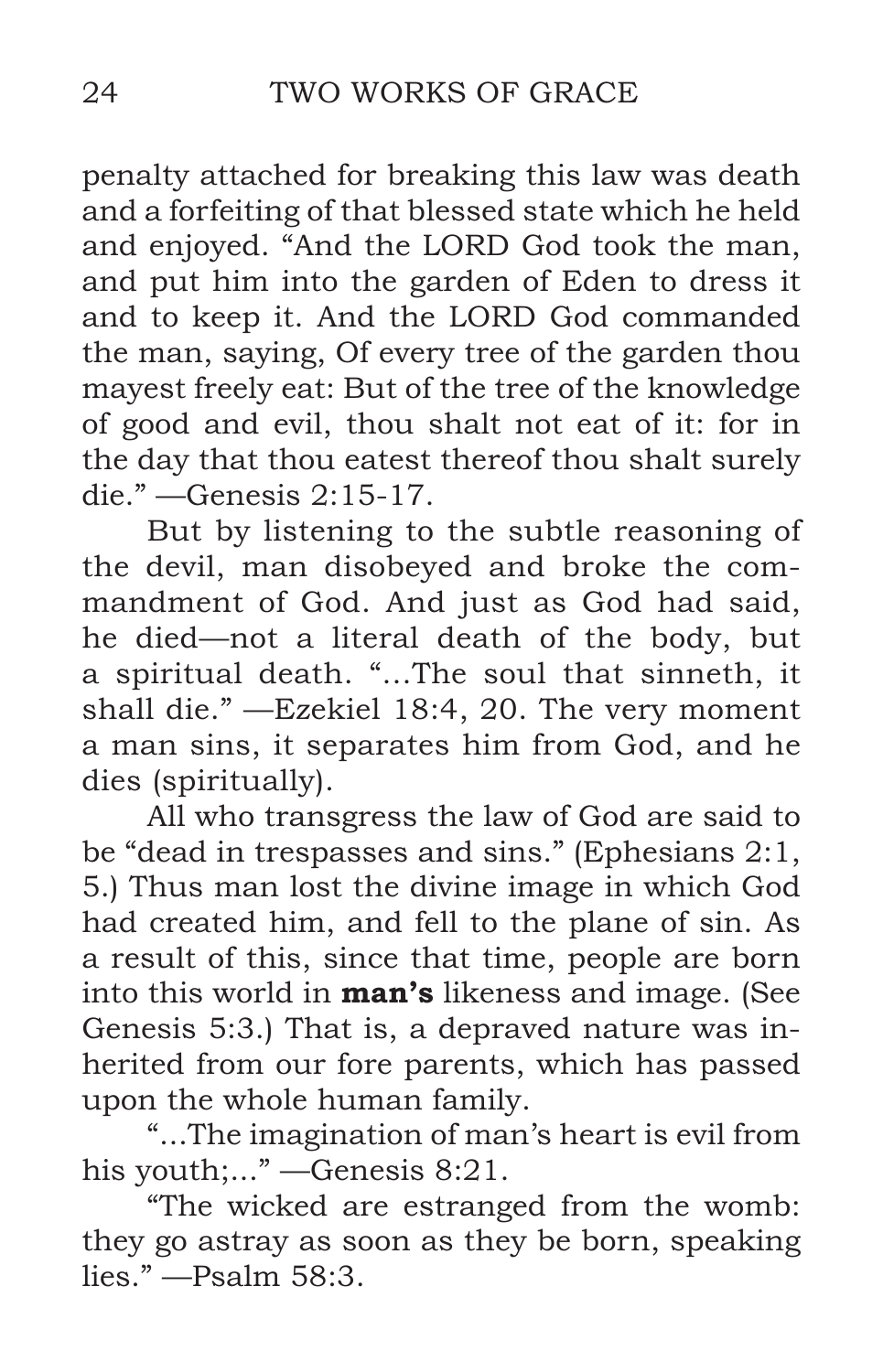penalty attached for breaking this law was death and a forfeiting of that blessed state which he held and enjoyed. "And the LORD God took the man, and put him into the garden of Eden to dress it and to keep it. And the LORD God commanded the man, saying, Of every tree of the garden thou mayest freely eat: But of the tree of the knowledge of good and evil, thou shalt not eat of it: for in the day that thou eatest thereof thou shalt surely die." —Genesis 2:15-17.

But by listening to the subtle reasoning of the devil, man disobeyed and broke the commandment of God. And just as God had said, he died—not a literal death of the body, but a spiritual death. "...The soul that sinneth, it shall die." —Ezekiel 18:4, 20. The very moment a man sins, it separates him from God, and he dies (spiritually).

All who transgress the law of God are said to be "dead in trespasses and sins." (Ephesians 2:1, 5.) Thus man lost the divine image in which God had created him, and fell to the plane of sin. As a result of this, since that time, people are born into this world in **man's** likeness and image. (See Genesis 5:3.) That is, a depraved nature was inherited from our fore parents, which has passed upon the whole human family.

"...The imagination of man's heart is evil from his youth;..." —Genesis 8:21.

"The wicked are estranged from the womb: they go astray as soon as they be born, speaking lies." —Psalm 58:3.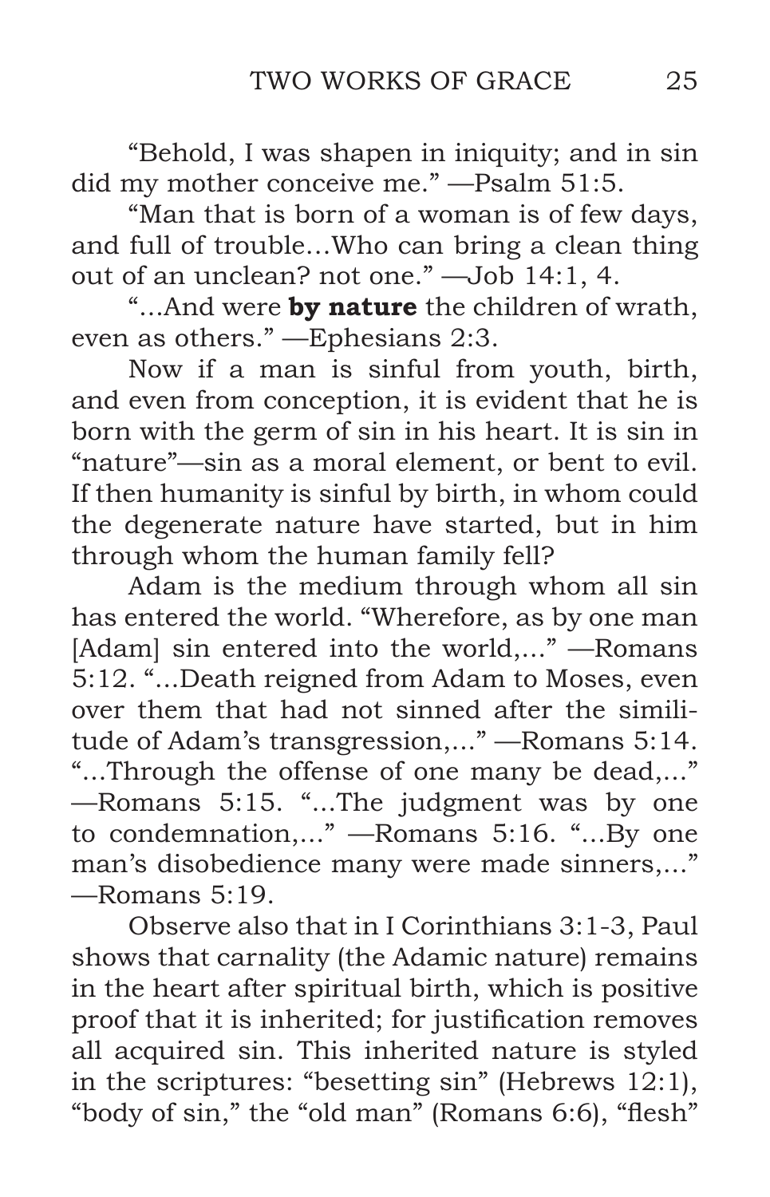"Behold, I was shapen in iniquity; and in sin did my mother conceive me." —Psalm 51:5.

"Man that is born of a woman is of few days, and full of trouble…Who can bring a clean thing out of an unclean? not one." —Job 14:1, 4.

"…And were **by nature** the children of wrath, even as others." —Ephesians 2:3.

Now if a man is sinful from youth, birth, and even from conception, it is evident that he is born with the germ of sin in his heart. It is sin in "nature"—sin as a moral element, or bent to evil. If then humanity is sinful by birth, in whom could the degenerate nature have started, but in him through whom the human family fell?

Adam is the medium through whom all sin has entered the world. "Wherefore, as by one man [Adam] sin entered into the world,…" —Romans 5:12. "…Death reigned from Adam to Moses, even over them that had not sinned after the similitude of Adam's transgression,…" —Romans 5:14. "…Through the offense of one many be dead,…" —Romans 5:15. "…The judgment was by one to condemnation,…" —Romans 5:16. "…By one man's disobedience many were made sinners,…" —Romans 5:19.

Observe also that in I Corinthians 3:1-3, Paul shows that carnality (the Adamic nature) remains in the heart after spiritual birth, which is positive proof that it is inherited; for justification removes all acquired sin. This inherited nature is styled in the scriptures: "besetting sin" (Hebrews 12:1), "body of sin," the "old man" (Romans 6:6), "flesh"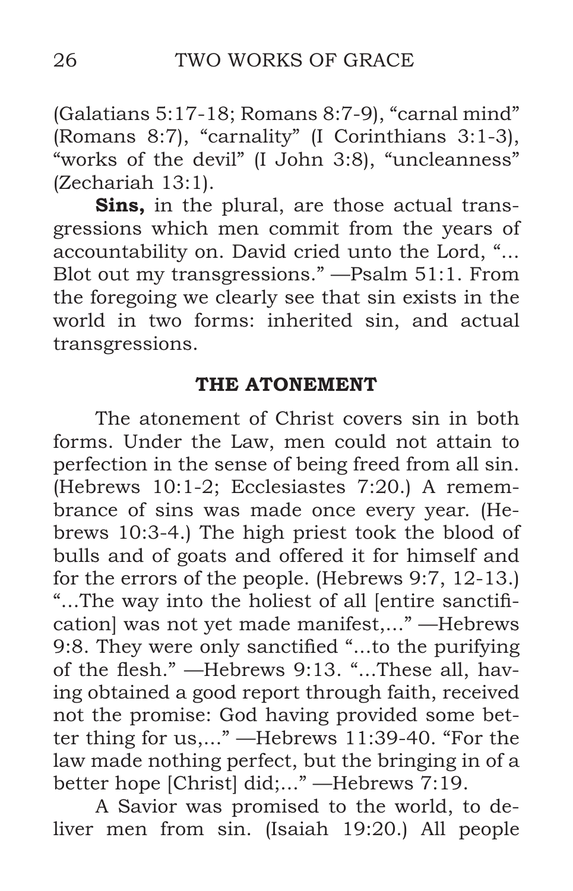(Galatians 5:17-18; Romans 8:7-9), "carnal mind" (Romans 8:7), "carnality" (I Corinthians 3:1-3), "works of the devil" (I John 3:8), "uncleanness" (Zechariah 13:1).

**Sins,** in the plural, are those actual transgressions which men commit from the years of accountability on. David cried unto the Lord, "... Blot out my transgressions." —Psalm 51:1. From the foregoing we clearly see that sin exists in the world in two forms: inherited sin, and actual transgressions.

## THE ATONEMENT

The atonement of Christ covers sin in both forms. Under the Law, men could not attain to perfection in the sense of being freed from all sin. (Hebrews 10:1-2; Ecclesiastes 7:20.) A remembrance of sins was made once every year. (Hebrews 10:3-4.) The high priest took the blood of bulls and of goats and offered it for himself and for the errors of the people. (Hebrews 9:7, 12-13.) "...The way into the holiest of all [entire sanctification] was not yet made manifest,..." —Hebrews 9:8. They were only sanctified "...to the purifying of the flesh." —Hebrews 9:13. "...These all, having obtained a good report through faith, received not the promise: God having provided some better thing for us,..." —Hebrews 11:39-40. "For the law made nothing perfect, but the bringing in of a better hope [Christ] did;..." —Hebrews 7:19.

A Savior was promised to the world, to deliver men from sin. (Isaiah 19:20.) All people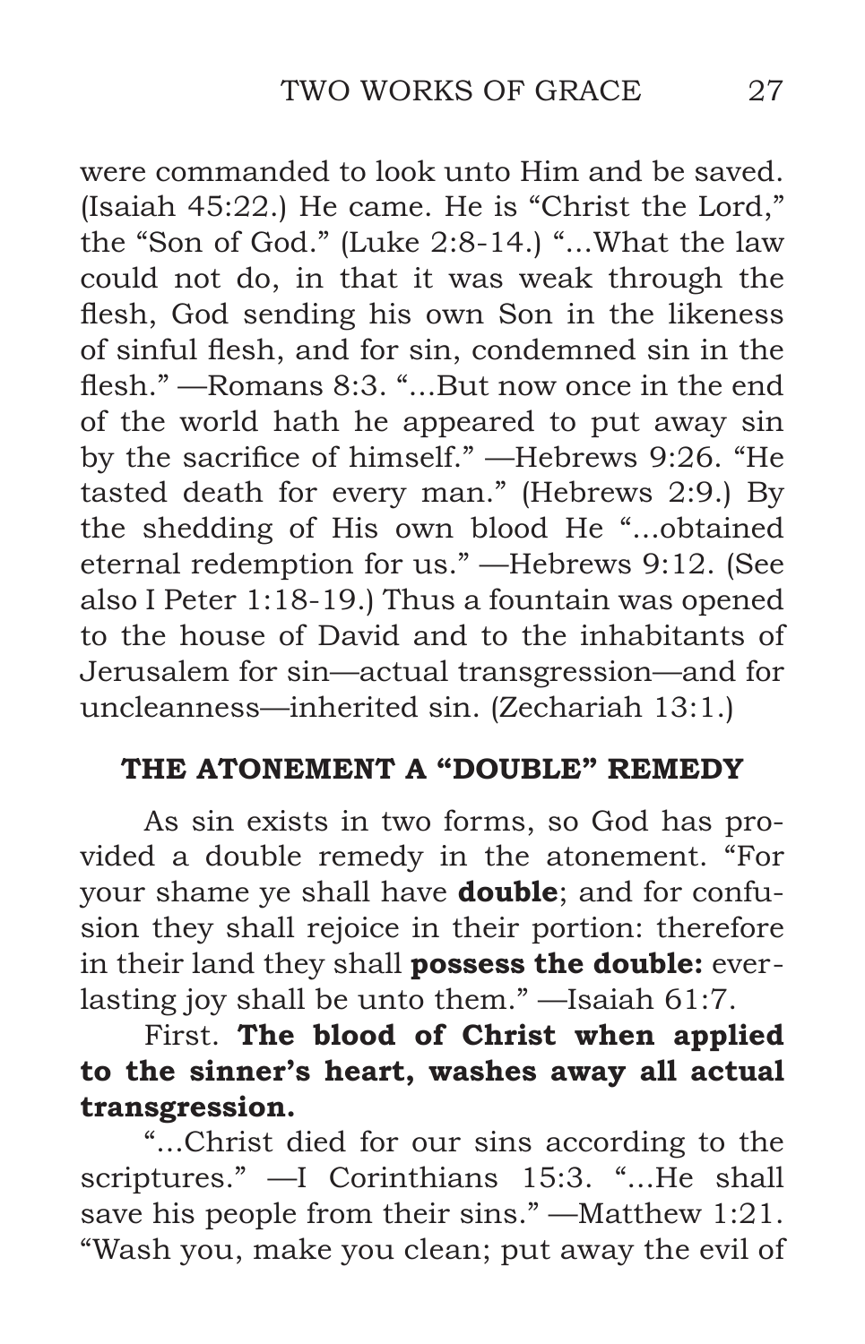were commanded to look unto Him and be saved. (Isaiah 45:22.) He came. He is "Christ the Lord," the "Son of God." (Luke 2:8-14.) "...What the law could not do, in that it was weak through the flesh, God sending his own Son in the likeness of sinful flesh, and for sin, condemned sin in the flesh." —Romans 8:3. "...But now once in the end of the world hath he appeared to put away sin by the sacrifice of himself." —Hebrews 9:26. "He tasted death for every man." (Hebrews 2:9.) By the shedding of His own blood He "...obtained eternal redemption for us." —Hebrews 9:12. (See also I Peter 1:18-19.) Thus a fountain was opened to the house of David and to the inhabitants of Jerusalem for sin—actual transgression—and for uncleanness—inherited sin. (Zechariah 13:1.)

### THE ATONEMENT A "DOUBLE" REMEDY

As sin exists in two forms, so God has provided a double remedy in the atonement. "For your shame ye shall have **double**; and for confusion they shall rejoice in their portion: therefore in their land they shall **possess the double:** everlasting joy shall be unto them." —Isaiah 61:7.

First. **The blood of Christ when applied to the sinner's heart, washes away all actual transgression.**

"...Christ died for our sins according to the scriptures." —I Corinthians 15:3. "...He shall save his people from their sins." —Matthew 1:21. "Wash you, make you clean; put away the evil of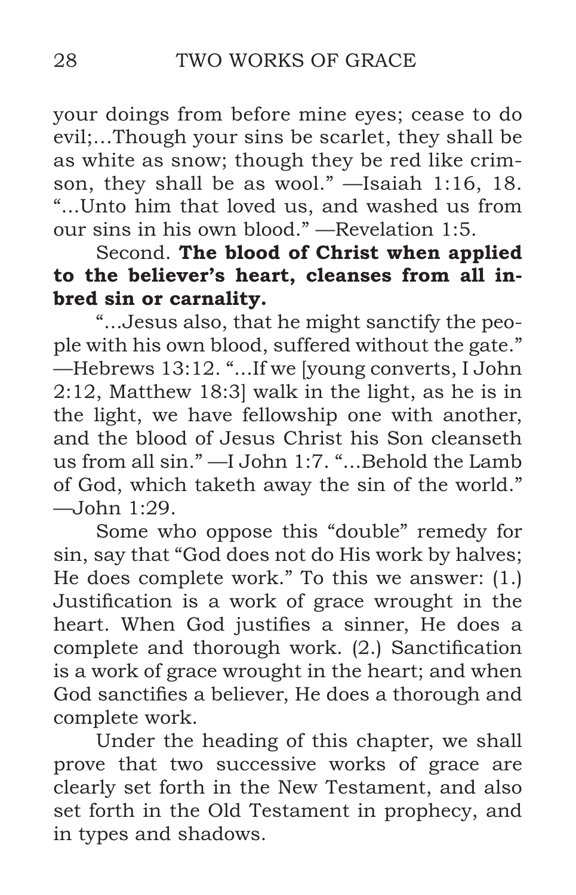your doings from before mine eyes; cease to do evil;…Though your sins be scarlet, they shall be as white as snow; though they be red like crimson, they shall be as wool." —Isaiah 1:16, 18. "…Unto him that loved us, and washed us from our sins in his own blood." —Revelation 1:5.

Second. **The blood of Christ when applied to the believer's heart, cleanses from all inbred sin or carnality.**

"…Jesus also, that he might sanctify the people with his own blood, suffered without the gate." —Hebrews 13:12. "…If we [young converts, I John 2:12, Matthew 18:3] walk in the light, as he is in the light, we have fellowship one with another, and the blood of Jesus Christ his Son cleanseth us from all sin." —I John 1:7. "…Behold the Lamb of God, which taketh away the sin of the world." —John 1:29.

Some who oppose this "double" remedy for sin, say that "God does not do His work by halves; He does complete work." To this we answer: (1.) Justification is a work of grace wrought in the heart. When God justifies a sinner, He does a complete and thorough work. (2.) Sanctification is a work of grace wrought in the heart; and when God sanctifies a believer, He does a thorough and complete work.

Under the heading of this chapter, we shall prove that two successive works of grace are clearly set forth in the New Testament, and also set forth in the Old Testament in prophecy, and in types and shadows.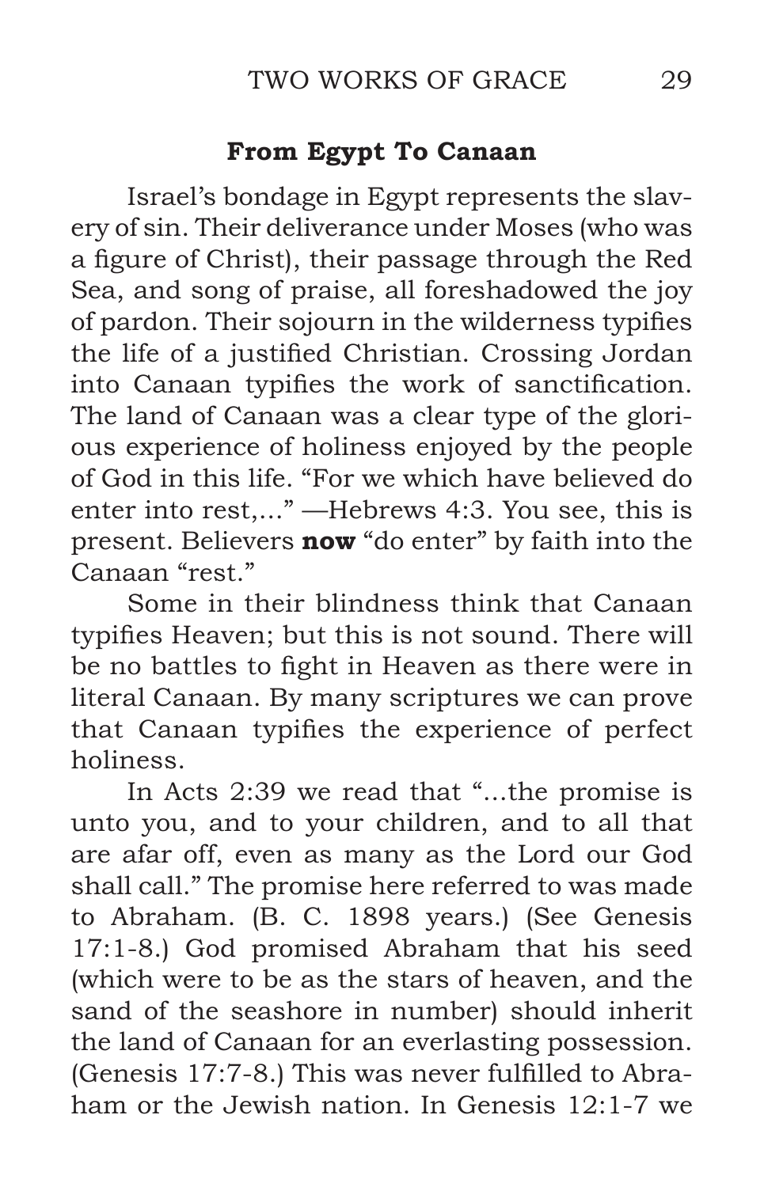### From Egypt To Canaan

Israel's bondage in Egypt represents the slavery of sin. Their deliverance under Moses (who was a figure of Christ), their passage through the Red Sea, and song of praise, all foreshadowed the joy of pardon. Their sojourn in the wilderness typifies the life of a justified Christian. Crossing Jordan into Canaan typifies the work of sanctification. The land of Canaan was a clear type of the glorious experience of holiness enjoyed by the people of God in this life. "For we which have believed do enter into rest,..." —Hebrews 4:3. You see, this is present. Believers **now** "do enter" by faith into the Canaan "rest."

Some in their blindness think that Canaan typifies Heaven; but this is not sound. There will be no battles to fight in Heaven as there were in literal Canaan. By many scriptures we can prove that Canaan typifies the experience of perfect holiness.

In Acts 2:39 we read that "...the promise is unto you, and to your children, and to all that are afar off, even as many as the Lord our God shall call." The promise here referred to was made to Abraham. (B. C. 1898 years.) (See Genesis 17:1-8.) God promised Abraham that his seed (which were to be as the stars of heaven, and the sand of the seashore in number) should inherit the land of Canaan for an everlasting possession. (Genesis 17:7-8.) This was never fulfilled to Abraham or the Jewish nation. In Genesis 12:1-7 we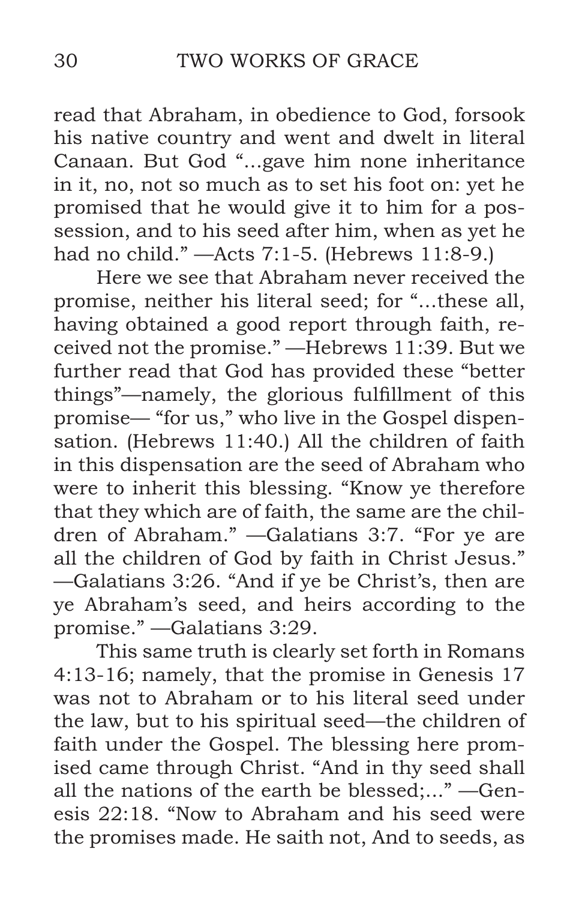read that Abraham, in obedience to God, forsook his native country and went and dwelt in literal Canaan. But God "...gave him none inheritance in it, no, not so much as to set his foot on: yet he promised that he would give it to him for a possession, and to his seed after him, when as yet he had no child." —Acts 7:1-5. (Hebrews 11:8-9.)

Here we see that Abraham never received the promise, neither his literal seed; for "...these all, having obtained a good report through faith, received not the promise." —Hebrews 11:39. But we further read that God has provided these "better things"—namely, the glorious fulfillment of this promise— "for us," who live in the Gospel dispensation. (Hebrews 11:40.) All the children of faith in this dispensation are the seed of Abraham who were to inherit this blessing. "Know ye therefore that they which are of faith, the same are the children of Abraham." —Galatians 3:7. "For ye are all the children of God by faith in Christ Jesus." —Galatians 3:26. "And if ye be Christ's, then are ye Abraham's seed, and heirs according to the promise." —Galatians 3:29.

This same truth is clearly set forth in Romans 4:13-16; namely, that the promise in Genesis 17 was not to Abraham or to his literal seed under the law, but to his spiritual seed—the children of faith under the Gospel. The blessing here promised came through Christ. "And in thy seed shall all the nations of the earth be blessed;..." —Genesis 22:18. "Now to Abraham and his seed were the promises made. He saith not, And to seeds, as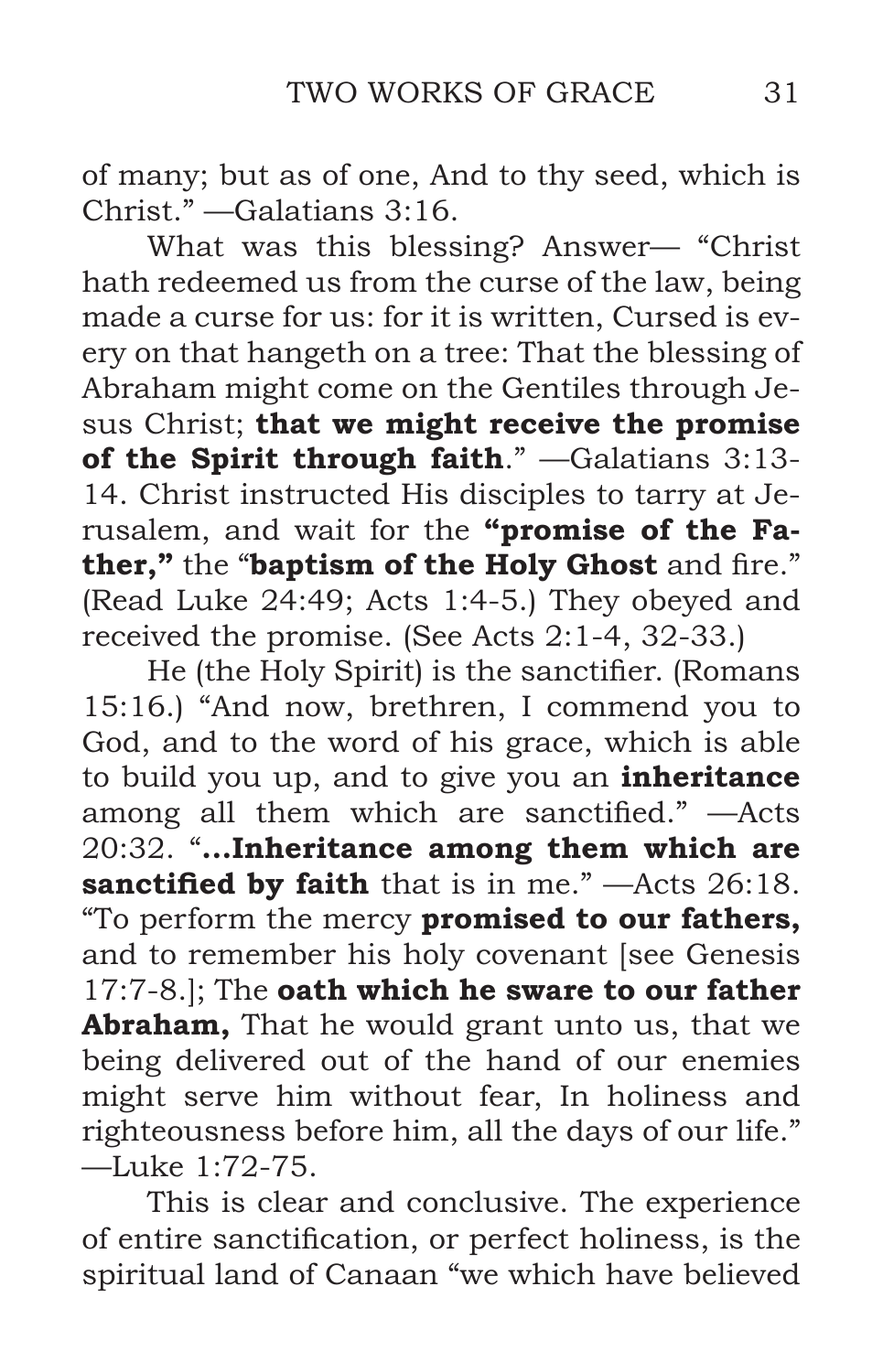of many; but as of one, And to thy seed, which is Christ." —Galatians 3:16.

What was this blessing? Answer— "Christ hath redeemed us from the curse of the law, being made a curse for us: for it is written, Cursed is every on that hangeth on a tree: That the blessing of Abraham might come on the Gentiles through Jesus Christ; **that we might receive the promise of the Spirit through faith**." —Galatians 3:13-14. Christ instructed His disciples to tarry at Jerusalem, and wait for the **"promise of the Father,"** the "**baptism of the Holy Ghost** and fire." (Read Luke 24:49; Acts 1:4-5.) They obeyed and received the promise. (See Acts 2:1-4, 32-33.)

He (the Holy Spirit) is the sanctifier. (Romans 15:16.) "And now, brethren, I commend you to God, and to the word of his grace, which is able to build you up, and to give you an **inheritance** among all them which are sanctified." —Acts 20:32. "**...Inheritance among them which are sanctified by faith** that is in me." —Acts 26:18. "To perform the mercy **promised to our fathers,** and to remember his holy covenant [see Genesis 17:7-8.]; The **oath which he sware to our father Abraham,** That he would grant unto us, that we being delivered out of the hand of our enemies might serve him without fear, In holiness and righteousness before him, all the days of our life." —Luke 1:72-75.

This is clear and conclusive. The experience of entire sanctification, or perfect holiness, is the spiritual land of Canaan "we which have believed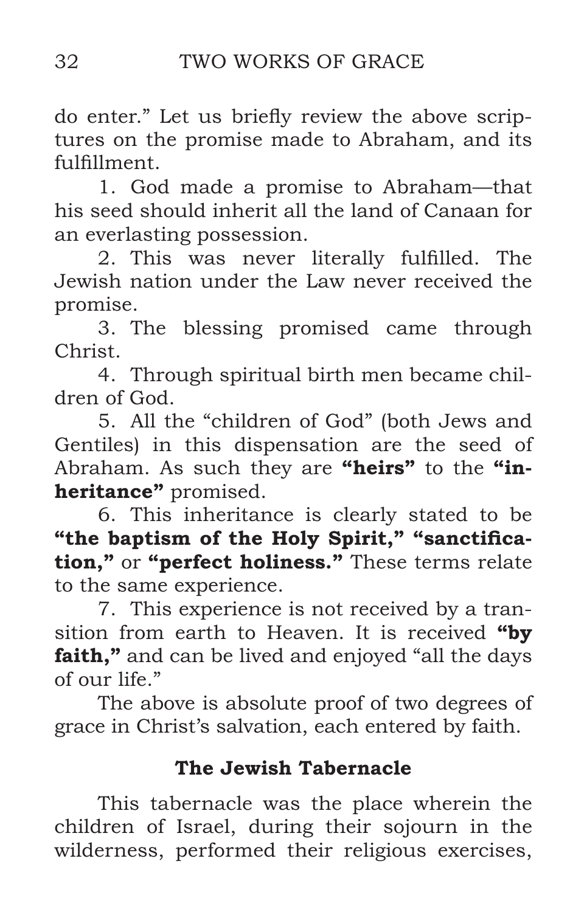do enter." Let us briefly review the above scriptures on the promise made to Abraham, and its fulfillment.

1. God made a promise to Abraham—that his seed should inherit all the land of Canaan for an everlasting possession.

2. This was never literally fulfilled. The Jewish nation under the Law never received the promise.

3. The blessing promised came through Christ.

4. Through spiritual birth men became children of God.

5. All the "children of God" (both Jews and Gentiles) in this dispensation are the seed of Abraham. As such they are **"heirs"** to the **"inheritance"** promised.

6. This inheritance is clearly stated to be **"the baptism of the Holy Spirit," "sanctification,"** or **"perfect holiness."** These terms relate to the same experience.

7. This experience is not received by a transition from earth to Heaven. It is received **"by faith,"** and can be lived and enjoyed "all the days of our life."

The above is absolute proof of two degrees of grace in Christ's salvation, each entered by faith.

### The Jewish Tabernacle

This tabernacle was the place wherein the children of Israel, during their sojourn in the wilderness, performed their religious exercises,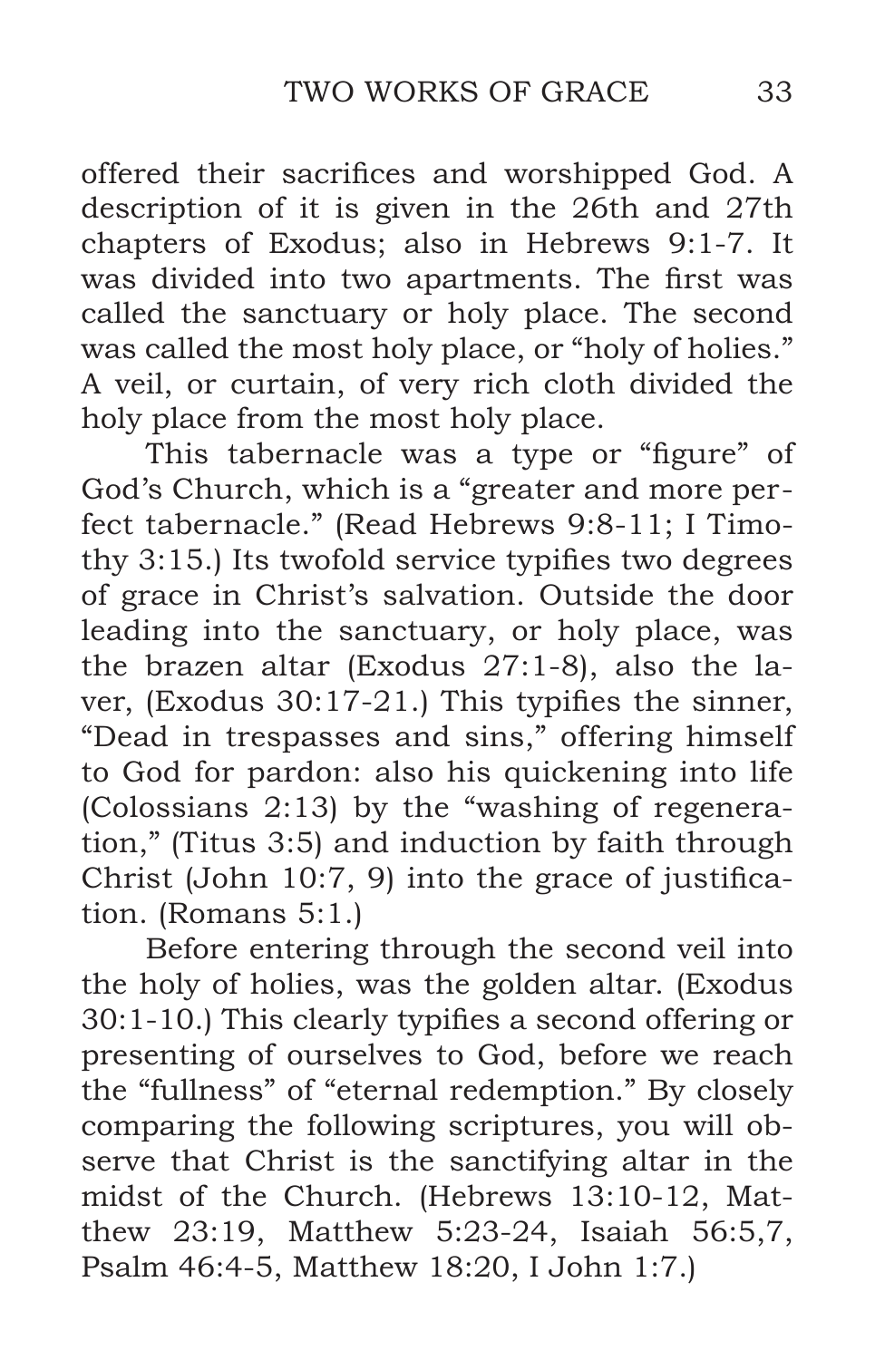offered their sacrifices and worshipped God. A description of it is given in the 26th and 27th chapters of Exodus; also in Hebrews 9:1-7. It was divided into two apartments. The first was called the sanctuary or holy place. The second was called the most holy place, or "holy of holies." A veil, or curtain, of very rich cloth divided the holy place from the most holy place.

This tabernacle was a type or "figure" of God's Church, which is a "greater and more perfect tabernacle." (Read Hebrews 9:8-11; I Timothy 3:15.) Its twofold service typifies two degrees of grace in Christ's salvation. Outside the door leading into the sanctuary, or holy place, was the brazen altar (Exodus 27:1-8), also the laver, (Exodus 30:17-21.) This typifies the sinner, "Dead in trespasses and sins," offering himself to God for pardon: also his quickening into life (Colossians 2:13) by the "washing of regeneration," (Titus 3:5) and induction by faith through Christ (John 10:7, 9) into the grace of justification. (Romans 5:1.)

Before entering through the second veil into the holy of holies, was the golden altar. (Exodus 30:1-10.) This clearly typifies a second offering or presenting of ourselves to God, before we reach the "fullness" of "eternal redemption." By closely comparing the following scriptures, you will observe that Christ is the sanctifying altar in the midst of the Church. (Hebrews 13:10-12, Matthew 23:19, Matthew 5:23-24, Isaiah 56:5,7, Psalm 46:4-5, Matthew 18:20, I John 1:7.)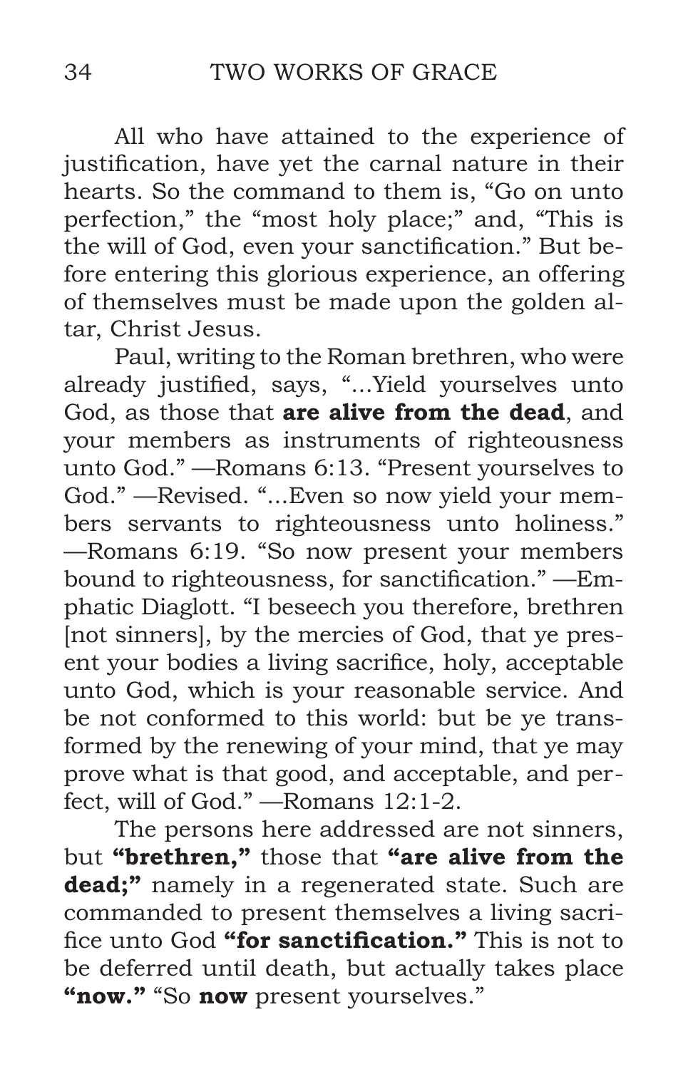All who have attained to the experience of justification, have yet the carnal nature in their hearts. So the command to them is, "Go on unto perfection," the "most holy place;" and, "This is the will of God, even your sanctification." But before entering this glorious experience, an offering of themselves must be made upon the golden altar, Christ Jesus.

Paul, writing to the Roman brethren, who were already justified, says, "...Yield yourselves unto God, as those that **are alive from the dead**, and your members as instruments of righteousness unto God." —Romans 6:13. "Present yourselves to God." —Revised. "...Even so now yield your members servants to righteousness unto holiness." —Romans 6:19. "So now present your members bound to righteousness, for sanctification." —Emphatic Diaglott. "I beseech you therefore, brethren [not sinners], by the mercies of God, that ye present your bodies a living sacrifice, holy, acceptable unto God, which is your reasonable service. And be not conformed to this world: but be ye transformed by the renewing of your mind, that ye may prove what is that good, and acceptable, and perfect, will of God." —Romans 12:1-2.

The persons here addressed are not sinners, but **"brethren,"** those that **"are alive from the dead;"** namely in a regenerated state. Such are commanded to present themselves a living sacrifice unto God **"for sanctification."** This is not to be deferred until death, but actually takes place **"now."** "So **now** present yourselves."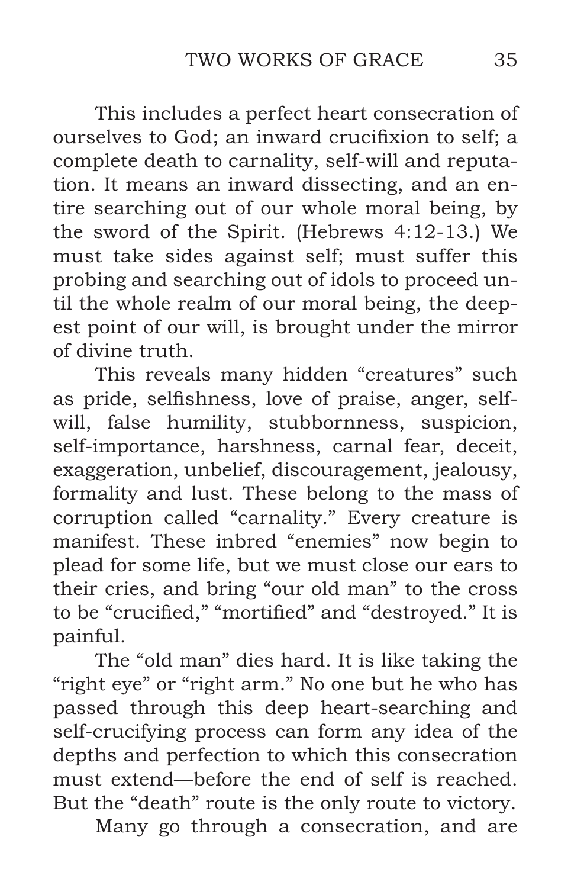This includes a perfect heart consecration of ourselves to God; an inward crucifixion to self; a complete death to carnality, self-will and reputation. It means an inward dissecting, and an entire searching out of our whole moral being, by the sword of the Spirit. (Hebrews 4:12-13.) We must take sides against self; must suffer this probing and searching out of idols to proceed until the whole realm of our moral being, the deepest point of our will, is brought under the mirror of divine truth.

This reveals many hidden "creatures" such as pride, selfishness, love of praise, anger, self-will, false humility, stubbornness, suspicion, self-importance, harshness, carnal fear, deceit, exaggeration, unbelief, discouragement, jealousy, formality and lust. These belong to the mass of corruption called "carnality." Every creature is manifest. These inbred "enemies" now begin to plead for some life, but we must close our ears to their cries, and bring "our old man" to the cross to be "crucified," "mortified" and "destroyed." It is painful.

The "old man" dies hard. It is like taking the "right eye" or "right arm." No one but he who has passed through this deep heart-searching and self-crucifying process can form any idea of the depths and perfection to which this consecration must extend—before the end of self is reached. But the "death" route is the only route to victory.

Many go through a consecration, and are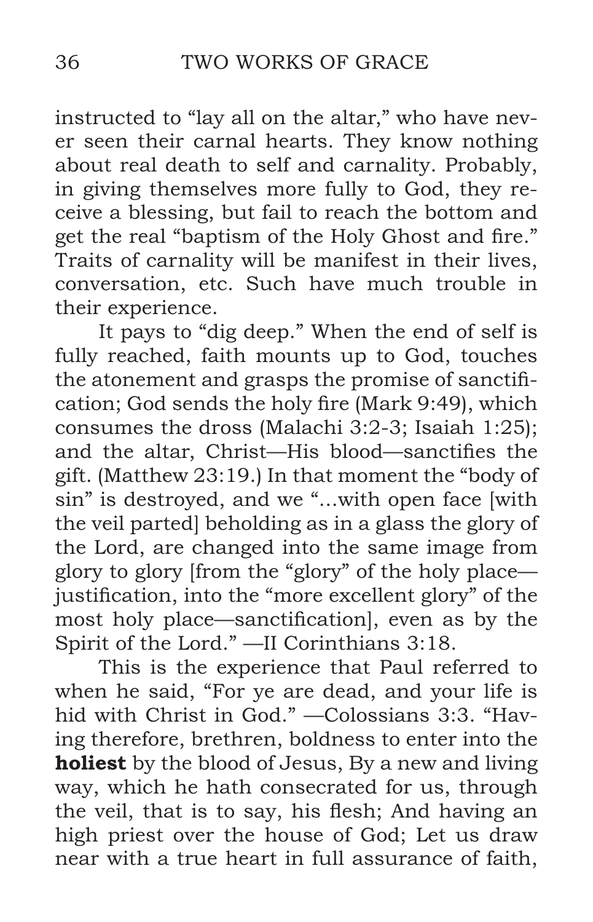instructed to "lay all on the altar," who have never seen their carnal hearts. They know nothing about real death to self and carnality. Probably, in giving themselves more fully to God, they receive a blessing, but fail to reach the bottom and get the real "baptism of the Holy Ghost and fire." Traits of carnality will be manifest in their lives, conversation, etc. Such have much trouble in their experience.

It pays to "dig deep." When the end of self is fully reached, faith mounts up to God, touches the atonement and grasps the promise of sanctification; God sends the holy fire (Mark 9:49), which consumes the dross (Malachi 3:2-3; Isaiah 1:25); and the altar, Christ—His blood—sanctifies the gift. (Matthew 23:19.) In that moment the "body of sin" is destroyed, and we "...with open face [with the veil parted] beholding as in a glass the glory of the Lord, are changed into the same image from glory to glory [from the "glory" of the holy place—justification, into the "more excellent glory" of the most holy place—sanctification], even as by the Spirit of the Lord." —II Corinthians 3:18.

This is the experience that Paul referred to when he said, "For ye are dead, and your life is hid with Christ in God." —Colossians 3:3. "Having therefore, brethren, boldness to enter into the **holiest** by the blood of Jesus, By a new and living way, which he hath consecrated for us, through the veil, that is to say, his flesh; And having an high priest over the house of God; Let us draw near with a true heart in full assurance of faith,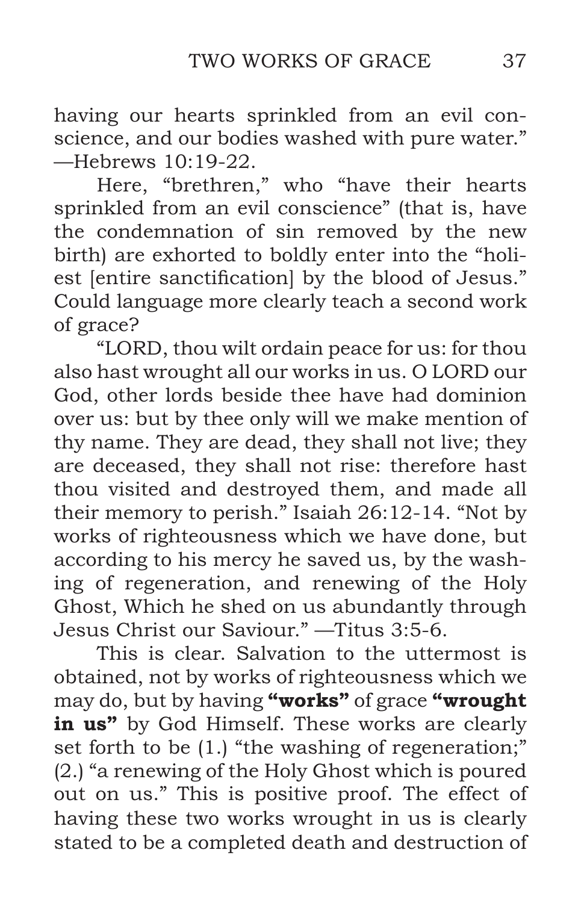having our hearts sprinkled from an evil conscience, and our bodies washed with pure water." —Hebrews 10:19-22.

Here, "brethren," who "have their hearts sprinkled from an evil conscience" (that is, have the condemnation of sin removed by the new birth) are exhorted to boldly enter into the "holiest [entire sanctification] by the blood of Jesus." Could language more clearly teach a second work of grace?

"LORD, thou wilt ordain peace for us: for thou also hast wrought all our works in us. O LORD our God, other lords beside thee have had dominion over us: but by thee only will we make mention of thy name. They are dead, they shall not live; they are deceased, they shall not rise: therefore hast thou visited and destroyed them, and made all their memory to perish." Isaiah 26:12-14. "Not by works of righteousness which we have done, but according to his mercy he saved us, by the washing of regeneration, and renewing of the Holy Ghost, Which he shed on us abundantly through Jesus Christ our Saviour." —Titus 3:5-6.

This is clear. Salvation to the uttermost is obtained, not by works of righteousness which we may do, but by having **"works"** of grace **"wrought in us"** by God Himself. These works are clearly set forth to be (1.) "the washing of regeneration;" (2.) "a renewing of the Holy Ghost which is poured out on us." This is positive proof. The effect of having these two works wrought in us is clearly stated to be a completed death and destruction of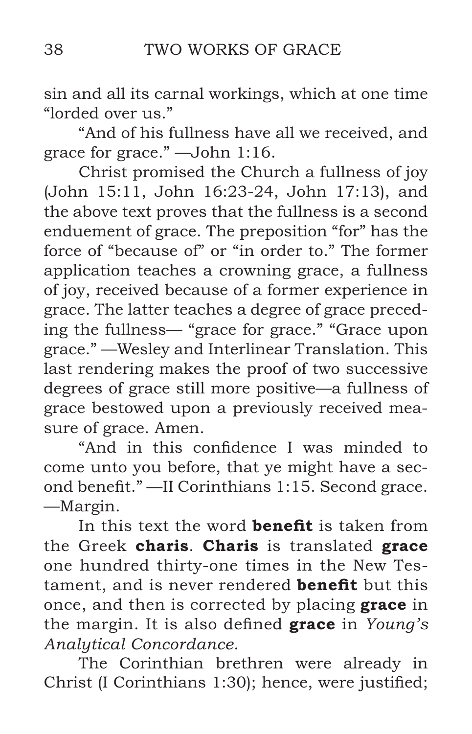sin and all its carnal workings, which at one time "lorded over us."

"And of his fullness have all we received, and grace for grace." —John 1:16.

Christ promised the Church a fullness of joy (John 15:11, John 16:23-24, John 17:13), and the above text proves that the fullness is a second enduement of grace. The preposition "for" has the force of "because of" or "in order to." The former application teaches a crowning grace, a fullness of joy, received because of a former experience in grace. The latter teaches a degree of grace preceding the fullness— "grace for grace." "Grace upon grace." —Wesley and Interlinear Translation. This last rendering makes the proof of two successive degrees of grace still more positive—a fullness of grace bestowed upon a previously received measure of grace. Amen.

"And in this confidence I was minded to come unto you before, that ye might have a second benefit." —II Corinthians 1:15. Second grace. —Margin.

In this text the word **benefit** is taken from the Greek **charis**. **Charis** is translated **grace** one hundred thirty-one times in the New Testament, and is never rendered **benefit** but this once, and then is corrected by placing **grace** in the margin. It is also defined **grace** in *Young's Analytical Concordance*.

The Corinthian brethren were already in Christ (I Corinthians 1:30); hence, were justified;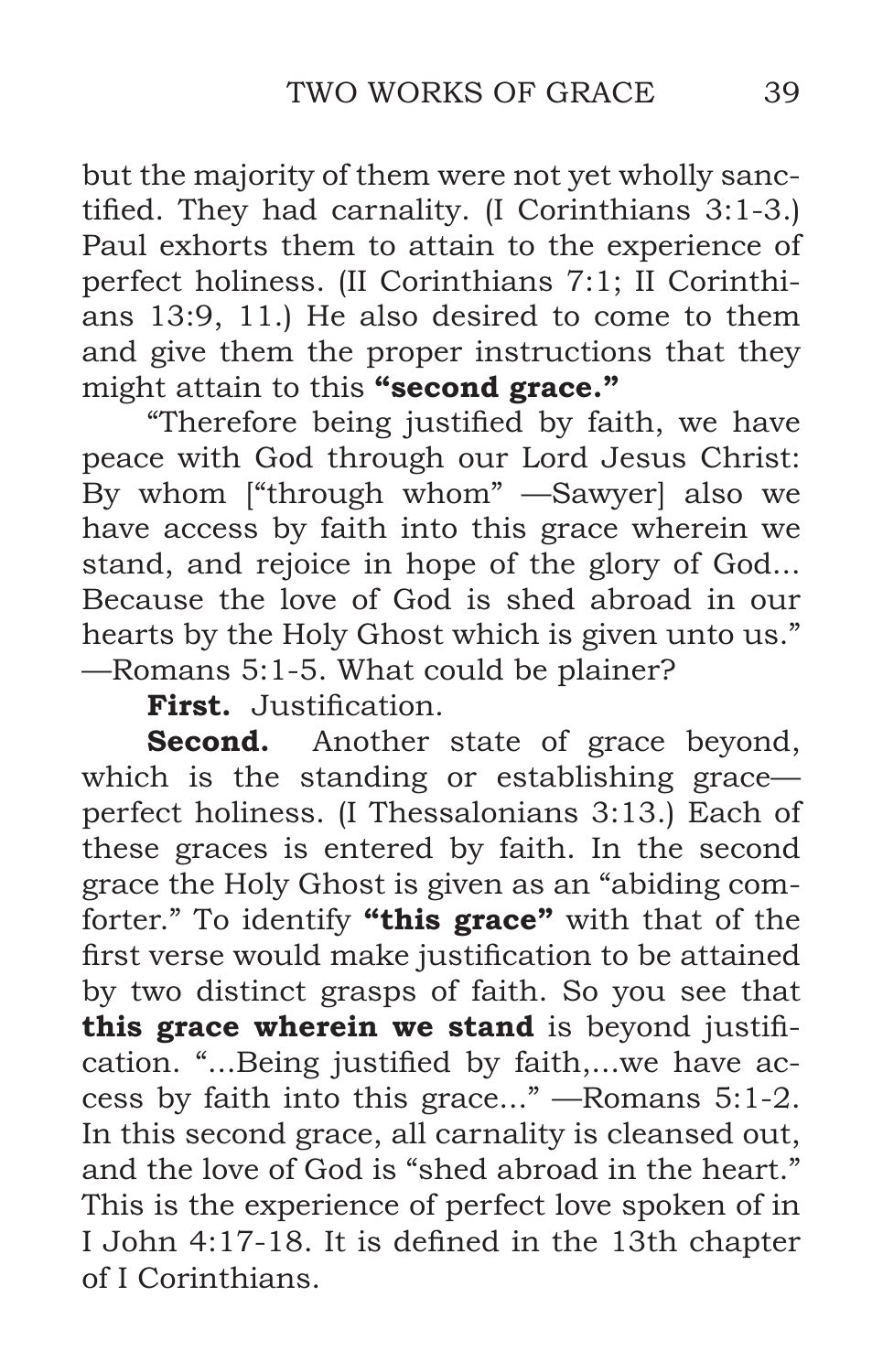but the majority of them were not yet wholly sanctified. They had carnality. (I Corinthians 3:1-3.) Paul exhorts them to attain to the experience of perfect holiness. (II Corinthians 7:1; II Corinthians 13:9, 11.) He also desired to come to them and give them the proper instructions that they might attain to this **"second grace."**

"Therefore being justified by faith, we have peace with God through our Lord Jesus Christ: By whom ["through whom" —Sawyer] also we have access by faith into this grace wherein we stand, and rejoice in hope of the glory of God... Because the love of God is shed abroad in our hearts by the Holy Ghost which is given unto us." —Romans 5:1-5. What could be plainer?

**First.** Justification.

**Second.** Another state of grace beyond, which is the standing or establishing grace—perfect holiness. (I Thessalonians 3:13.) Each of these graces is entered by faith. In the second grace the Holy Ghost is given as an "abiding comforter." To identify **"this grace"** with that of the first verse would make justification to be attained by two distinct grasps of faith. So you see that **this grace wherein we stand** is beyond justification. "...Being justified by faith,...we have access by faith into this grace..." —Romans 5:1-2. In this second grace, all carnality is cleansed out, and the love of God is "shed abroad in the heart." This is the experience of perfect love spoken of in I John 4:17-18. It is defined in the 13th chapter of I Corinthians.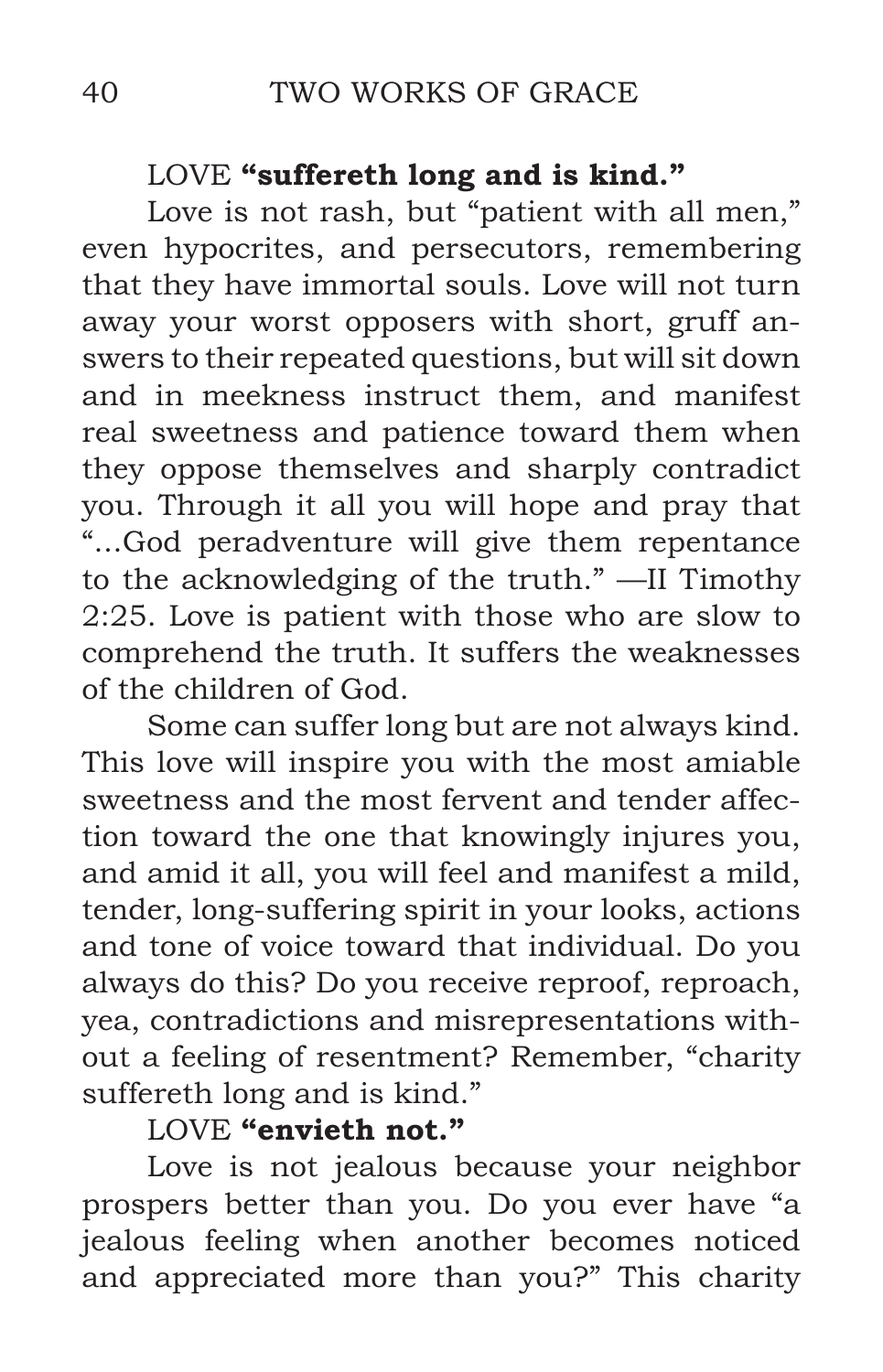LOVE **"suffereth long and is kind."**

Love is not rash, but "patient with all men," even hypocrites, and persecutors, remembering that they have immortal souls. Love will not turn away your worst opposers with short, gruff answers to their repeated questions, but will sit down and in meekness instruct them, and manifest real sweetness and patience toward them when they oppose themselves and sharply contradict you. Through it all you will hope and pray that "...God peradventure will give them repentance to the acknowledging of the truth." —II Timothy 2:25. Love is patient with those who are slow to comprehend the truth. It suffers the weaknesses of the children of God.

Some can suffer long but are not always kind. This love will inspire you with the most amiable sweetness and the most fervent and tender affection toward the one that knowingly injures you, and amid it all, you will feel and manifest a mild, tender, long-suffering spirit in your looks, actions and tone of voice toward that individual. Do you always do this? Do you receive reproof, reproach, yea, contradictions and misrepresentations without a feeling of resentment? Remember, "charity suffereth long and is kind."

LOVE **"envieth not."**

Love is not jealous because your neighbor prospers better than you. Do you ever have "a jealous feeling when another becomes noticed and appreciated more than you?" This charity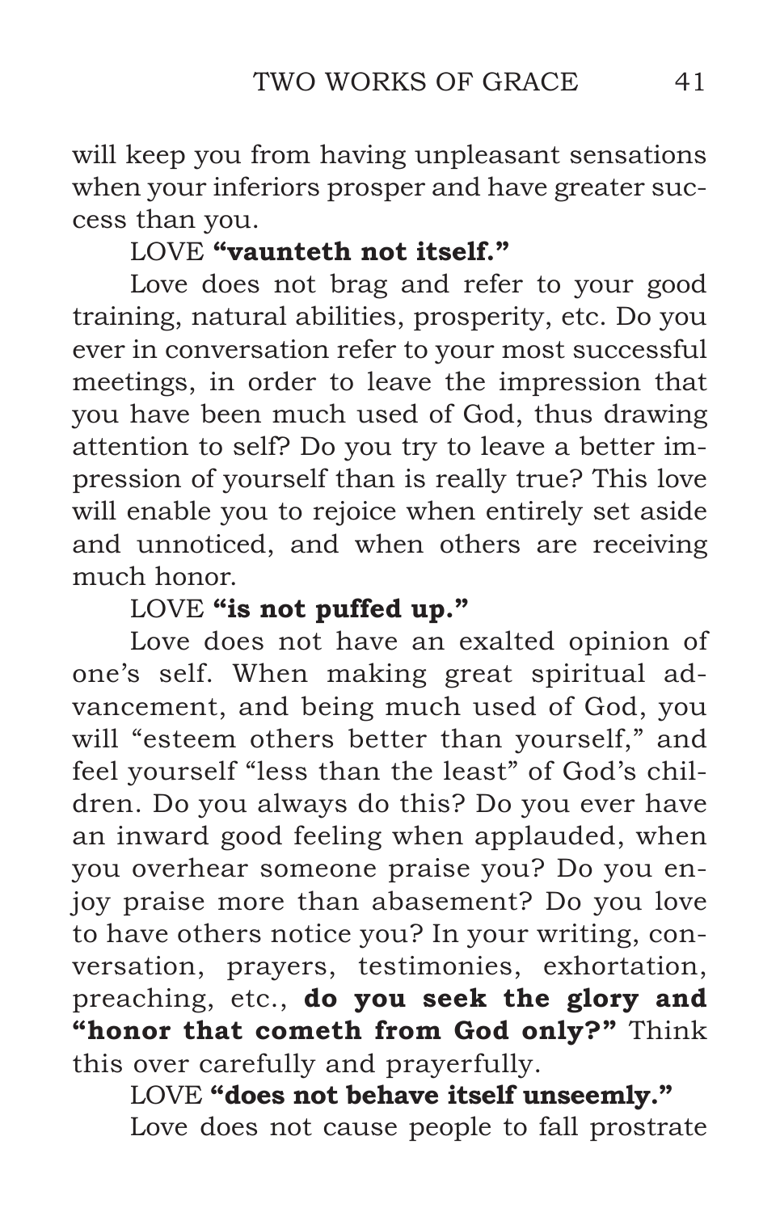will keep you from having unpleasant sensations when your inferiors prosper and have greater success than you.

LOVE **"vaunteth not itself."**

Love does not brag and refer to your good training, natural abilities, prosperity, etc. Do you ever in conversation refer to your most successful meetings, in order to leave the impression that you have been much used of God, thus drawing attention to self? Do you try to leave a better impression of yourself than is really true? This love will enable you to rejoice when entirely set aside and unnoticed, and when others are receiving much honor.

LOVE **"is not puffed up."**

Love does not have an exalted opinion of one's self. When making great spiritual advancement, and being much used of God, you will "esteem others better than yourself," and feel yourself "less than the least" of God's children. Do you always do this? Do you ever have an inward good feeling when applauded, when you overhear someone praise you? Do you enjoy praise more than abasement? Do you love to have others notice you? In your writing, conversation, prayers, testimonies, exhortation, preaching, etc., **do you seek the glory and "honor that cometh from God only?"** Think this over carefully and prayerfully.

LOVE **"does not behave itself unseemly."**

Love does not cause people to fall prostrate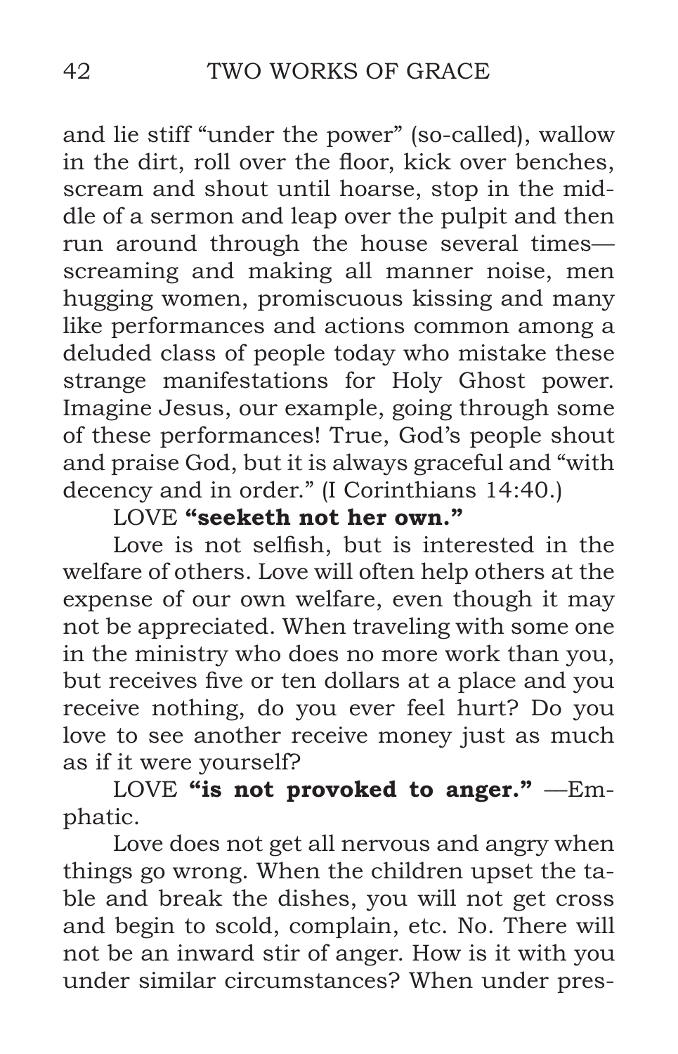and lie stiff "under the power" (so-called), wallow in the dirt, roll over the floor, kick over benches, scream and shout until hoarse, stop in the middle of a sermon and leap over the pulpit and then run around through the house several times—screaming and making all manner noise, men hugging women, promiscuous kissing and many like performances and actions common among a deluded class of people today who mistake these strange manifestations for Holy Ghost power. Imagine Jesus, our example, going through some of these performances! True, God's people shout and praise God, but it is always graceful and "with decency and in order." (I Corinthians 14:40.)

LOVE **"seeketh not her own."**

Love is not selfish, but is interested in the welfare of others. Love will often help others at the expense of our own welfare, even though it may not be appreciated. When traveling with some one in the ministry who does no more work than you, but receives five or ten dollars at a place and you receive nothing, do you ever feel hurt? Do you love to see another receive money just as much as if it were yourself?

LOVE **"is not provoked to anger."** —Emphatic.

Love does not get all nervous and angry when things go wrong. When the children upset the table and break the dishes, you will not get cross and begin to scold, complain, etc. No. There will not be an inward stir of anger. How is it with you under similar circumstances? When under pres-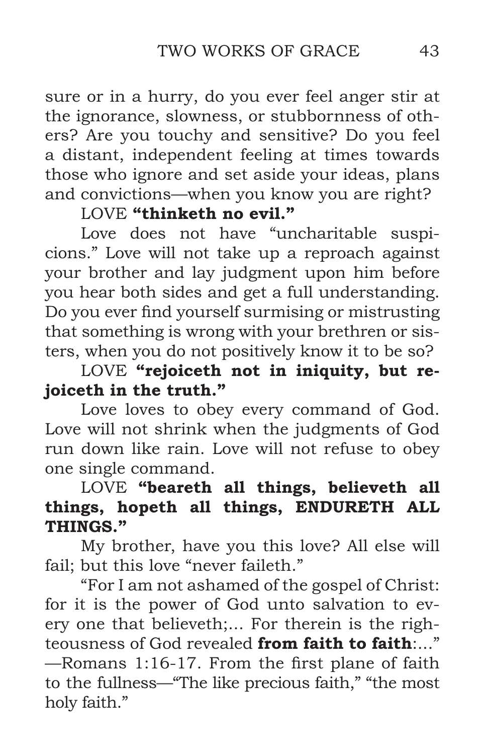sure or in a hurry, do you ever feel anger stir at the ignorance, slowness, or stubbornness of others? Are you touchy and sensitive? Do you feel a distant, independent feeling at times towards those who ignore and set aside your ideas, plans and convictions—when you know you are right?

LOVE **"thinketh no evil."**

Love does not have "uncharitable suspicions." Love will not take up a reproach against your brother and lay judgment upon him before you hear both sides and get a full understanding. Do you ever find yourself surmising or mistrusting that something is wrong with your brethren or sisters, when you do not positively know it to be so?

LOVE **"rejoiceth not in iniquity, but rejoiceth in the truth."**

Love loves to obey every command of God. Love will not shrink when the judgments of God run down like rain. Love will not refuse to obey one single command.

LOVE **"beareth all things, believeth all things, hopeth all things, ENDURETH ALL THINGS."**

My brother, have you this love? All else will fail; but this love "never faileth."

"For I am not ashamed of the gospel of Christ: for it is the power of God unto salvation to every one that believeth;... For therein is the righteousness of God revealed **from faith to faith**:..." —Romans 1:16-17. From the first plane of faith to the fullness—"The like precious faith," "the most holy faith."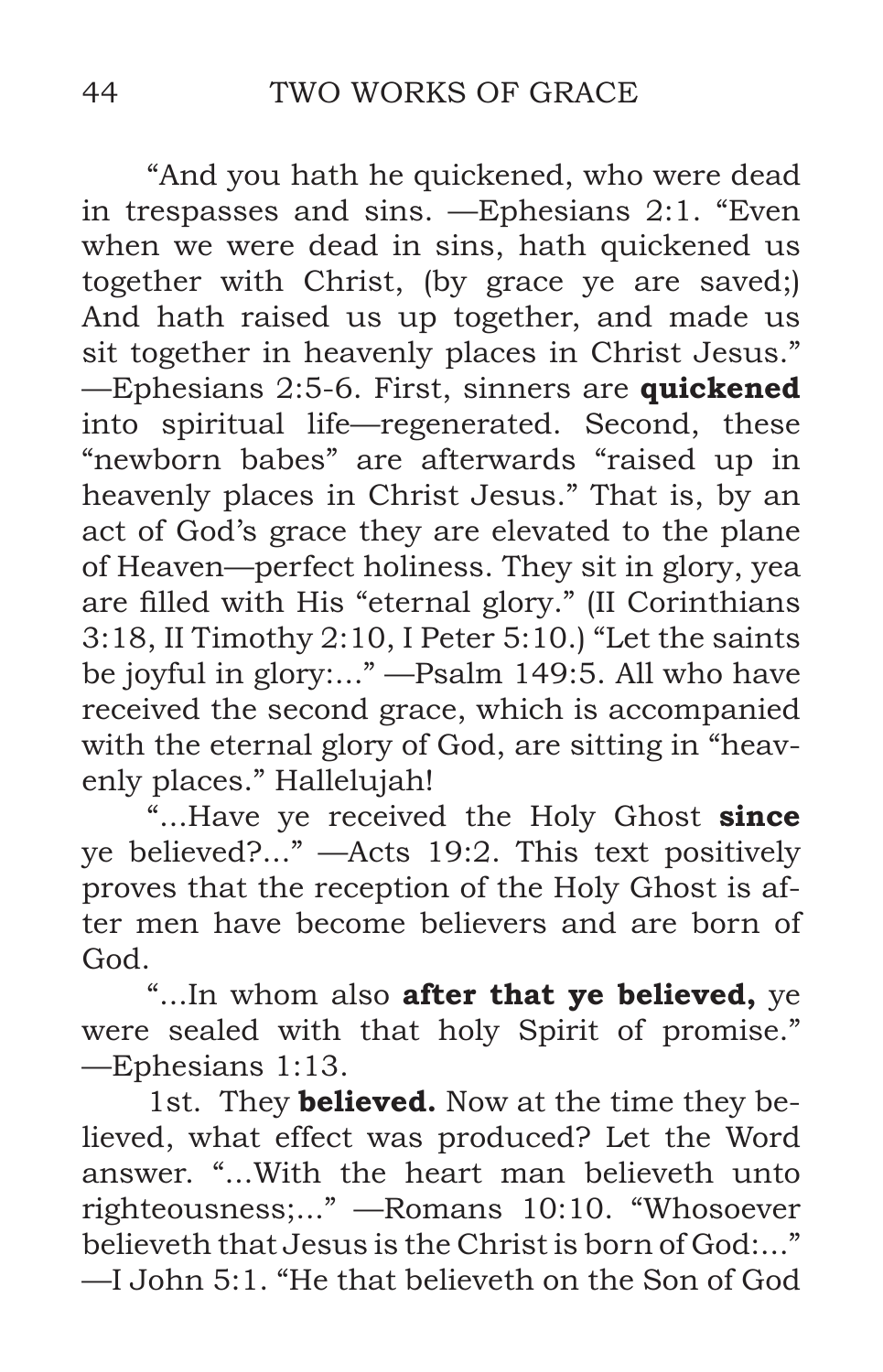"And you hath he quickened, who were dead in trespasses and sins. —Ephesians 2:1. "Even when we were dead in sins, hath quickened us together with Christ, (by grace ye are saved;) And hath raised us up together, and made us sit together in heavenly places in Christ Jesus." —Ephesians 2:5-6. First, sinners are **quickened** into spiritual life—regenerated. Second, these "newborn babes" are afterwards "raised up in heavenly places in Christ Jesus." That is, by an act of God's grace they are elevated to the plane of Heaven—perfect holiness. They sit in glory, yea are filled with His "eternal glory." (II Corinthians 3:18, II Timothy 2:10, I Peter 5:10.) "Let the saints be joyful in glory:..." —Psalm 149:5. All who have received the second grace, which is accompanied with the eternal glory of God, are sitting in "heavenly places." Hallelujah!

"...Have ye received the Holy Ghost **since** ye believed?..." —Acts 19:2. This text positively proves that the reception of the Holy Ghost is after men have become believers and are born of God.

"...In whom also **after that ye believed,** ye were sealed with that holy Spirit of promise." —Ephesians 1:13.

1st. They **believed.** Now at the time they believed, what effect was produced? Let the Word answer. "...With the heart man believeth unto righteousness;..." —Romans 10:10. "Whosoever believeth that Jesus is the Christ is born of God:..." —I John 5:1. "He that believeth on the Son of God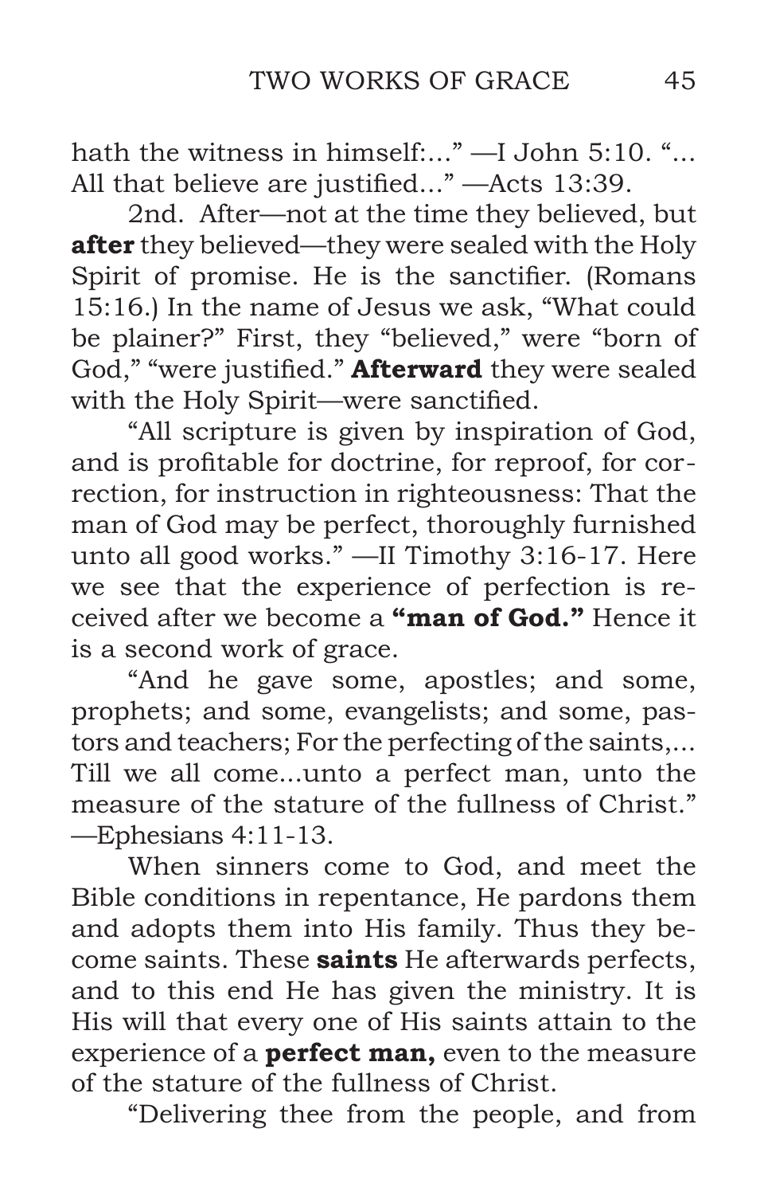hath the witness in himself:..." —I John 5:10. "... All that believe are justified..." —Acts 13:39.

2nd. After—not at the time they believed, but **after** they believed—they were sealed with the Holy Spirit of promise. He is the sanctifier. (Romans 15:16.) In the name of Jesus we ask, "What could be plainer?" First, they "believed," were "born of God," "were justified." **Afterward** they were sealed with the Holy Spirit—were sanctified.

"All scripture is given by inspiration of God, and is profitable for doctrine, for reproof, for correction, for instruction in righteousness: That the man of God may be perfect, thoroughly furnished unto all good works." —II Timothy 3:16-17. Here we see that the experience of perfection is received after we become a **"man of God."** Hence it is a second work of grace.

"And he gave some, apostles; and some, prophets; and some, evangelists; and some, pastors and teachers; For the perfecting of the saints,... Till we all come...unto a perfect man, unto the measure of the stature of the fullness of Christ." —Ephesians 4:11-13.

When sinners come to God, and meet the Bible conditions in repentance, He pardons them and adopts them into His family. Thus they become saints. These **saints** He afterwards perfects, and to this end He has given the ministry. It is His will that every one of His saints attain to the experience of a **perfect man,** even to the measure of the stature of the fullness of Christ.

"Delivering thee from the people, and from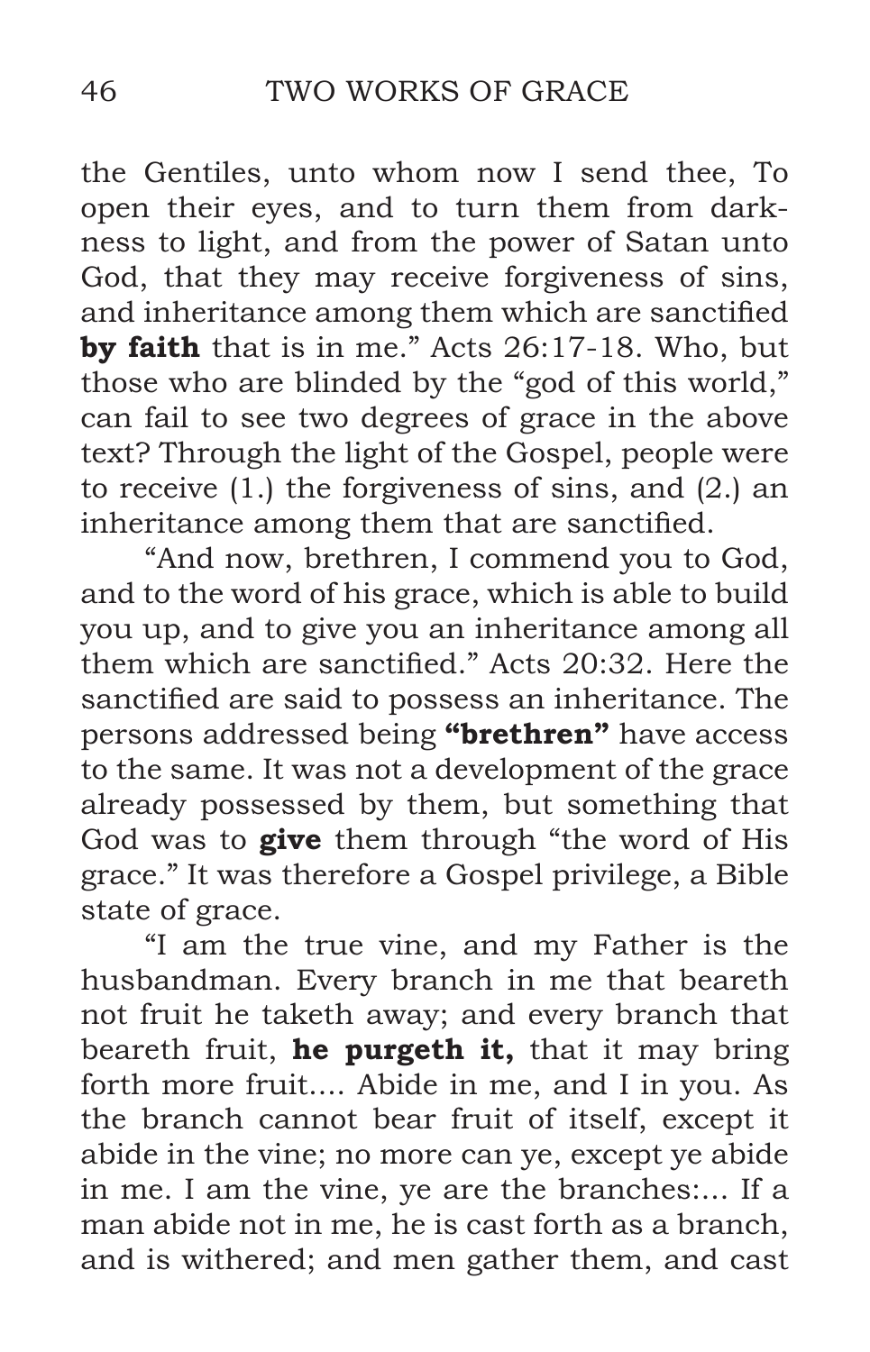the Gentiles, unto whom now I send thee, To open their eyes, and to turn them from darkness to light, and from the power of Satan unto God, that they may receive forgiveness of sins, and inheritance among them which are sanctified **by faith** that is in me." Acts 26:17-18. Who, but those who are blinded by the "god of this world," can fail to see two degrees of grace in the above text? Through the light of the Gospel, people were to receive (1.) the forgiveness of sins, and (2.) an inheritance among them that are sanctified.

"And now, brethren, I commend you to God, and to the word of his grace, which is able to build you up, and to give you an inheritance among all them which are sanctified." Acts 20:32. Here the sanctified are said to possess an inheritance. The persons addressed being **"brethren"** have access to the same. It was not a development of the grace already possessed by them, but something that God was to **give** them through "the word of His grace." It was therefore a Gospel privilege, a Bible state of grace.

"I am the true vine, and my Father is the husbandman. Every branch in me that beareth not fruit he taketh away; and every branch that beareth fruit, **he purgeth it,** that it may bring forth more fruit.... Abide in me, and I in you. As the branch cannot bear fruit of itself, except it abide in the vine; no more can ye, except ye abide in me. I am the vine, ye are the branches:... If a man abide not in me, he is cast forth as a branch, and is withered; and men gather them, and cast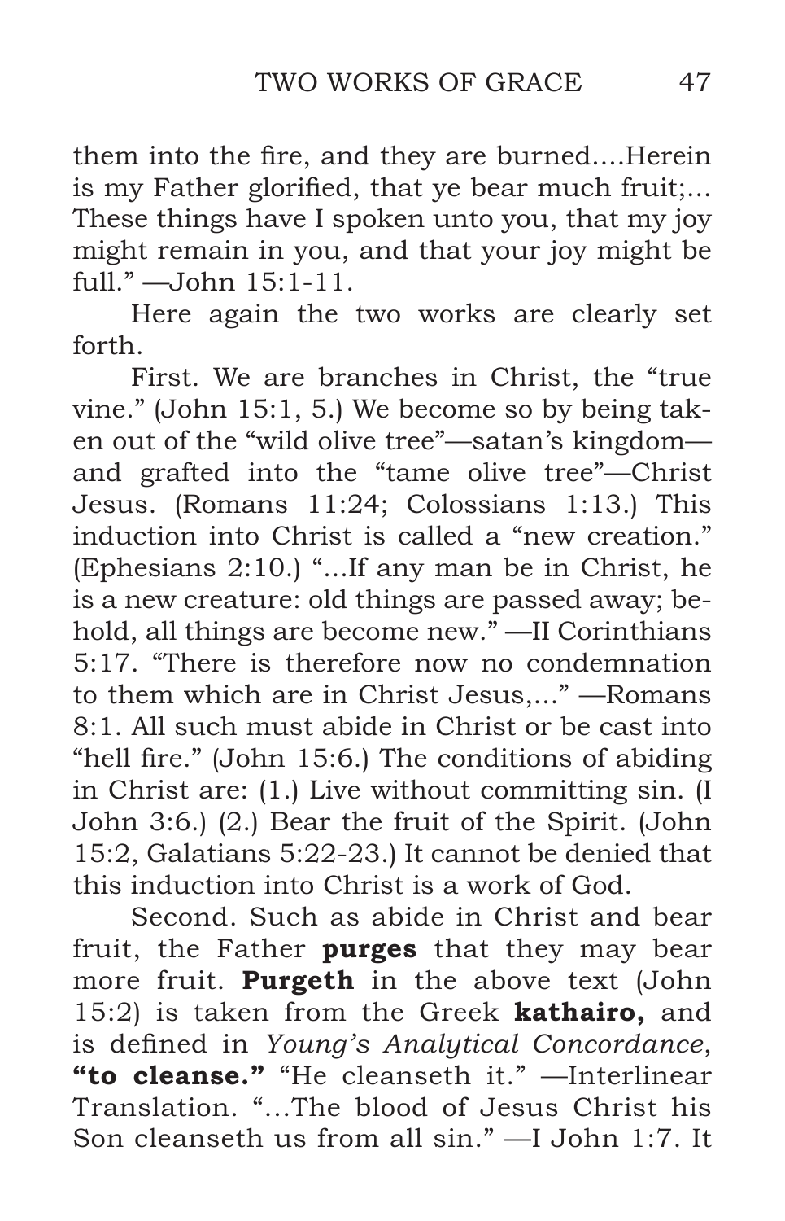them into the fire, and they are burned....Herein is my Father glorified, that ye bear much fruit;... These things have I spoken unto you, that my joy might remain in you, and that your joy might be full." —John 15:1-11.

Here again the two works are clearly set forth.

First. We are branches in Christ, the "true vine." (John 15:1, 5.) We become so by being taken out of the "wild olive tree"—satan's kingdom—and grafted into the "tame olive tree"—Christ Jesus. (Romans 11:24; Colossians 1:13.) This induction into Christ is called a "new creation." (Ephesians 2:10.) "...If any man be in Christ, he is a new creature: old things are passed away; behold, all things are become new." —II Corinthians 5:17. "There is therefore now no condemnation to them which are in Christ Jesus,..." —Romans 8:1. All such must abide in Christ or be cast into "hell fire." (John 15:6.) The conditions of abiding in Christ are: (1.) Live without committing sin. (I John 3:6.) (2.) Bear the fruit of the Spirit. (John 15:2, Galatians 5:22-23.) It cannot be denied that this induction into Christ is a work of God.

Second. Such as abide in Christ and bear fruit, the Father **purges** that they may bear more fruit. **Purgeth** in the above text (John 15:2) is taken from the Greek **kathairo,** and is defined in *Young's Analytical Concordance*, **"to cleanse."** "He cleanseth it." —Interlinear Translation. "...The blood of Jesus Christ his Son cleanseth us from all sin." —I John 1:7. It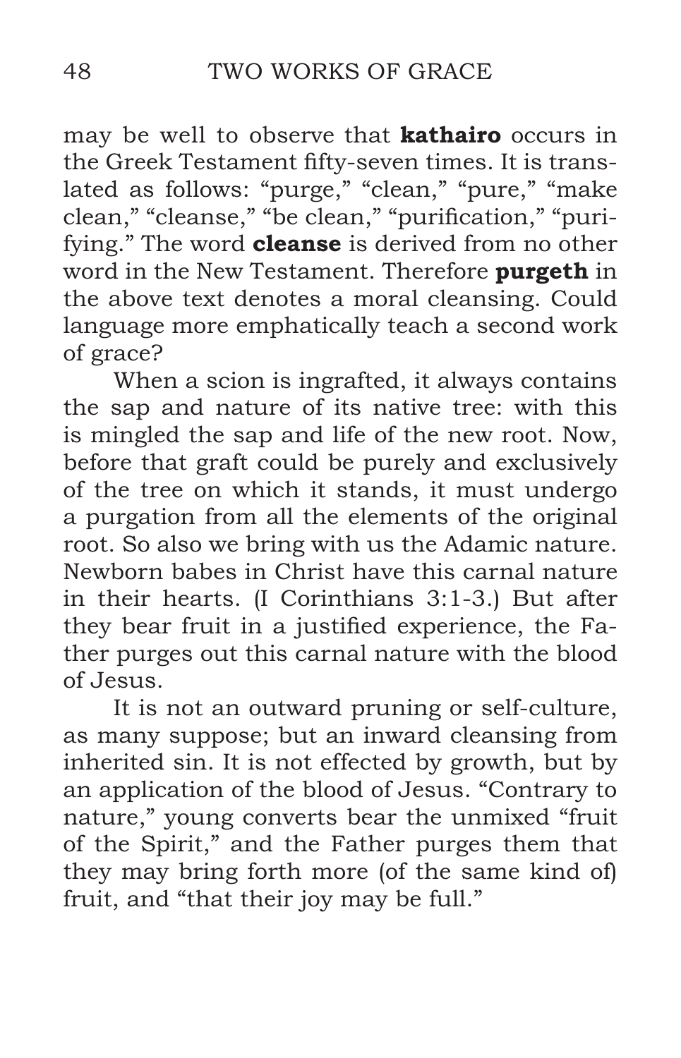may be well to observe that **kathairo** occurs in the Greek Testament fifty-seven times. It is translated as follows: "purge," "clean," "pure," "make clean," "cleanse," "be clean," "purification," "purifying." The word **cleanse** is derived from no other word in the New Testament. Therefore **purgeth** in the above text denotes a moral cleansing. Could language more emphatically teach a second work of grace?

When a scion is ingrafted, it always contains the sap and nature of its native tree: with this is mingled the sap and life of the new root. Now, before that graft could be purely and exclusively of the tree on which it stands, it must undergo a purgation from all the elements of the original root. So also we bring with us the Adamic nature. Newborn babes in Christ have this carnal nature in their hearts. (I Corinthians 3:1-3.) But after they bear fruit in a justified experience, the Father purges out this carnal nature with the blood of Jesus.

It is not an outward pruning or self-culture, as many suppose; but an inward cleansing from inherited sin. It is not effected by growth, but by an application of the blood of Jesus. "Contrary to nature," young converts bear the unmixed "fruit of the Spirit," and the Father purges them that they may bring forth more (of the same kind of) fruit, and "that their joy may be full."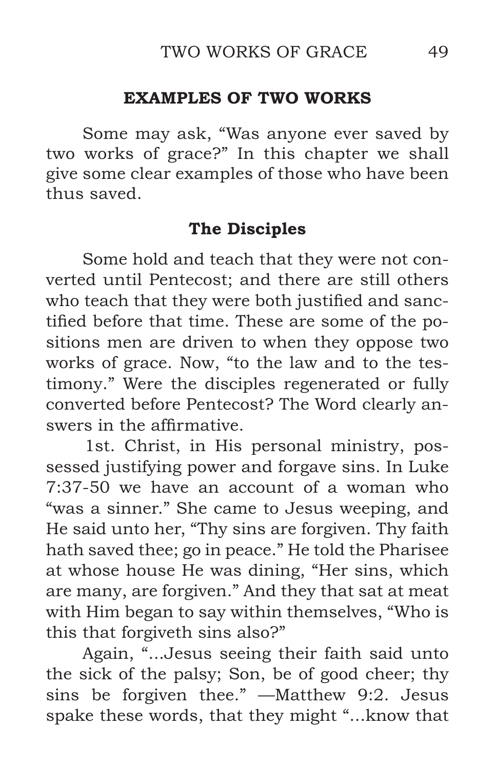## EXAMPLES OF TWO WORKS

Some may ask, "Was anyone ever saved by two works of grace?" In this chapter we shall give some clear examples of those who have been thus saved.

### The Disciples

Some hold and teach that they were not converted until Pentecost; and there are still others who teach that they were both justified and sanctified before that time. These are some of the positions men are driven to when they oppose two works of grace. Now, "to the law and to the testimony." Were the disciples regenerated or fully converted before Pentecost? The Word clearly answers in the affirmative.

1st. Christ, in His personal ministry, possessed justifying power and forgave sins. In Luke 7:37-50 we have an account of a woman who "was a sinner." She came to Jesus weeping, and He said unto her, "Thy sins are forgiven. Thy faith hath saved thee; go in peace." He told the Pharisee at whose house He was dining, "Her sins, which are many, are forgiven." And they that sat at meat with Him began to say within themselves, "Who is this that forgiveth sins also?"

Again, "...Jesus seeing their faith said unto the sick of the palsy; Son, be of good cheer; thy sins be forgiven thee." —Matthew 9:2. Jesus spake these words, that they might "...know that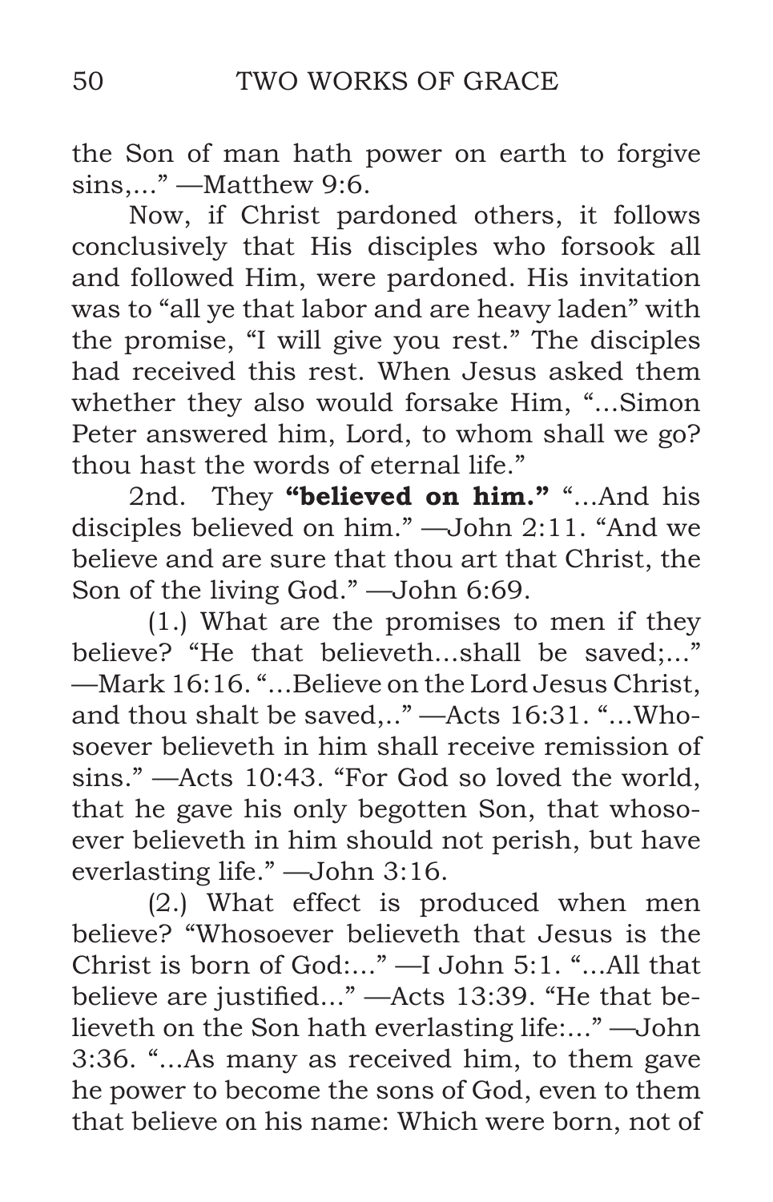the Son of man hath power on earth to forgive sins,..." —Matthew 9:6.

Now, if Christ pardoned others, it follows conclusively that His disciples who forsook all and followed Him, were pardoned. His invitation was to "all ye that labor and are heavy laden" with the promise, "I will give you rest." The disciples had received this rest. When Jesus asked them whether they also would forsake Him, "...Simon Peter answered him, Lord, to whom shall we go? thou hast the words of eternal life."

2nd. They **"believed on him."** "...And his disciples believed on him." —John 2:11. "And we believe and are sure that thou art that Christ, the Son of the living God." —John 6:69.

(1.) What are the promises to men if they believe? "He that believeth...shall be saved;..." —Mark 16:16. "...Believe on the Lord Jesus Christ, and thou shalt be saved,.." —Acts 16:31. "...Whosoever believeth in him shall receive remission of sins." —Acts 10:43. "For God so loved the world, that he gave his only begotten Son, that whosoever believeth in him should not perish, but have everlasting life." —John 3:16.

(2.) What effect is produced when men believe? "Whosoever believeth that Jesus is the Christ is born of God:..." —I John 5:1. "...All that believe are justified..." —Acts 13:39. "He that believeth on the Son hath everlasting life:..." —John 3:36. "...As many as received him, to them gave he power to become the sons of God, even to them that believe on his name: Which were born, not of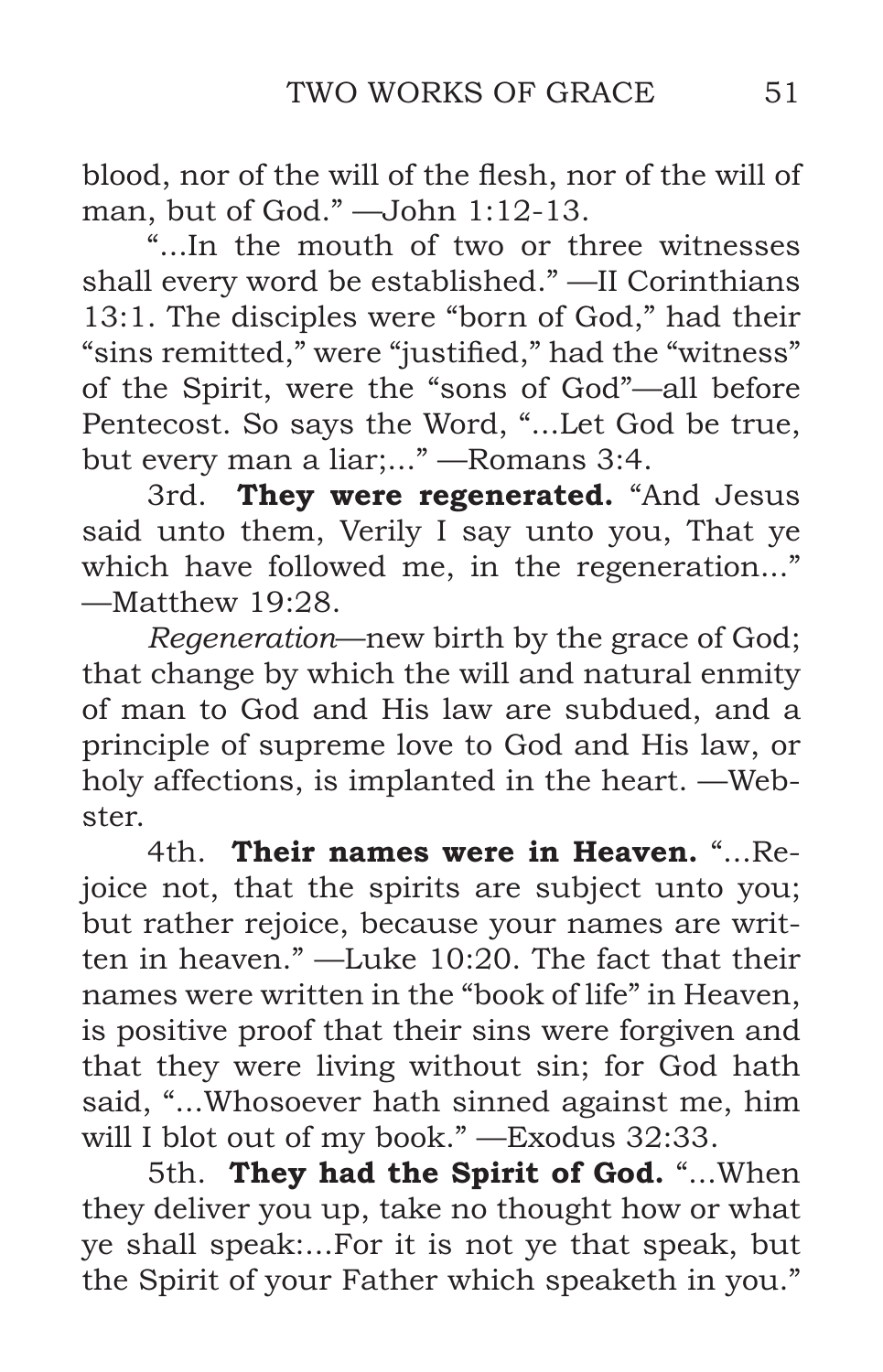blood, nor of the will of the flesh, nor of the will of man, but of God." —John 1:12-13.

"...In the mouth of two or three witnesses shall every word be established." —II Corinthians 13:1. The disciples were "born of God," had their "sins remitted," were "justified," had the "witness" of the Spirit, were the "sons of God"—all before Pentecost. So says the Word, "...Let God be true, but every man a liar;..." —Romans 3:4.

3rd. **They were regenerated.** "And Jesus said unto them, Verily I say unto you, That ye which have followed me, in the regeneration..." —Matthew 19:28.

*Regeneration*—new birth by the grace of God; that change by which the will and natural enmity of man to God and His law are subdued, and a principle of supreme love to God and His law, or holy affections, is implanted in the heart. —Webster.

4th. **Their names were in Heaven.** "...Rejoice not, that the spirits are subject unto you; but rather rejoice, because your names are written in heaven." —Luke 10:20. The fact that their names were written in the "book of life" in Heaven, is positive proof that their sins were forgiven and that they were living without sin; for God hath said, "...Whosoever hath sinned against me, him will I blot out of my book." —Exodus 32:33.

5th. **They had the Spirit of God.** "...When they deliver you up, take no thought how or what ye shall speak:...For it is not ye that speak, but the Spirit of your Father which speaketh in you."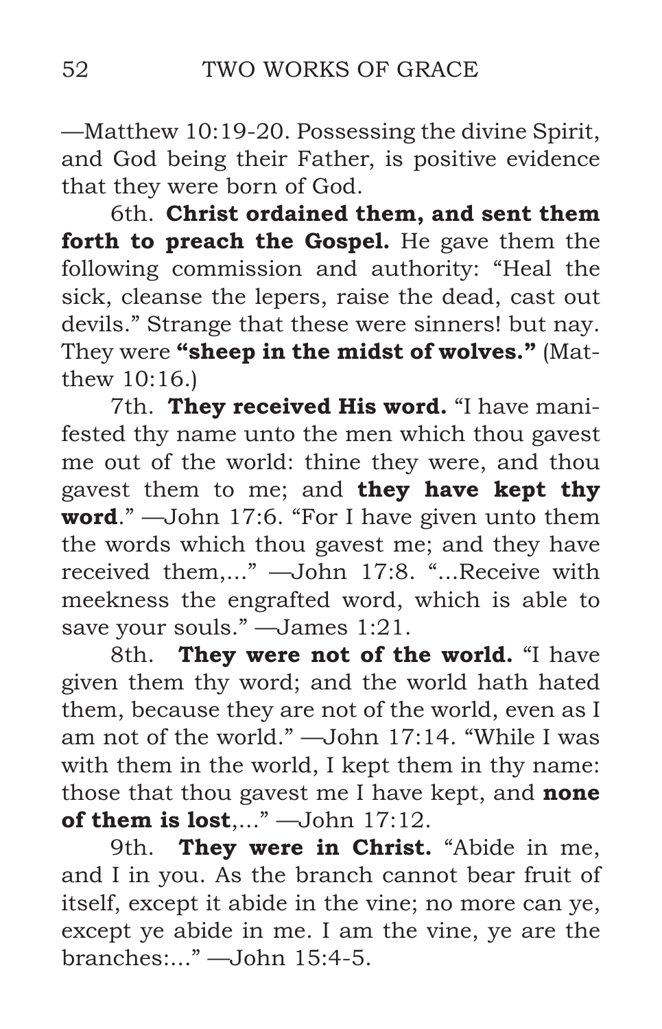—Matthew 10:19-20. Possessing the divine Spirit, and God being their Father, is positive evidence that they were born of God.

6th. **Christ ordained them, and sent them forth to preach the Gospel.** He gave them the following commission and authority: "Heal the sick, cleanse the lepers, raise the dead, cast out devils." Strange that these were sinners! but nay. They were **"sheep in the midst of wolves."** (Matthew 10:16.)

7th. **They received His word.** "I have manifested thy name unto the men which thou gavest me out of the world: thine they were, and thou gavest them to me; and **they have kept thy word**." —John 17:6. "For I have given unto them the words which thou gavest me; and they have received them,..." —John 17:8. "...Receive with meekness the engrafted word, which is able to save your souls." —James 1:21.

8th. **They were not of the world.** "I have given them thy word; and the world hath hated them, because they are not of the world, even as I am not of the world." —John 17:14. "While I was with them in the world, I kept them in thy name: those that thou gavest me I have kept, and **none of them is lost**,..." —John 17:12.

9th. **They were in Christ.** "Abide in me, and I in you. As the branch cannot bear fruit of itself, except it abide in the vine; no more can ye, except ye abide in me. I am the vine, ye are the branches:..." —John 15:4-5.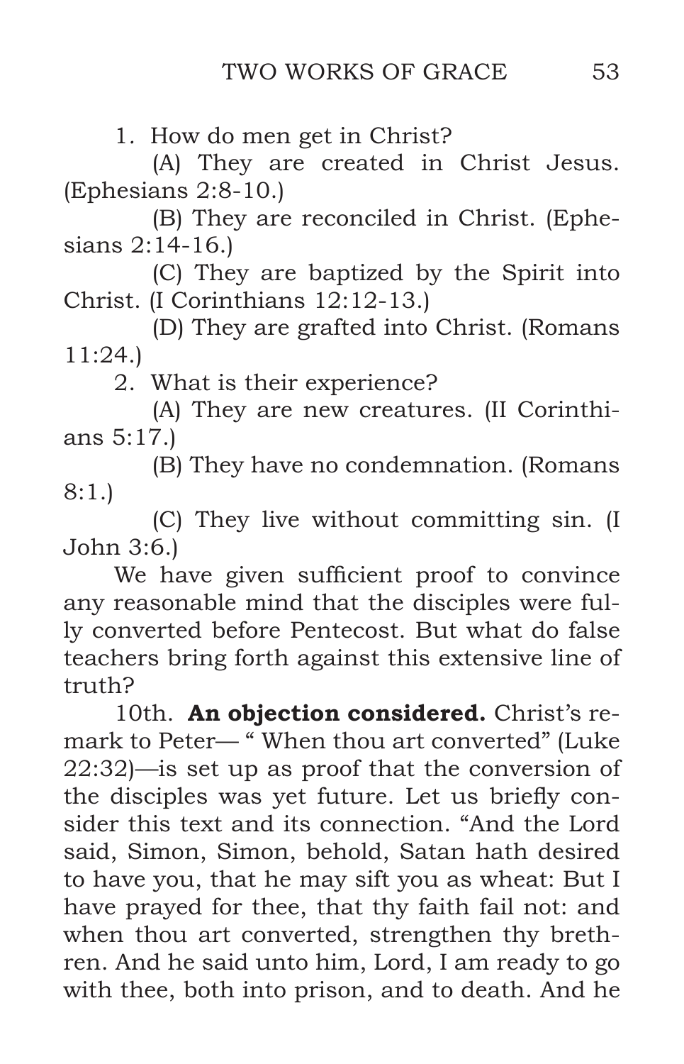1. How do men get in Christ?

(A) They are created in Christ Jesus. (Ephesians 2:8-10.)

(B) They are reconciled in Christ. (Ephesians 2:14-16.)

(C) They are baptized by the Spirit into Christ. (I Corinthians 12:12-13.)

(D) They are grafted into Christ. (Romans 11:24.)

2. What is their experience?

(A) They are new creatures. (II Corinthians 5:17.)

(B) They have no condemnation. (Romans 8:1.)

(C) They live without committing sin. (I John 3:6.)

We have given sufficient proof to convince any reasonable mind that the disciples were fully converted before Pentecost. But what do false teachers bring forth against this extensive line of truth?

10th. **An objection considered.** Christ's remark to Peter— " When thou art converted" (Luke 22:32)—is set up as proof that the conversion of the disciples was yet future. Let us briefly consider this text and its connection. "And the Lord said, Simon, Simon, behold, Satan hath desired to have you, that he may sift you as wheat: But I have prayed for thee, that thy faith fail not: and when thou art converted, strengthen thy brethren. And he said unto him, Lord, I am ready to go with thee, both into prison, and to death. And he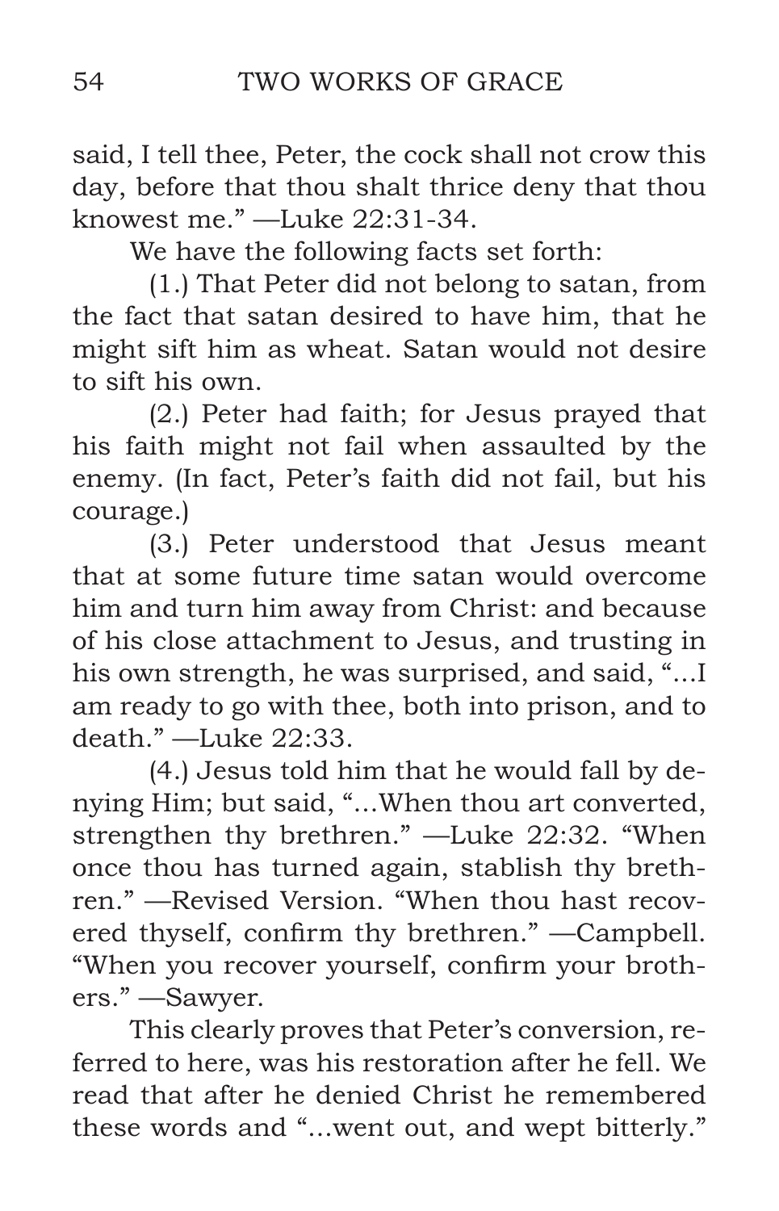said, I tell thee, Peter, the cock shall not crow this day, before that thou shalt thrice deny that thou knowest me." —Luke 22:31-34.

We have the following facts set forth:

(1.) That Peter did not belong to satan, from the fact that satan desired to have him, that he might sift him as wheat. Satan would not desire to sift his own.

(2.) Peter had faith; for Jesus prayed that his faith might not fail when assaulted by the enemy. (In fact, Peter's faith did not fail, but his courage.)

(3.) Peter understood that Jesus meant that at some future time satan would overcome him and turn him away from Christ: and because of his close attachment to Jesus, and trusting in his own strength, he was surprised, and said, "...I am ready to go with thee, both into prison, and to death." —Luke 22:33.

(4.) Jesus told him that he would fall by denying Him; but said, "...When thou art converted, strengthen thy brethren." —Luke 22:32. "When once thou has turned again, stablish thy brethren." —Revised Version. "When thou hast recovered thyself, confirm thy brethren." —Campbell. "When you recover yourself, confirm your brothers." —Sawyer.

This clearly proves that Peter's conversion, referred to here, was his restoration after he fell. We read that after he denied Christ he remembered these words and "...went out, and wept bitterly."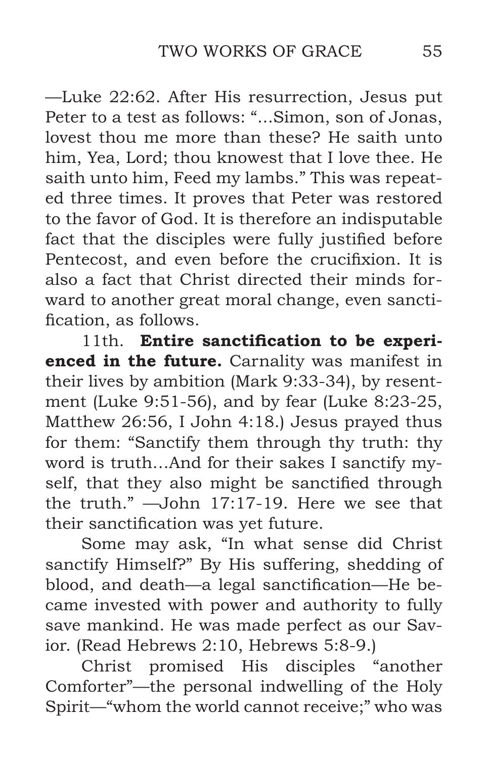—Luke 22:62. After His resurrection, Jesus put Peter to a test as follows: "...Simon, son of Jonas, lovest thou me more than these? He saith unto him, Yea, Lord; thou knowest that I love thee. He saith unto him, Feed my lambs." This was repeated three times. It proves that Peter was restored to the favor of God. It is therefore an indisputable fact that the disciples were fully justified before Pentecost, and even before the crucifixion. It is also a fact that Christ directed their minds forward to another great moral change, even sanctification, as follows.

11th. **Entire sanctification to be experienced in the future.** Carnality was manifest in their lives by ambition (Mark 9:33-34), by resentment (Luke 9:51-56), and by fear (Luke 8:23-25, Matthew 26:56, I John 4:18.) Jesus prayed thus for them: "Sanctify them through thy truth: thy word is truth...And for their sakes I sanctify myself, that they also might be sanctified through the truth." —John 17:17-19. Here we see that their sanctification was yet future.

Some may ask, "In what sense did Christ sanctify Himself?" By His suffering, shedding of blood, and death—a legal sanctification—He became invested with power and authority to fully save mankind. He was made perfect as our Savior. (Read Hebrews 2:10, Hebrews 5:8-9.)

Christ promised His disciples "another Comforter"—the personal indwelling of the Holy Spirit—"whom the world cannot receive;" who was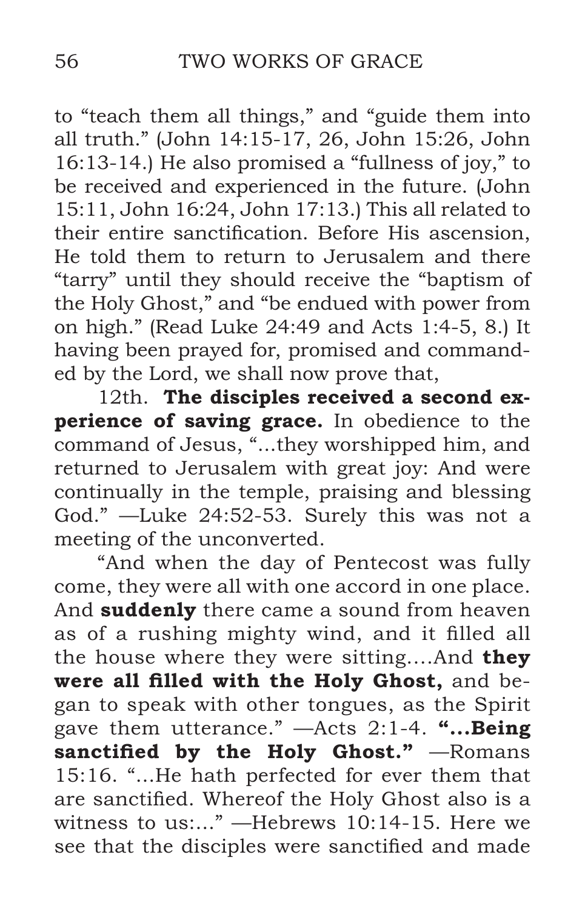to "teach them all things," and "guide them into all truth." (John 14:15-17, 26, John 15:26, John 16:13-14.) He also promised a "fullness of joy," to be received and experienced in the future. (John 15:11, John 16:24, John 17:13.) This all related to their entire sanctification. Before His ascension, He told them to return to Jerusalem and there "tarry" until they should receive the "baptism of the Holy Ghost," and "be endued with power from on high." (Read Luke 24:49 and Acts 1:4-5, 8.) It having been prayed for, promised and commanded by the Lord, we shall now prove that,

12th. **The disciples received a second experience of saving grace.** In obedience to the command of Jesus, "...they worshipped him, and returned to Jerusalem with great joy: And were continually in the temple, praising and blessing God." —Luke 24:52-53. Surely this was not a meeting of the unconverted.

"And when the day of Pentecost was fully come, they were all with one accord in one place. And **suddenly** there came a sound from heaven as of a rushing mighty wind, and it filled all the house where they were sitting....And **they were all filled with the Holy Ghost,** and began to speak with other tongues, as the Spirit gave them utterance." —Acts 2:1-4. **"...Being sanctified by the Holy Ghost."** —Romans 15:16. "...He hath perfected for ever them that are sanctified. Whereof the Holy Ghost also is a witness to us:..." —Hebrews 10:14-15. Here we see that the disciples were sanctified and made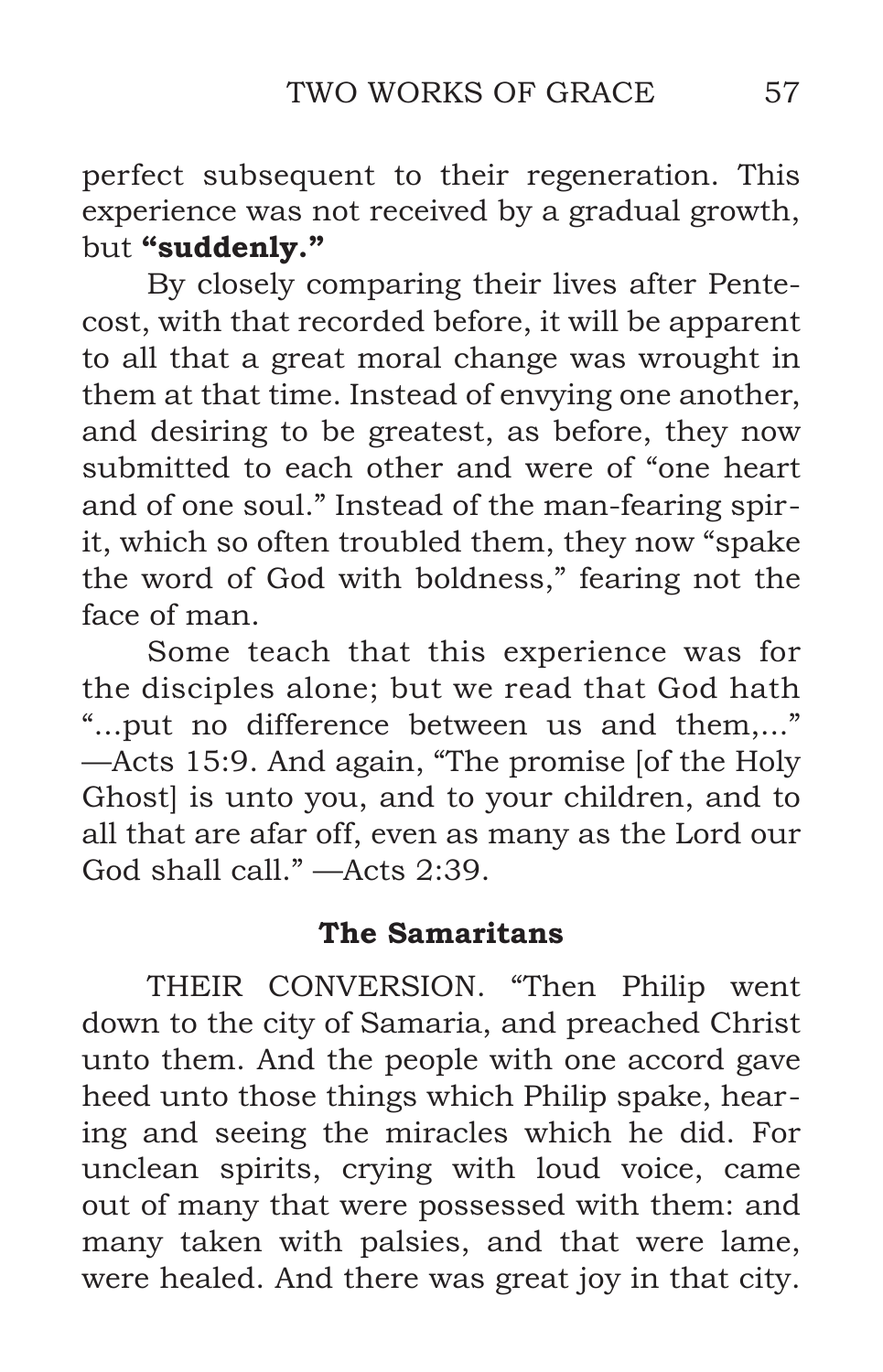perfect subsequent to their regeneration. This experience was not received by a gradual growth, but **"suddenly."**

By closely comparing their lives after Pentecost, with that recorded before, it will be apparent to all that a great moral change was wrought in them at that time. Instead of envying one another, and desiring to be greatest, as before, they now submitted to each other and were of "one heart and of one soul." Instead of the man-fearing spirit, which so often troubled them, they now "spake the word of God with boldness," fearing not the face of man.

Some teach that this experience was for the disciples alone; but we read that God hath "...put no difference between us and them,..." —Acts 15:9. And again, "The promise [of the Holy Ghost] is unto you, and to your children, and to all that are afar off, even as many as the Lord our God shall call." —Acts 2:39.

### The Samaritans

THEIR CONVERSION. "Then Philip went down to the city of Samaria, and preached Christ unto them. And the people with one accord gave heed unto those things which Philip spake, hearing and seeing the miracles which he did. For unclean spirits, crying with loud voice, came out of many that were possessed with them: and many taken with palsies, and that were lame, were healed. And there was great joy in that city.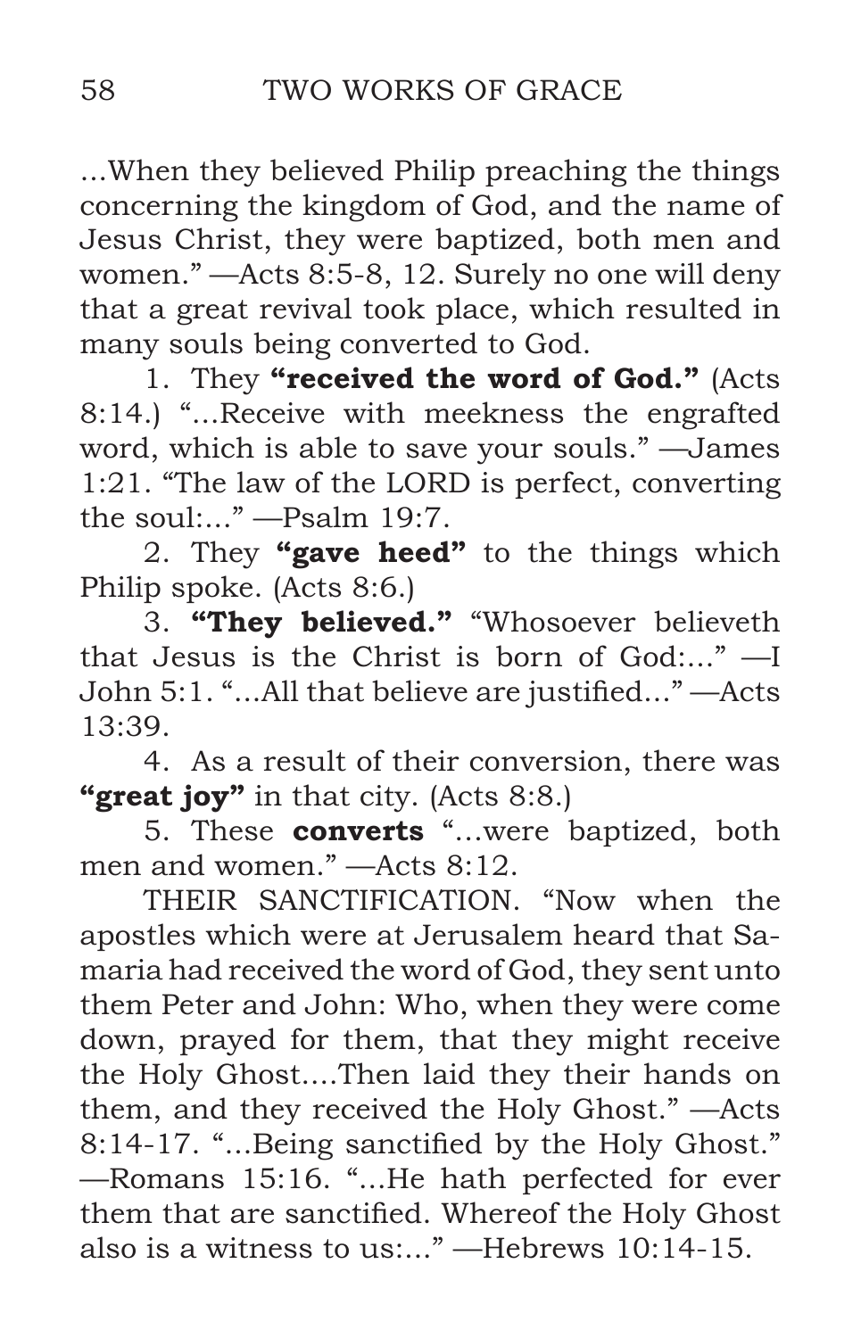...When they believed Philip preaching the things concerning the kingdom of God, and the name of Jesus Christ, they were baptized, both men and women." —Acts 8:5-8, 12. Surely no one will deny that a great revival took place, which resulted in many souls being converted to God.

1. They **"received the word of God."** (Acts 8:14.) "...Receive with meekness the engrafted word, which is able to save your souls." —James 1:21. "The law of the LORD is perfect, converting the soul:..." —Psalm 19:7.

2. They **"gave heed"** to the things which Philip spoke. (Acts 8:6.)

3. **"They believed."** "Whosoever believeth that Jesus is the Christ is born of God:..." —I John 5:1. "...All that believe are justified..." —Acts 13:39.

4. As a result of their conversion, there was **"great joy"** in that city. (Acts 8:8.)

5. These **converts** "...were baptized, both men and women." —Acts 8:12.

THEIR SANCTIFICATION. "Now when the apostles which were at Jerusalem heard that Samaria had received the word of God, they sent unto them Peter and John: Who, when they were come down, prayed for them, that they might receive the Holy Ghost....Then laid they their hands on them, and they received the Holy Ghost." —Acts 8:14-17. "...Being sanctified by the Holy Ghost." —Romans 15:16. "...He hath perfected for ever them that are sanctified. Whereof the Holy Ghost also is a witness to us:..." —Hebrews 10:14-15.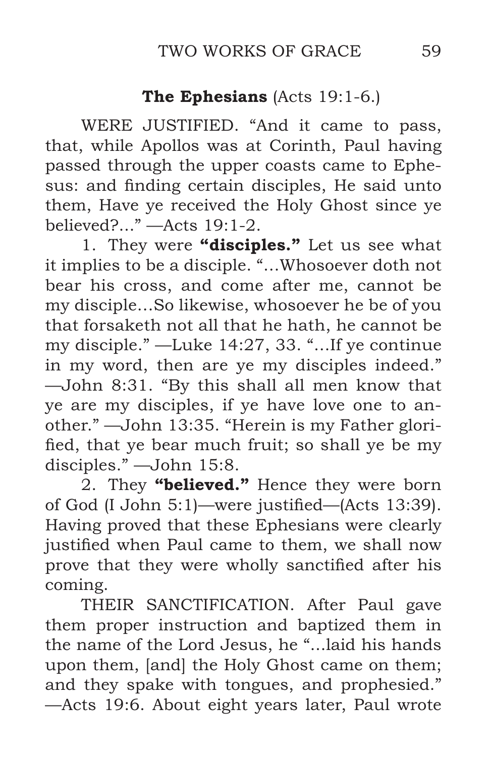**The Ephesians** (Acts 19:1-6.)

WERE JUSTIFIED. "And it came to pass, that, while Apollos was at Corinth, Paul having passed through the upper coasts came to Ephesus: and finding certain disciples, He said unto them, Have ye received the Holy Ghost since ye believed?..." —Acts 19:1-2.

1. They were **"disciples."** Let us see what it implies to be a disciple. "...Whosoever doth not bear his cross, and come after me, cannot be my disciple...So likewise, whosoever he be of you that forsaketh not all that he hath, he cannot be my disciple." —Luke 14:27, 33. "...If ye continue in my word, then are ye my disciples indeed." —John 8:31. "By this shall all men know that ye are my disciples, if ye have love one to another." —John 13:35. "Herein is my Father glorified, that ye bear much fruit; so shall ye be my disciples." —John 15:8.

2. They **"believed."** Hence they were born of God (I John 5:1)—were justified—(Acts 13:39). Having proved that these Ephesians were clearly justified when Paul came to them, we shall now prove that they were wholly sanctified after his coming.

THEIR SANCTIFICATION. After Paul gave them proper instruction and baptized them in the name of the Lord Jesus, he "...laid his hands upon them, [and] the Holy Ghost came on them; and they spake with tongues, and prophesied." —Acts 19:6. About eight years later, Paul wrote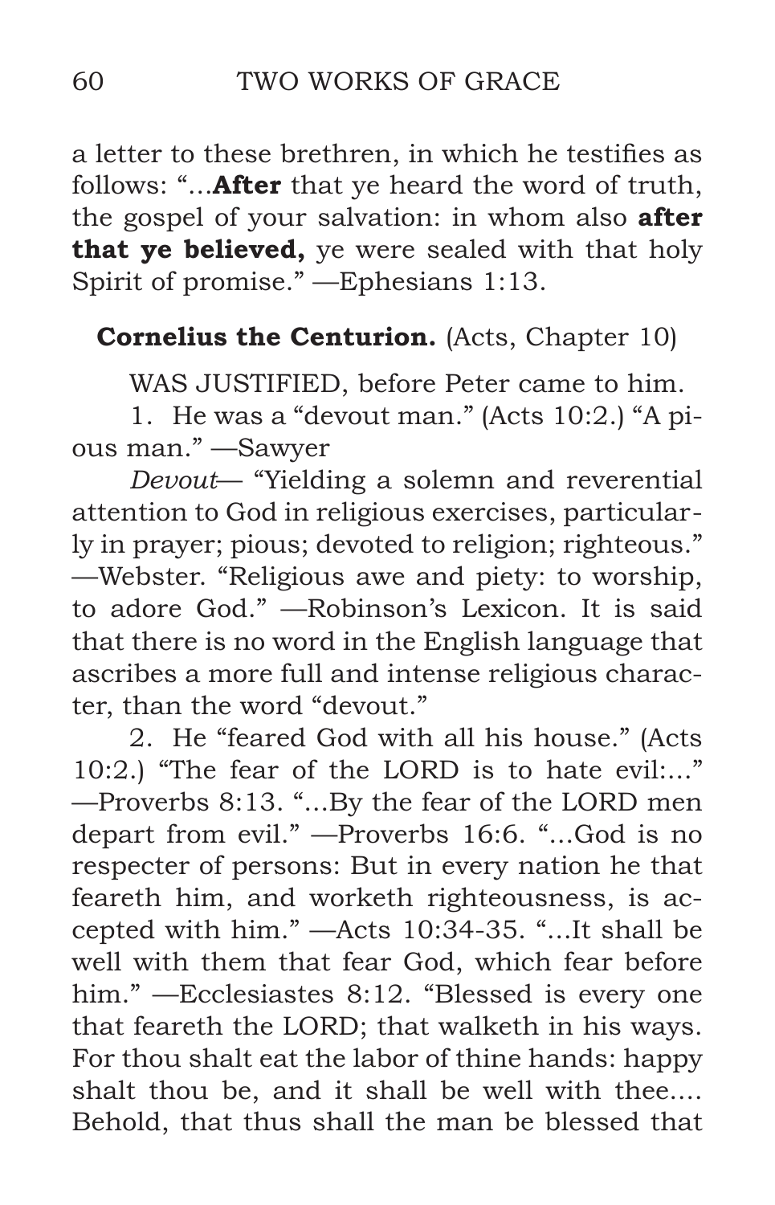a letter to these brethren, in which he testifies as follows: "...**After** that ye heard the word of truth, the gospel of your salvation: in whom also **after that ye believed,** ye were sealed with that holy Spirit of promise." —Ephesians 1:13.

**Cornelius the Centurion.** (Acts, Chapter 10)

WAS JUSTIFIED, before Peter came to him.

1. He was a "devout man." (Acts 10:2.) "A pious man." —Sawyer

*Devout*— "Yielding a solemn and reverential attention to God in religious exercises, particularly in prayer; pious; devoted to religion; righteous." —Webster. "Religious awe and piety: to worship, to adore God." —Robinson's Lexicon. It is said that there is no word in the English language that ascribes a more full and intense religious character, than the word "devout."

2. He "feared God with all his house." (Acts 10:2.) "The fear of the LORD is to hate evil:..." —Proverbs 8:13. "...By the fear of the LORD men depart from evil." —Proverbs 16:6. "...God is no respecter of persons: But in every nation he that feareth him, and worketh righteousness, is accepted with him." —Acts 10:34-35. "...It shall be well with them that fear God, which fear before him." —Ecclesiastes 8:12. "Blessed is every one that feareth the LORD; that walketh in his ways. For thou shalt eat the labor of thine hands: happy shalt thou be, and it shall be well with thee.... Behold, that thus shall the man be blessed that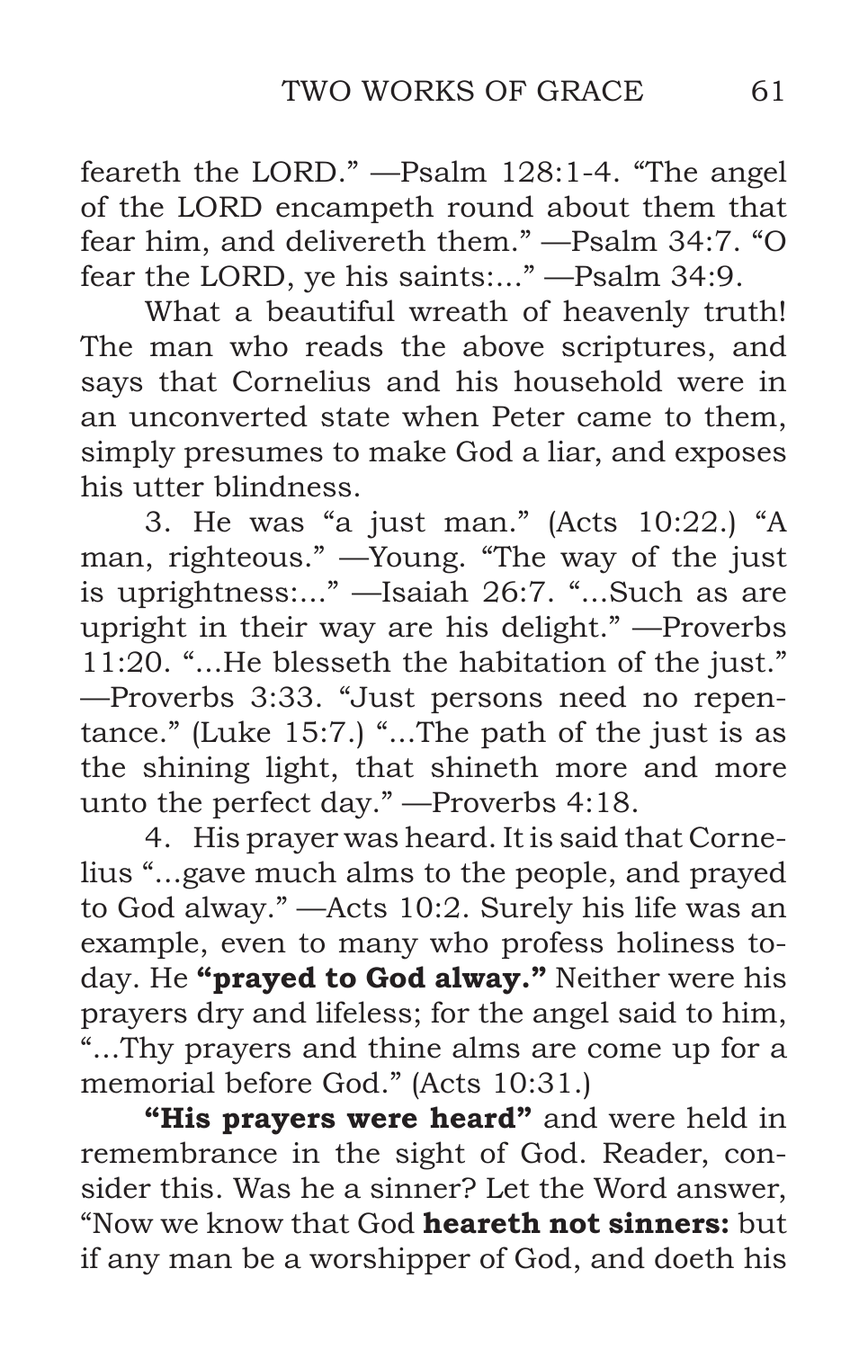feareth the LORD." —Psalm 128:1-4. "The angel of the LORD encampeth round about them that fear him, and delivereth them." —Psalm 34:7. "O fear the LORD, ye his saints:..." —Psalm 34:9.

What a beautiful wreath of heavenly truth! The man who reads the above scriptures, and says that Cornelius and his household were in an unconverted state when Peter came to them, simply presumes to make God a liar, and exposes his utter blindness.

3. He was "a just man." (Acts 10:22.) "A man, righteous." —Young. "The way of the just is uprightness:..." —Isaiah 26:7. "...Such as are upright in their way are his delight." —Proverbs 11:20. "...He blesseth the habitation of the just." —Proverbs 3:33. "Just persons need no repentance." (Luke 15:7.) "...The path of the just is as the shining light, that shineth more and more unto the perfect day." —Proverbs 4:18.

4. His prayer was heard. It is said that Cornelius "...gave much alms to the people, and prayed to God alway." —Acts 10:2. Surely his life was an example, even to many who profess holiness today. He **"prayed to God alway."** Neither were his prayers dry and lifeless; for the angel said to him, "...Thy prayers and thine alms are come up for a memorial before God." (Acts 10:31.)

**"His prayers were heard"** and were held in remembrance in the sight of God. Reader, consider this. Was he a sinner? Let the Word answer, "Now we know that God **heareth not sinners:** but if any man be a worshipper of God, and doeth his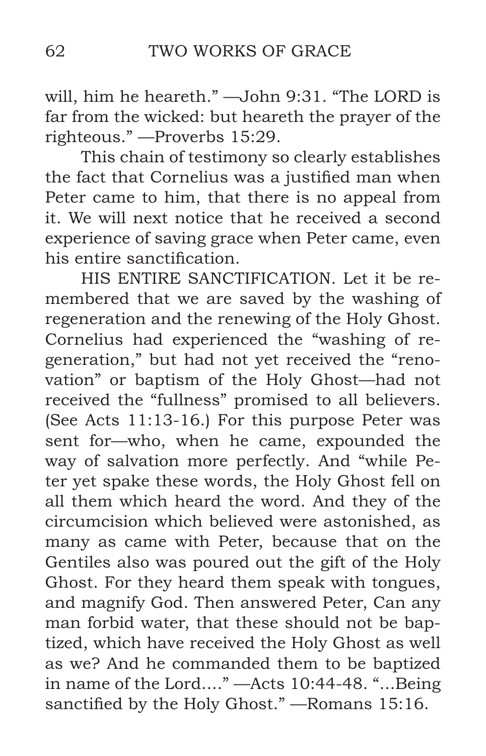will, him he heareth." —John 9:31. "The LORD is far from the wicked: but heareth the prayer of the righteous." —Proverbs 15:29.

This chain of testimony so clearly establishes the fact that Cornelius was a justified man when Peter came to him, that there is no appeal from it. We will next notice that he received a second experience of saving grace when Peter came, even his entire sanctification.

HIS ENTIRE SANCTIFICATION. Let it be remembered that we are saved by the washing of regeneration and the renewing of the Holy Ghost. Cornelius had experienced the "washing of regeneration," but had not yet received the "renovation" or baptism of the Holy Ghost—had not received the "fullness" promised to all believers. (See Acts 11:13-16.) For this purpose Peter was sent for—who, when he came, expounded the way of salvation more perfectly. And "while Peter yet spake these words, the Holy Ghost fell on all them which heard the word. And they of the circumcision which believed were astonished, as many as came with Peter, because that on the Gentiles also was poured out the gift of the Holy Ghost. For they heard them speak with tongues, and magnify God. Then answered Peter, Can any man forbid water, that these should not be baptized, which have received the Holy Ghost as well as we? And he commanded them to be baptized in name of the Lord...." —Acts 10:44-48. "...Being sanctified by the Holy Ghost." —Romans 15:16.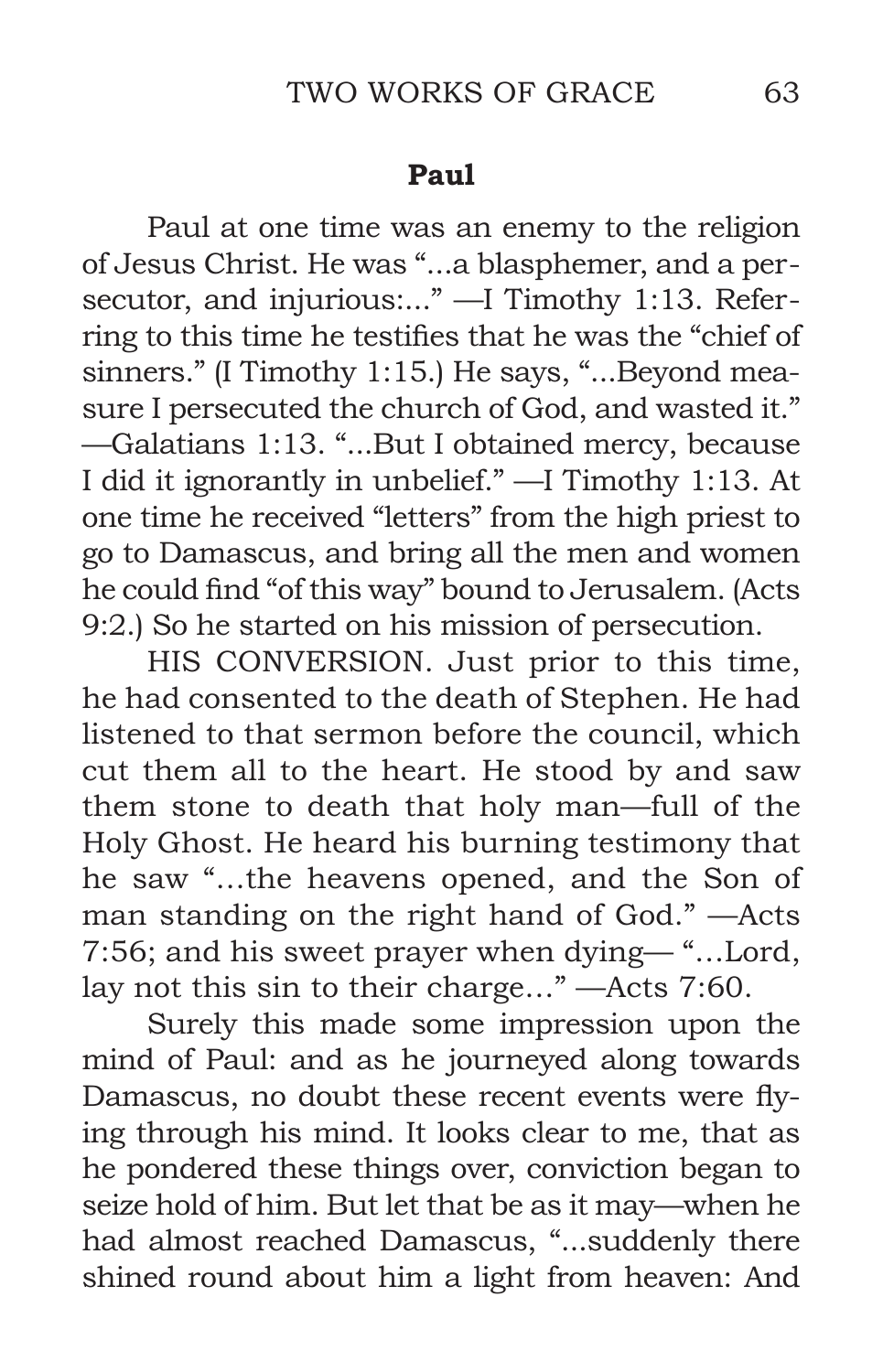## Paul

Paul at one time was an enemy to the religion of Jesus Christ. He was "...a blasphemer, and a persecutor, and injurious:..." —I Timothy 1:13. Referring to this time he testifies that he was the "chief of sinners." (I Timothy 1:15.) He says, "...Beyond measure I persecuted the church of God, and wasted it." —Galatians 1:13. "...But I obtained mercy, because I did it ignorantly in unbelief." —I Timothy 1:13. At one time he received "letters" from the high priest to go to Damascus, and bring all the men and women he could find "of this way" bound to Jerusalem. (Acts 9:2.) So he started on his mission of persecution.

HIS CONVERSION. Just prior to this time, he had consented to the death of Stephen. He had listened to that sermon before the council, which cut them all to the heart. He stood by and saw them stone to death that holy man—full of the Holy Ghost. He heard his burning testimony that he saw "…the heavens opened, and the Son of man standing on the right hand of God." —Acts 7:56; and his sweet prayer when dying— "…Lord, lay not this sin to their charge…" —Acts 7:60.

Surely this made some impression upon the mind of Paul: and as he journeyed along towards Damascus, no doubt these recent events were flying through his mind. It looks clear to me, that as he pondered these things over, conviction began to seize hold of him. But let that be as it may—when he had almost reached Damascus, "...suddenly there shined round about him a light from heaven: And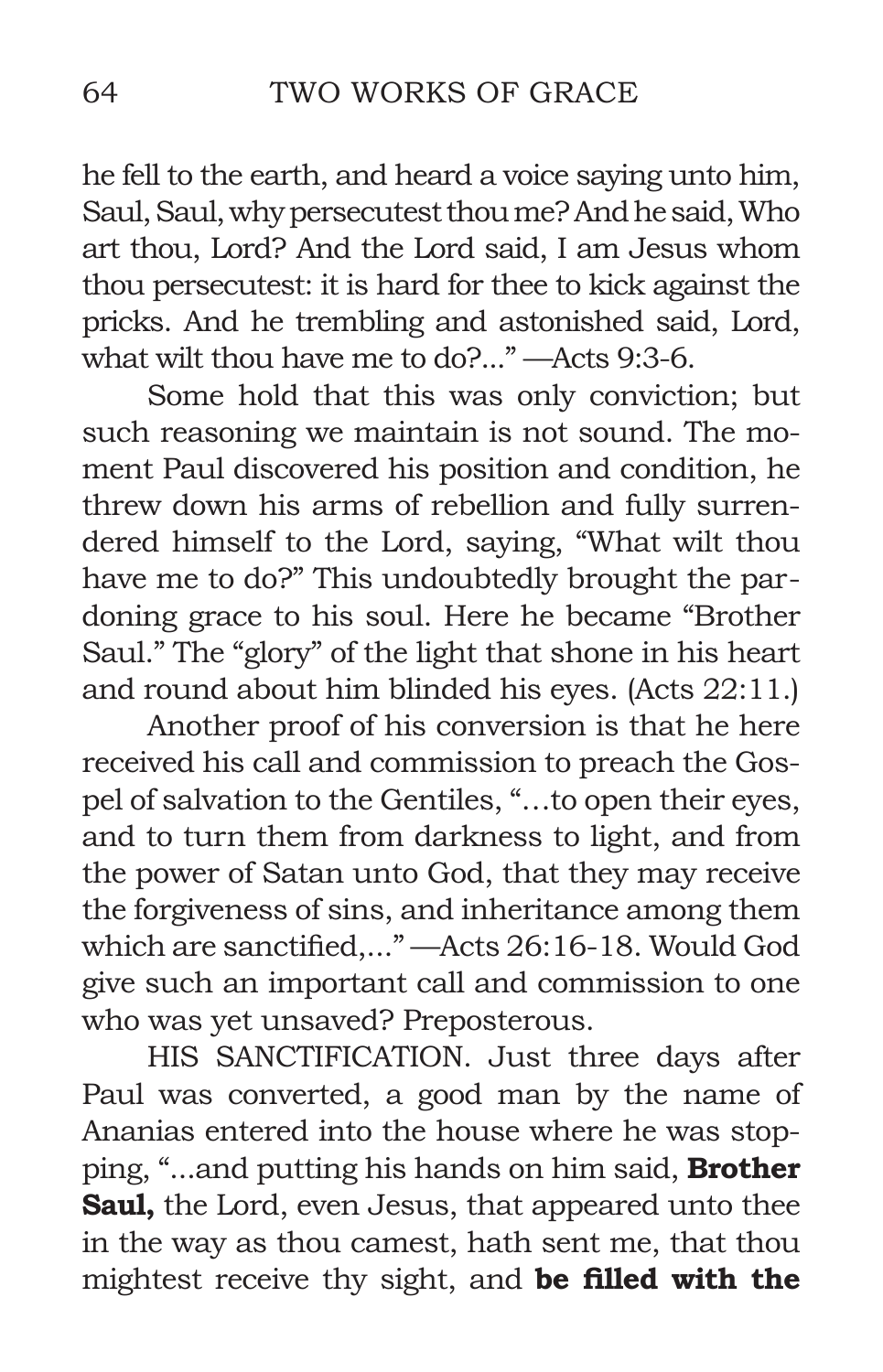he fell to the earth, and heard a voice saying unto him, Saul, Saul, why persecutest thou me? And he said, Who art thou, Lord? And the Lord said, I am Jesus whom thou persecutest: it is hard for thee to kick against the pricks. And he trembling and astonished said, Lord, what wilt thou have me to do?..." —Acts 9:3-6.

Some hold that this was only conviction; but such reasoning we maintain is not sound. The moment Paul discovered his position and condition, he threw down his arms of rebellion and fully surrendered himself to the Lord, saying, "What wilt thou have me to do?" This undoubtedly brought the pardoning grace to his soul. Here he became "Brother Saul." The "glory" of the light that shone in his heart and round about him blinded his eyes. (Acts 22:11.)

Another proof of his conversion is that he here received his call and commission to preach the Gospel of salvation to the Gentiles, "…to open their eyes, and to turn them from darkness to light, and from the power of Satan unto God, that they may receive the forgiveness of sins, and inheritance among them which are sanctified,..." —Acts 26:16-18. Would God give such an important call and commission to one who was yet unsaved? Preposterous.

HIS SANCTIFICATION. Just three days after Paul was converted, a good man by the name of Ananias entered into the house where he was stopping, "...and putting his hands on him said, **Brother Saul,** the Lord, even Jesus, that appeared unto thee in the way as thou camest, hath sent me, that thou mightest receive thy sight, and **be filled with the**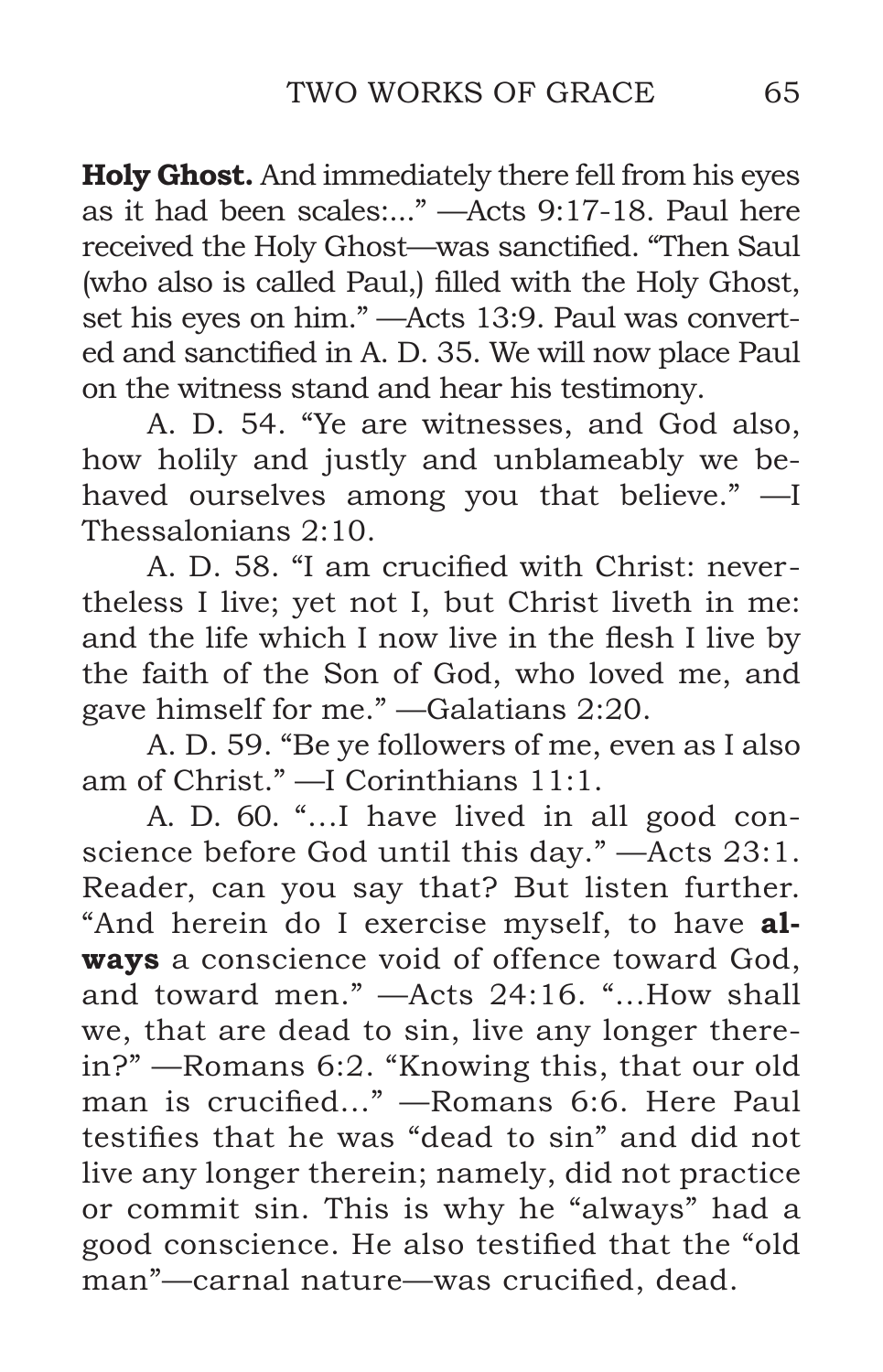**Holy Ghost.** And immediately there fell from his eyes as it had been scales:..." —Acts 9:17-18. Paul here received the Holy Ghost—was sanctified. "Then Saul (who also is called Paul,) filled with the Holy Ghost, set his eyes on him." —Acts 13:9. Paul was converted and sanctified in A. D. 35. We will now place Paul on the witness stand and hear his testimony.

A. D. 54. "Ye are witnesses, and God also, how holily and justly and unblameably we behaved ourselves among you that believe." —I Thessalonians 2:10.

A. D. 58. "I am crucified with Christ: nevertheless I live; yet not I, but Christ liveth in me: and the life which I now live in the flesh I live by the faith of the Son of God, who loved me, and gave himself for me." —Galatians 2:20.

A. D. 59. "Be ye followers of me, even as I also am of Christ." —I Corinthians 11:1.

A. D. 60. "…I have lived in all good conscience before God until this day." —Acts 23:1. Reader, can you say that? But listen further. "And herein do I exercise myself, to have **always** a conscience void of offence toward God, and toward men." —Acts 24:16. "…How shall we, that are dead to sin, live any longer therein?" —Romans 6:2. "Knowing this, that our old man is crucified…" —Romans 6:6. Here Paul testifies that he was "dead to sin" and did not live any longer therein; namely, did not practice or commit sin. This is why he "always" had a good conscience. He also testified that the "old man"—carnal nature—was crucified, dead.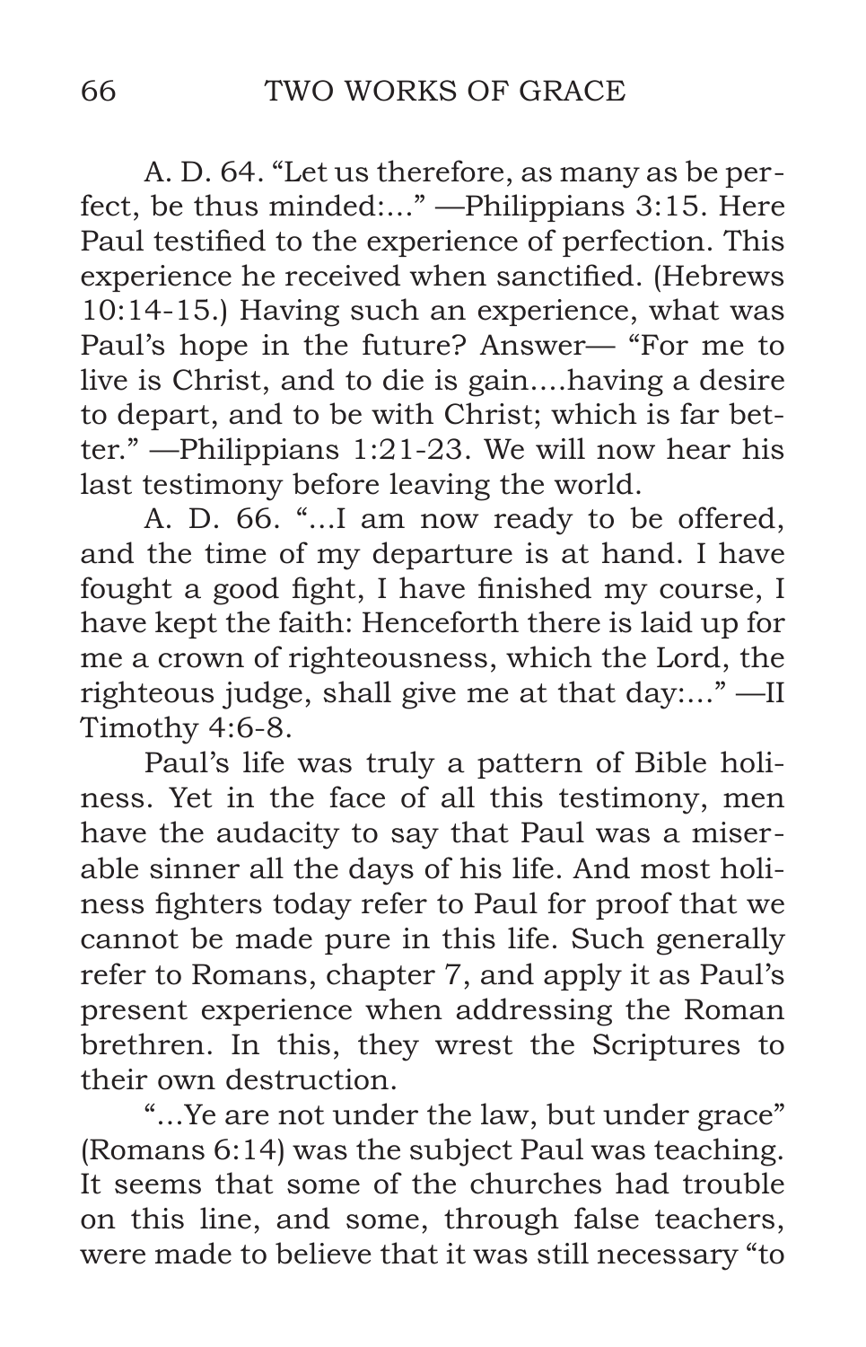A. D. 64. "Let us therefore, as many as be perfect, be thus minded:..." —Philippians 3:15. Here Paul testified to the experience of perfection. This experience he received when sanctified. (Hebrews 10:14-15.) Having such an experience, what was Paul's hope in the future? Answer— "For me to live is Christ, and to die is gain....having a desire to depart, and to be with Christ; which is far better." —Philippians 1:21-23. We will now hear his last testimony before leaving the world.

A. D. 66. "...I am now ready to be offered, and the time of my departure is at hand. I have fought a good fight, I have finished my course, I have kept the faith: Henceforth there is laid up for me a crown of righteousness, which the Lord, the righteous judge, shall give me at that day:..." —II Timothy 4:6-8.

Paul's life was truly a pattern of Bible holiness. Yet in the face of all this testimony, men have the audacity to say that Paul was a miserable sinner all the days of his life. And most holiness fighters today refer to Paul for proof that we cannot be made pure in this life. Such generally refer to Romans, chapter 7, and apply it as Paul's present experience when addressing the Roman brethren. In this, they wrest the Scriptures to their own destruction.

"...Ye are not under the law, but under grace" (Romans 6:14) was the subject Paul was teaching. It seems that some of the churches had trouble on this line, and some, through false teachers, were made to believe that it was still necessary "to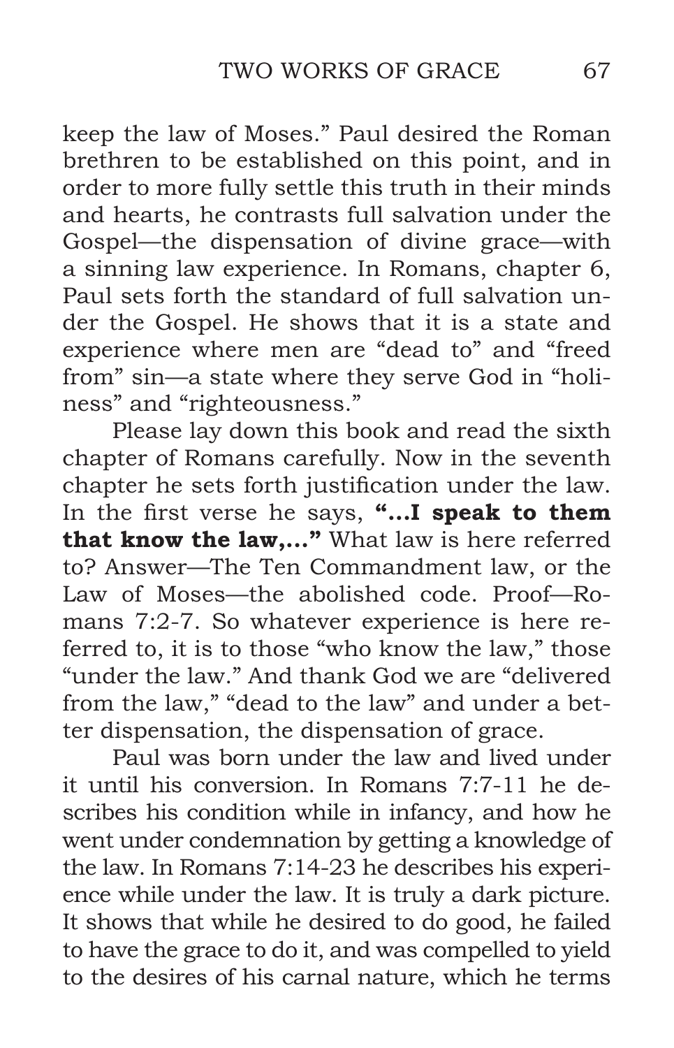keep the law of Moses." Paul desired the Roman brethren to be established on this point, and in order to more fully settle this truth in their minds and hearts, he contrasts full salvation under the Gospel—the dispensation of divine grace—with a sinning law experience. In Romans, chapter 6, Paul sets forth the standard of full salvation under the Gospel. He shows that it is a state and experience where men are "dead to" and "freed from" sin—a state where they serve God in "holiness" and "righteousness."

Please lay down this book and read the sixth chapter of Romans carefully. Now in the seventh chapter he sets forth justification under the law. In the first verse he says, **"...I speak to them that know the law,..."** What law is here referred to? Answer—The Ten Commandment law, or the Law of Moses—the abolished code. Proof—Romans 7:2-7. So whatever experience is here referred to, it is to those "who know the law," those "under the law." And thank God we are "delivered from the law," "dead to the law" and under a better dispensation, the dispensation of grace.

Paul was born under the law and lived under it until his conversion. In Romans 7:7-11 he describes his condition while in infancy, and how he went under condemnation by getting a knowledge of the law. In Romans 7:14-23 he describes his experience while under the law. It is truly a dark picture. It shows that while he desired to do good, he failed to have the grace to do it, and was compelled to yield to the desires of his carnal nature, which he terms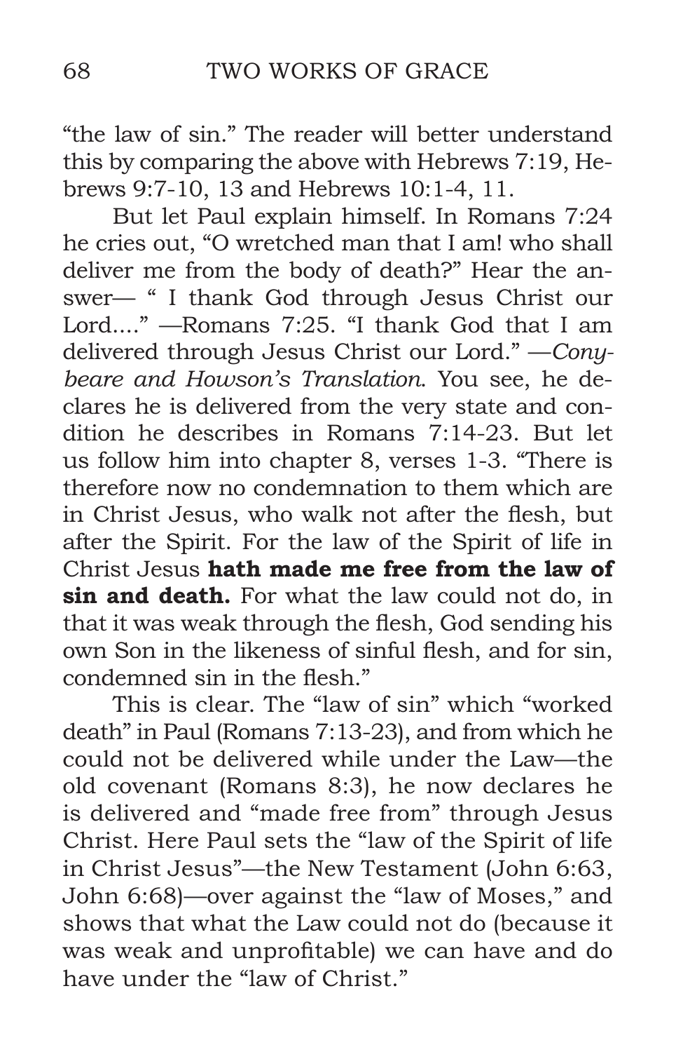"the law of sin." The reader will better understand this by comparing the above with Hebrews 7:19, Hebrews 9:7-10, 13 and Hebrews 10:1-4, 11.

But let Paul explain himself. In Romans 7:24 he cries out, "O wretched man that I am! who shall deliver me from the body of death?" Hear the answer— " I thank God through Jesus Christ our Lord...." —Romans 7:25. "I thank God that I am delivered through Jesus Christ our Lord." —*Conybeare and Howson's Translation*. You see, he declares he is delivered from the very state and condition he describes in Romans 7:14-23. But let us follow him into chapter 8, verses 1-3. "There is therefore now no condemnation to them which are in Christ Jesus, who walk not after the flesh, but after the Spirit. For the law of the Spirit of life in Christ Jesus **hath made me free from the law of sin and death.** For what the law could not do, in that it was weak through the flesh, God sending his own Son in the likeness of sinful flesh, and for sin, condemned sin in the flesh."

This is clear. The "law of sin" which "worked death" in Paul (Romans 7:13-23), and from which he could not be delivered while under the Law—the old covenant (Romans 8:3), he now declares he is delivered and "made free from" through Jesus Christ. Here Paul sets the "law of the Spirit of life in Christ Jesus"—the New Testament (John 6:63, John 6:68)—over against the "law of Moses," and shows that what the Law could not do (because it was weak and unprofitable) we can have and do have under the "law of Christ."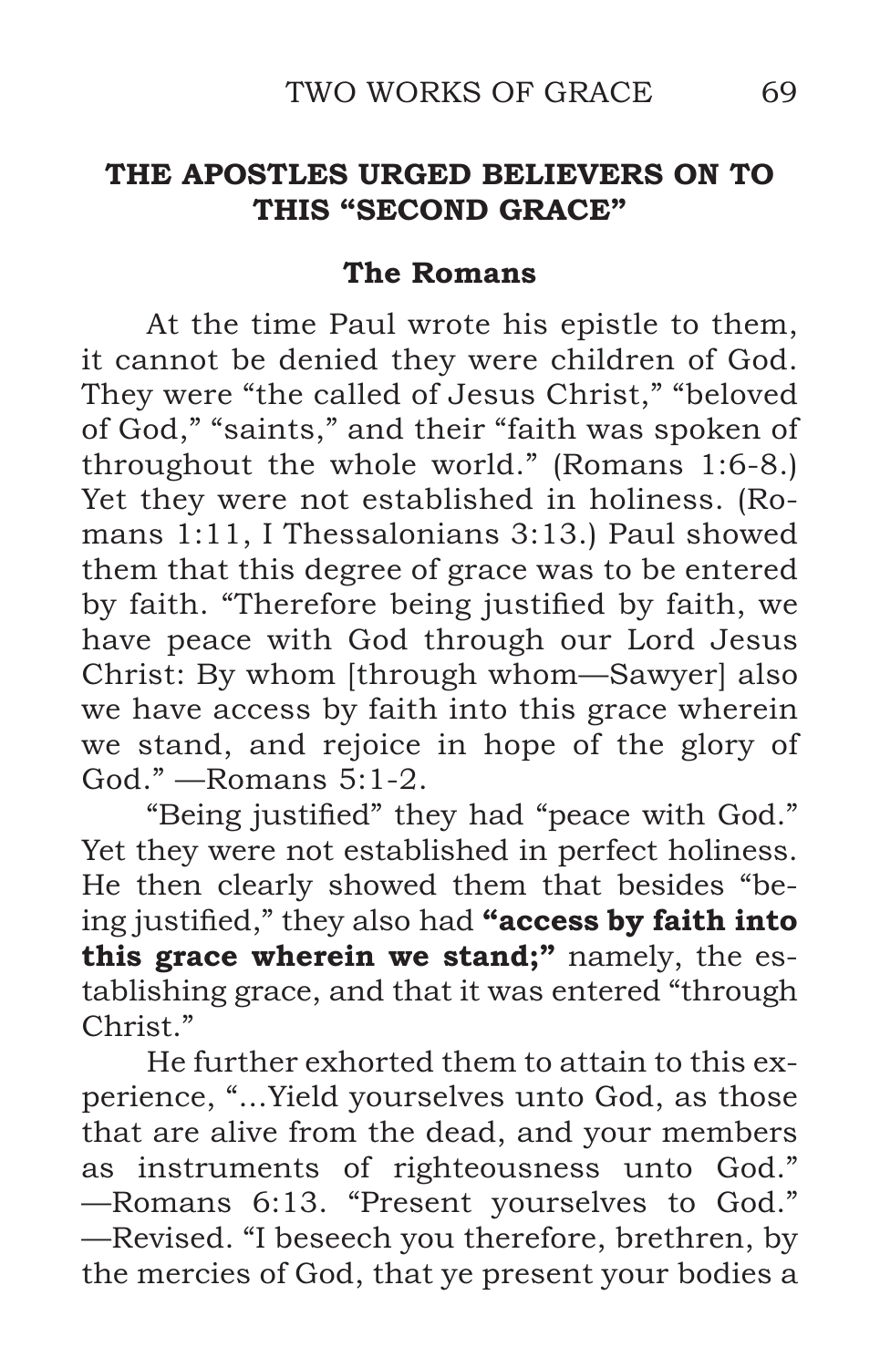## THE APOSTLES URGED BELIEVERS ON TO THIS "SECOND GRACE"

### The Romans

At the time Paul wrote his epistle to them, it cannot be denied they were children of God. They were "the called of Jesus Christ," "beloved of God," "saints," and their "faith was spoken of throughout the whole world." (Romans 1:6-8.) Yet they were not established in holiness. (Romans 1:11, I Thessalonians 3:13.) Paul showed them that this degree of grace was to be entered by faith. "Therefore being justified by faith, we have peace with God through our Lord Jesus Christ: By whom [through whom—Sawyer] also we have access by faith into this grace wherein we stand, and rejoice in hope of the glory of God." —Romans 5:1-2.

"Being justified" they had "peace with God." Yet they were not established in perfect holiness. He then clearly showed them that besides "being justified," they also had **"access by faith into this grace wherein we stand;"** namely, the establishing grace, and that it was entered "through Christ."

He further exhorted them to attain to this experience, "...Yield yourselves unto God, as those that are alive from the dead, and your members as instruments of righteousness unto God." —Romans 6:13. "Present yourselves to God." —Revised. "I beseech you therefore, brethren, by the mercies of God, that ye present your bodies a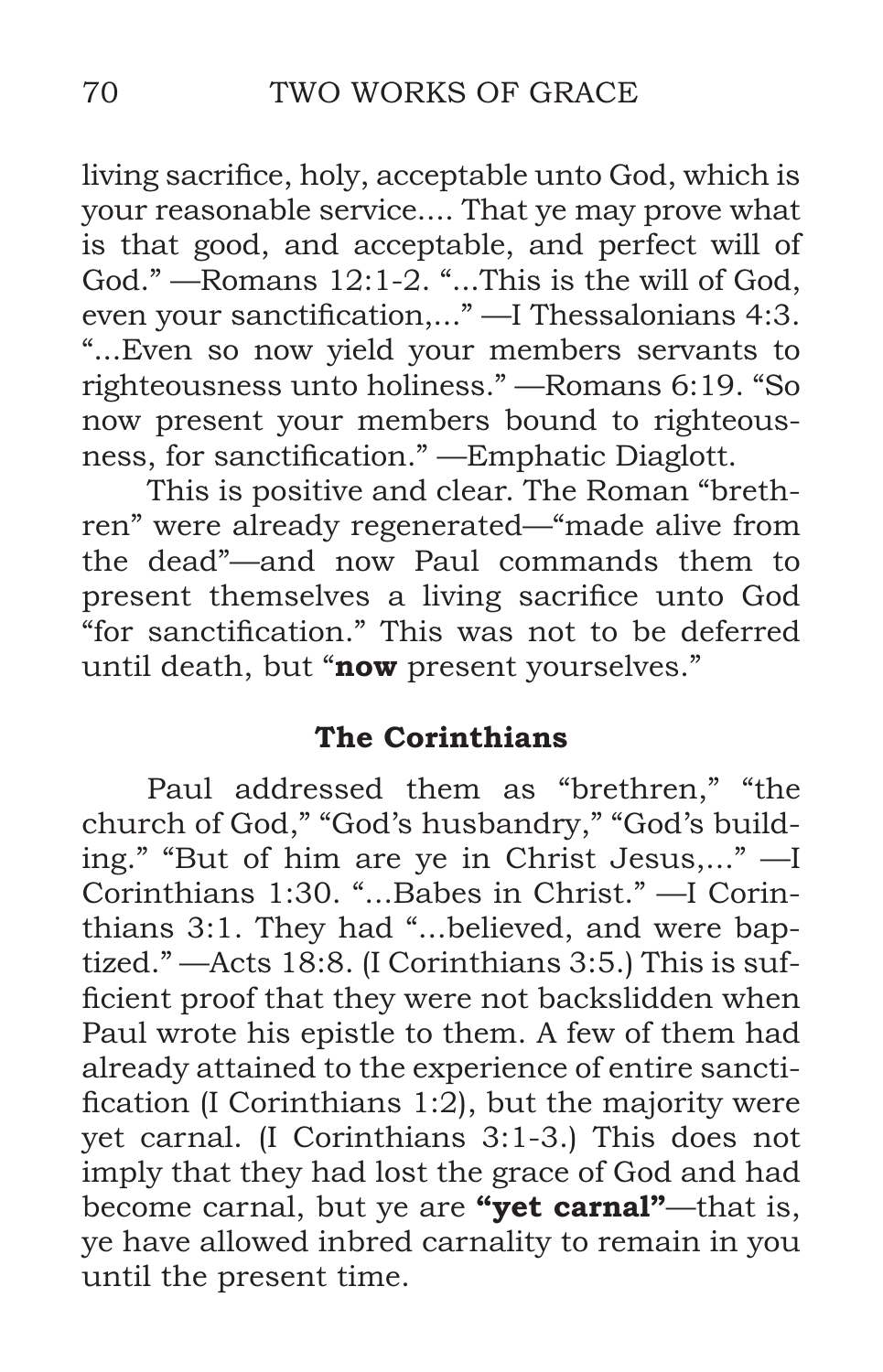living sacrifice, holy, acceptable unto God, which is your reasonable service.... That ye may prove what is that good, and acceptable, and perfect will of God." —Romans 12:1-2. "...This is the will of God, even your sanctification,..." —I Thessalonians 4:3. "...Even so now yield your members servants to righteousness unto holiness." —Romans 6:19. "So now present your members bound to righteousness, for sanctification." —Emphatic Diaglott.

This is positive and clear. The Roman "brethren" were already regenerated—"made alive from the dead"—and now Paul commands them to present themselves a living sacrifice unto God "for sanctification." This was not to be deferred until death, but "**now** present yourselves."

### The Corinthians

Paul addressed them as "brethren," "the church of God," "God's husbandry," "God's building." "But of him are ye in Christ Jesus,..." —I Corinthians 1:30. "...Babes in Christ." —I Corinthians 3:1. They had "...believed, and were baptized." —Acts 18:8. (I Corinthians 3:5.) This is sufficient proof that they were not backslidden when Paul wrote his epistle to them. A few of them had already attained to the experience of entire sanctification (I Corinthians 1:2), but the majority were yet carnal. (I Corinthians 3:1-3.) This does not imply that they had lost the grace of God and had become carnal, but ye are **"yet carnal"**—that is, ye have allowed inbred carnality to remain in you until the present time.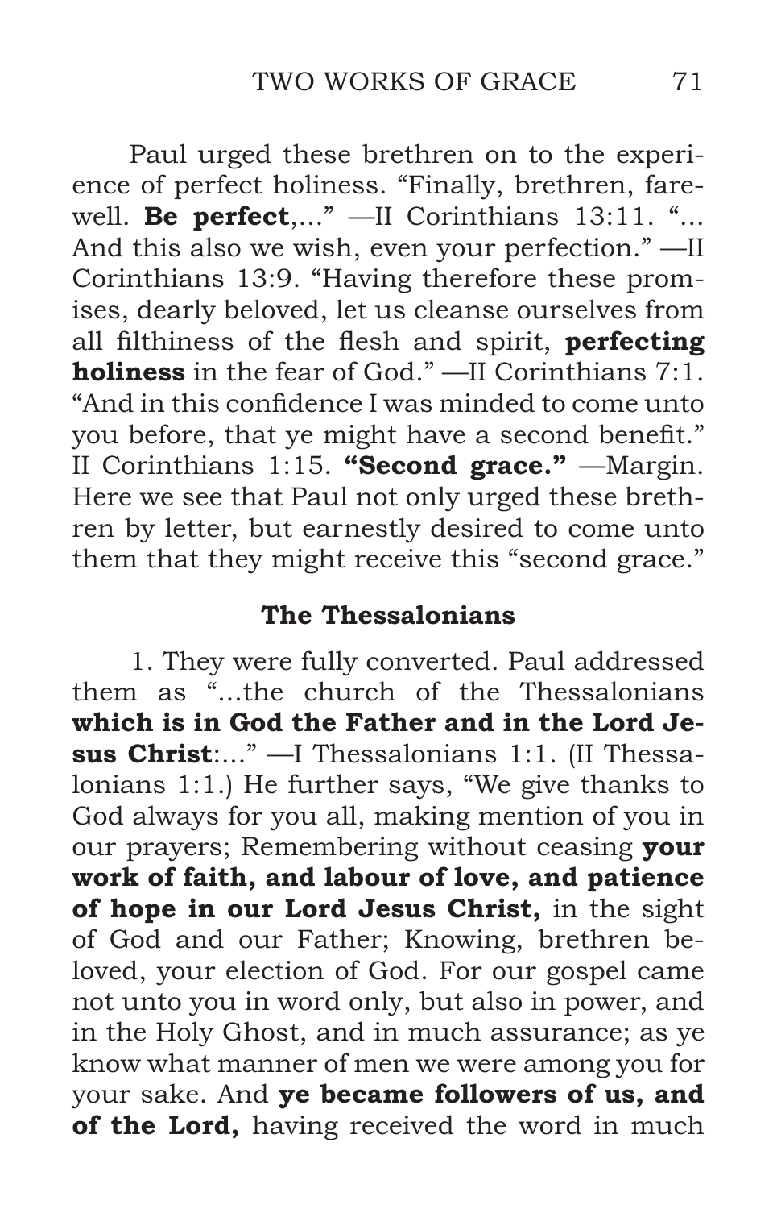Paul urged these brethren on to the experience of perfect holiness. "Finally, brethren, farewell. **Be perfect**,..." —II Corinthians 13:11. "... And this also we wish, even your perfection." —II Corinthians 13:9. "Having therefore these promises, dearly beloved, let us cleanse ourselves from all filthiness of the flesh and spirit, **perfecting holiness** in the fear of God." —II Corinthians 7:1. "And in this confidence I was minded to come unto you before, that ye might have a second benefit." II Corinthians 1:15. **"Second grace."** —Margin. Here we see that Paul not only urged these brethren by letter, but earnestly desired to come unto them that they might receive this "second grace."

### The Thessalonians

1. They were fully converted. Paul addressed them as "...the church of the Thessalonians **which is in God the Father and in the Lord Jesus Christ**:..." —I Thessalonians 1:1. (II Thessalonians 1:1.) He further says, "We give thanks to God always for you all, making mention of you in our prayers; Remembering without ceasing **your work of faith, and labour of love, and patience of hope in our Lord Jesus Christ,** in the sight of God and our Father; Knowing, brethren beloved, your election of God. For our gospel came not unto you in word only, but also in power, and in the Holy Ghost, and in much assurance; as ye know what manner of men we were among you for your sake. And **ye became followers of us, and of the Lord,** having received the word in much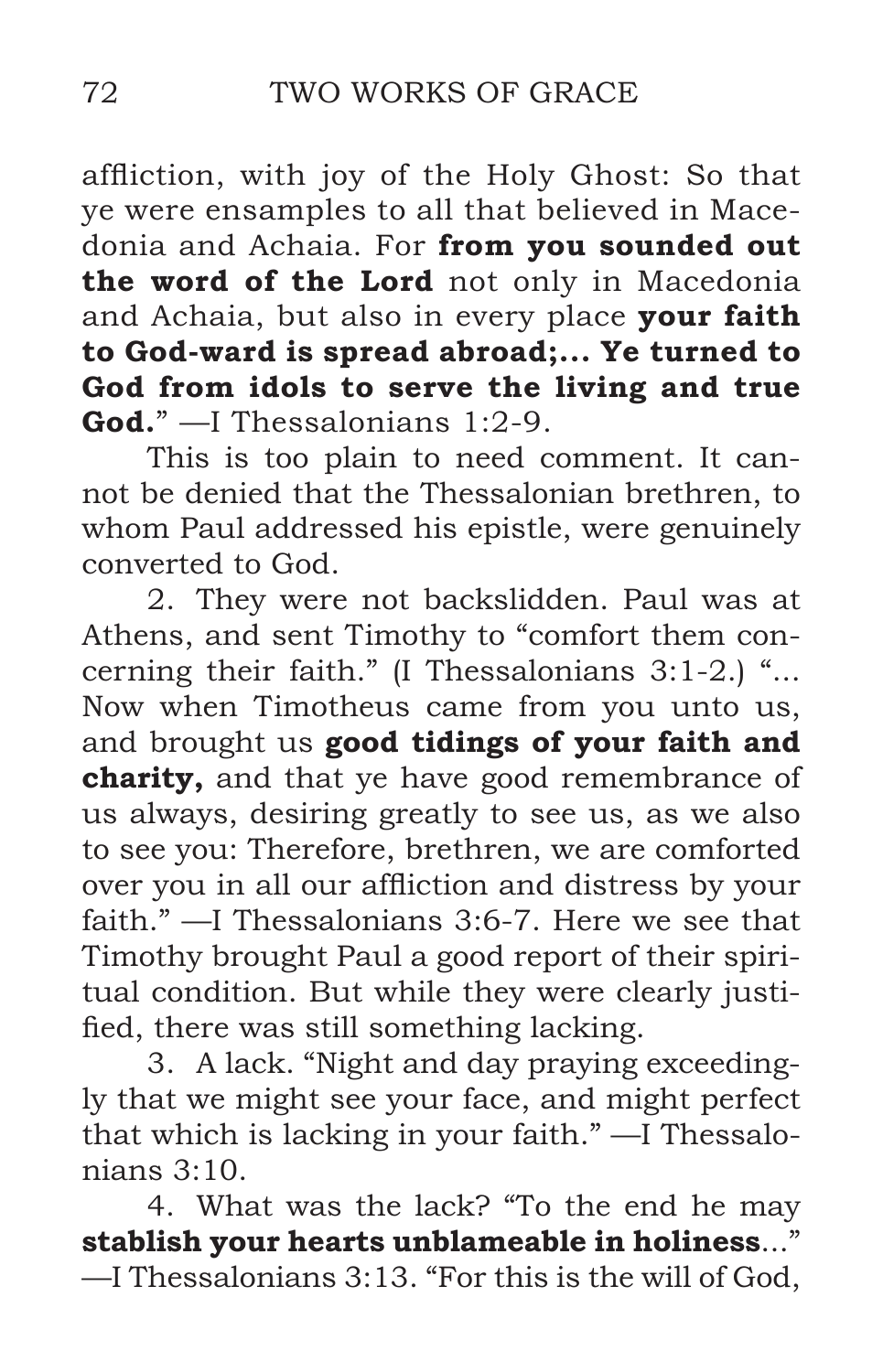affliction, with joy of the Holy Ghost: So that ye were ensamples to all that believed in Macedonia and Achaia. For **from you sounded out the word of the Lord** not only in Macedonia and Achaia, but also in every place **your faith to God-ward is spread abroad;... Ye turned to God from idols to serve the living and true God.**" —I Thessalonians 1:2-9.

This is too plain to need comment. It cannot be denied that the Thessalonian brethren, to whom Paul addressed his epistle, were genuinely converted to God.

2. They were not backslidden. Paul was at Athens, and sent Timothy to "comfort them concerning their faith." (I Thessalonians 3:1-2.) "... Now when Timotheus came from you unto us, and brought us **good tidings of your faith and charity,** and that ye have good remembrance of us always, desiring greatly to see us, as we also to see you: Therefore, brethren, we are comforted over you in all our affliction and distress by your faith." —I Thessalonians 3:6-7. Here we see that Timothy brought Paul a good report of their spiritual condition. But while they were clearly justified, there was still something lacking.

3. A lack. "Night and day praying exceedingly that we might see your face, and might perfect that which is lacking in your faith." —I Thessalonians 3:10.

4. What was the lack? "To the end he may **stablish your hearts unblameable in holiness**..." —I Thessalonians 3:13. "For this is the will of God,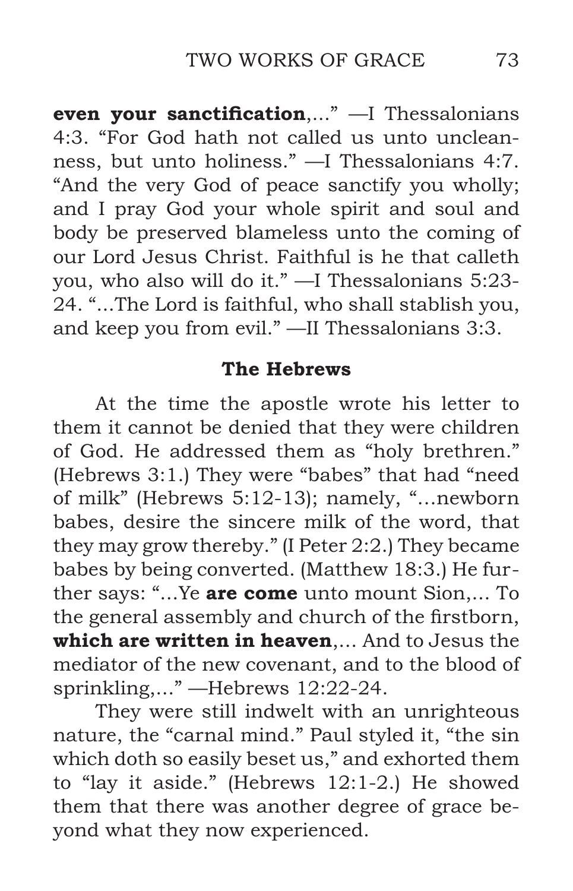**even your sanctification**,..." —I Thessalonians 4:3. "For God hath not called us unto uncleanness, but unto holiness." —I Thessalonians 4:7. "And the very God of peace sanctify you wholly; and I pray God your whole spirit and soul and body be preserved blameless unto the coming of our Lord Jesus Christ. Faithful is he that calleth you, who also will do it." —I Thessalonians 5:23-24. "...The Lord is faithful, who shall stablish you, and keep you from evil." —II Thessalonians 3:3.

### The Hebrews

At the time the apostle wrote his letter to them it cannot be denied that they were children of God. He addressed them as "holy brethren." (Hebrews 3:1.) They were "babes" that had "need of milk" (Hebrews 5:12-13); namely, "…newborn babes, desire the sincere milk of the word, that they may grow thereby." (I Peter 2:2.) They became babes by being converted. (Matthew 18:3.) He further says: "…Ye **are come** unto mount Sion,... To the general assembly and church of the firstborn, **which are written in heaven**,... And to Jesus the mediator of the new covenant, and to the blood of sprinkling,..." —Hebrews 12:22-24.

They were still indwelt with an unrighteous nature, the "carnal mind." Paul styled it, "the sin which doth so easily beset us," and exhorted them to "lay it aside." (Hebrews 12:1-2.) He showed them that there was another degree of grace beyond what they now experienced.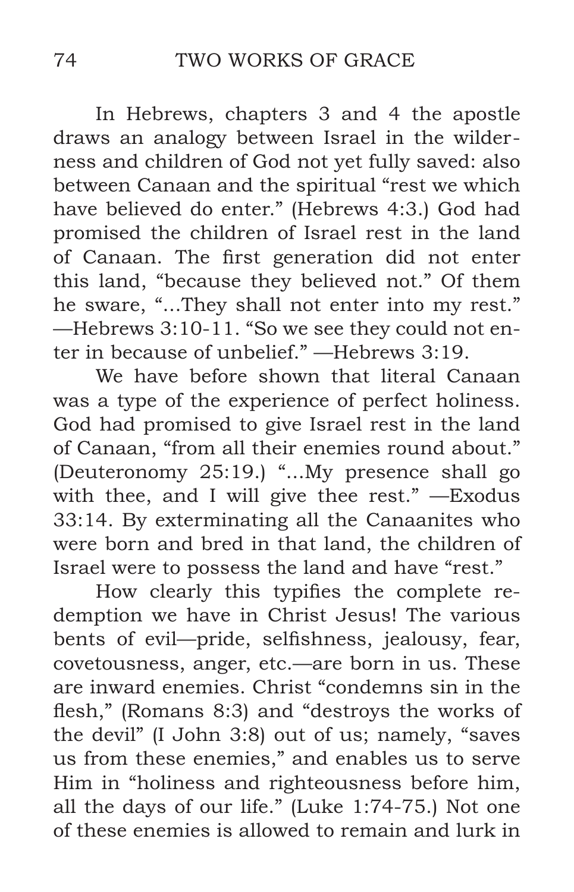In Hebrews, chapters 3 and 4 the apostle draws an analogy between Israel in the wilderness and children of God not yet fully saved: also between Canaan and the spiritual "rest we which have believed do enter." (Hebrews 4:3.) God had promised the children of Israel rest in the land of Canaan. The first generation did not enter this land, "because they believed not." Of them he sware, "...They shall not enter into my rest." —Hebrews 3:10-11. "So we see they could not enter in because of unbelief." —Hebrews 3:19.

We have before shown that literal Canaan was a type of the experience of perfect holiness. God had promised to give Israel rest in the land of Canaan, "from all their enemies round about." (Deuteronomy 25:19.) "...My presence shall go with thee, and I will give thee rest." —Exodus 33:14. By exterminating all the Canaanites who were born and bred in that land, the children of Israel were to possess the land and have "rest."

How clearly this typifies the complete redemption we have in Christ Jesus! The various bents of evil—pride, selfishness, jealousy, fear, covetousness, anger, etc.—are born in us. These are inward enemies. Christ "condemns sin in the flesh," (Romans 8:3) and "destroys the works of the devil" (I John 3:8) out of us; namely, "saves us from these enemies," and enables us to serve Him in "holiness and righteousness before him, all the days of our life." (Luke 1:74-75.) Not one of these enemies is allowed to remain and lurk in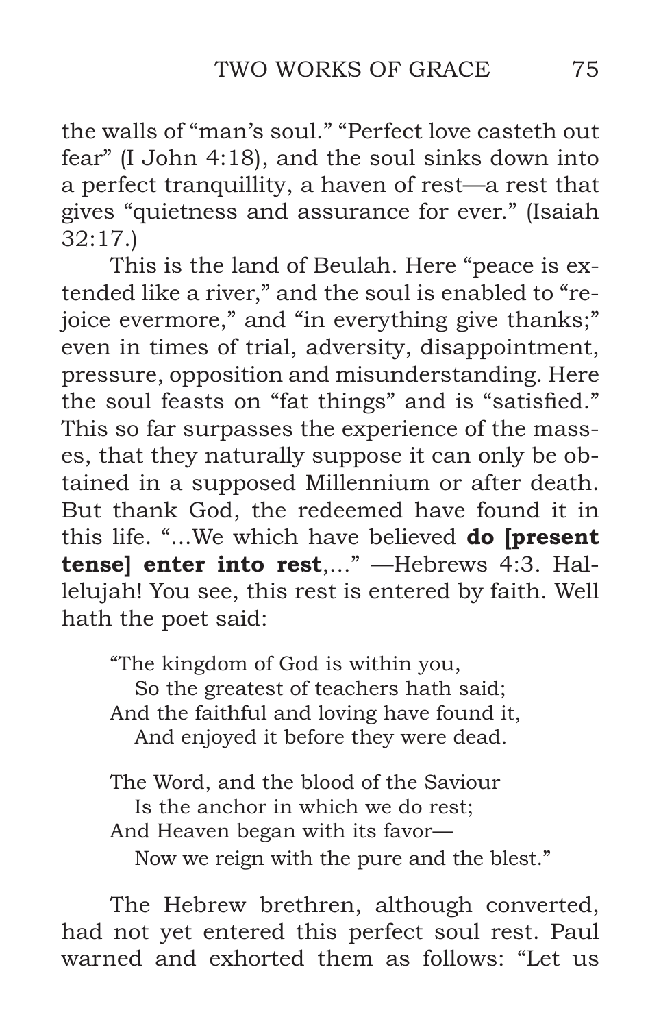the walls of "man's soul." "Perfect love casteth out fear" (I John 4:18), and the soul sinks down into a perfect tranquillity, a haven of rest—a rest that gives "quietness and assurance for ever." (Isaiah 32:17.)

This is the land of Beulah. Here "peace is extended like a river," and the soul is enabled to "rejoice evermore," and "in everything give thanks;" even in times of trial, adversity, disappointment, pressure, opposition and misunderstanding. Here the soul feasts on "fat things" and is "satisfied." This so far surpasses the experience of the masses, that they naturally suppose it can only be obtained in a supposed Millennium or after death. But thank God, the redeemed have found it in this life. "...We which have believed **do [present tense] enter into rest**,..." —Hebrews 4:3. Hallelujah! You see, this rest is entered by faith. Well hath the poet said:

> "The kingdom of God is within you,
> So the greatest of teachers hath said;
> And the faithful and loving have found it,
> And enjoyed it before they were dead.
>
> The Word, and the blood of the Saviour
> Is the anchor in which we do rest;
> And Heaven began with its favor—
> Now we reign with the pure and the blest."

The Hebrew brethren, although converted, had not yet entered this perfect soul rest. Paul warned and exhorted them as follows: "Let us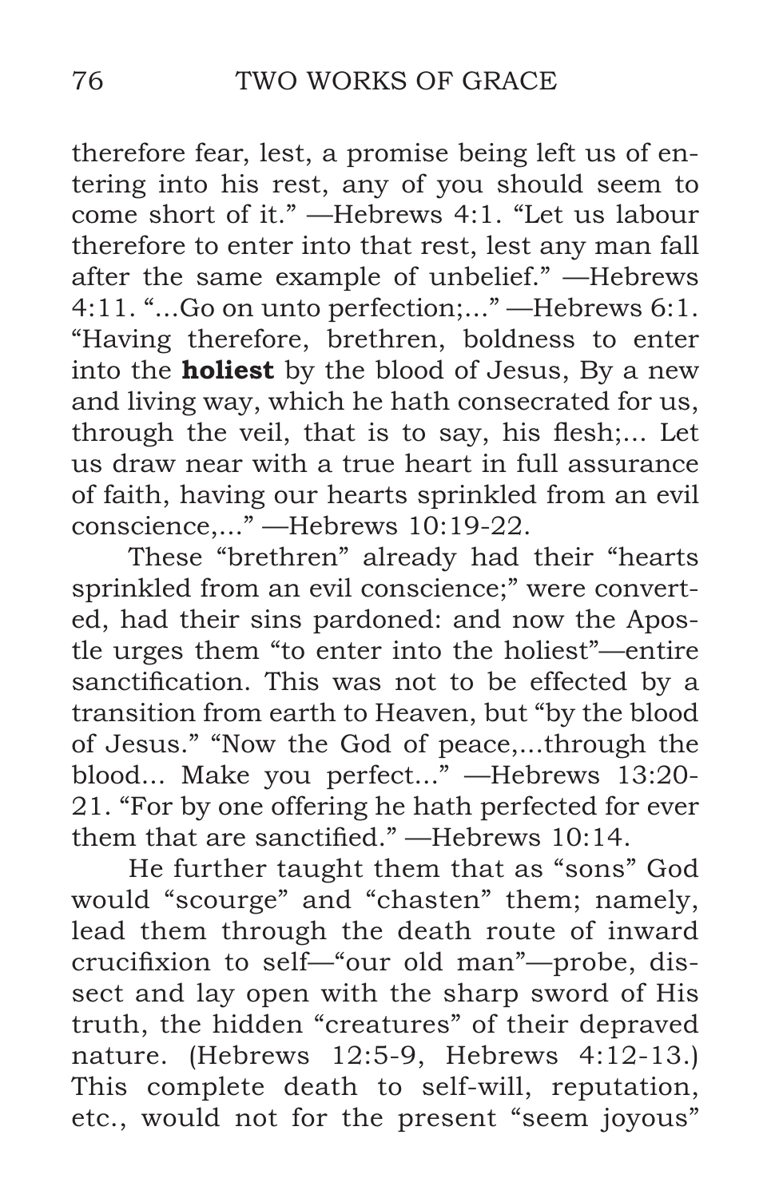therefore fear, lest, a promise being left us of entering into his rest, any of you should seem to come short of it." —Hebrews 4:1. "Let us labour therefore to enter into that rest, lest any man fall after the same example of unbelief." —Hebrews 4:11. "...Go on unto perfection;..." —Hebrews 6:1. "Having therefore, brethren, boldness to enter into the **holiest** by the blood of Jesus, By a new and living way, which he hath consecrated for us, through the veil, that is to say, his flesh;... Let us draw near with a true heart in full assurance of faith, having our hearts sprinkled from an evil conscience,..." —Hebrews 10:19-22.

These "brethren" already had their "hearts sprinkled from an evil conscience;" were converted, had their sins pardoned: and now the Apostle urges them "to enter into the holiest"—entire sanctification. This was not to be effected by a transition from earth to Heaven, but "by the blood of Jesus." "Now the God of peace,...through the blood... Make you perfect..." —Hebrews 13:20-21. "For by one offering he hath perfected for ever them that are sanctified." —Hebrews 10:14.

He further taught them that as "sons" God would "scourge" and "chasten" them; namely, lead them through the death route of inward crucifixion to self—"our old man"—probe, dissect and lay open with the sharp sword of His truth, the hidden "creatures" of their depraved nature. (Hebrews 12:5-9, Hebrews 4:12-13.) This complete death to self-will, reputation, etc., would not for the present "seem joyous"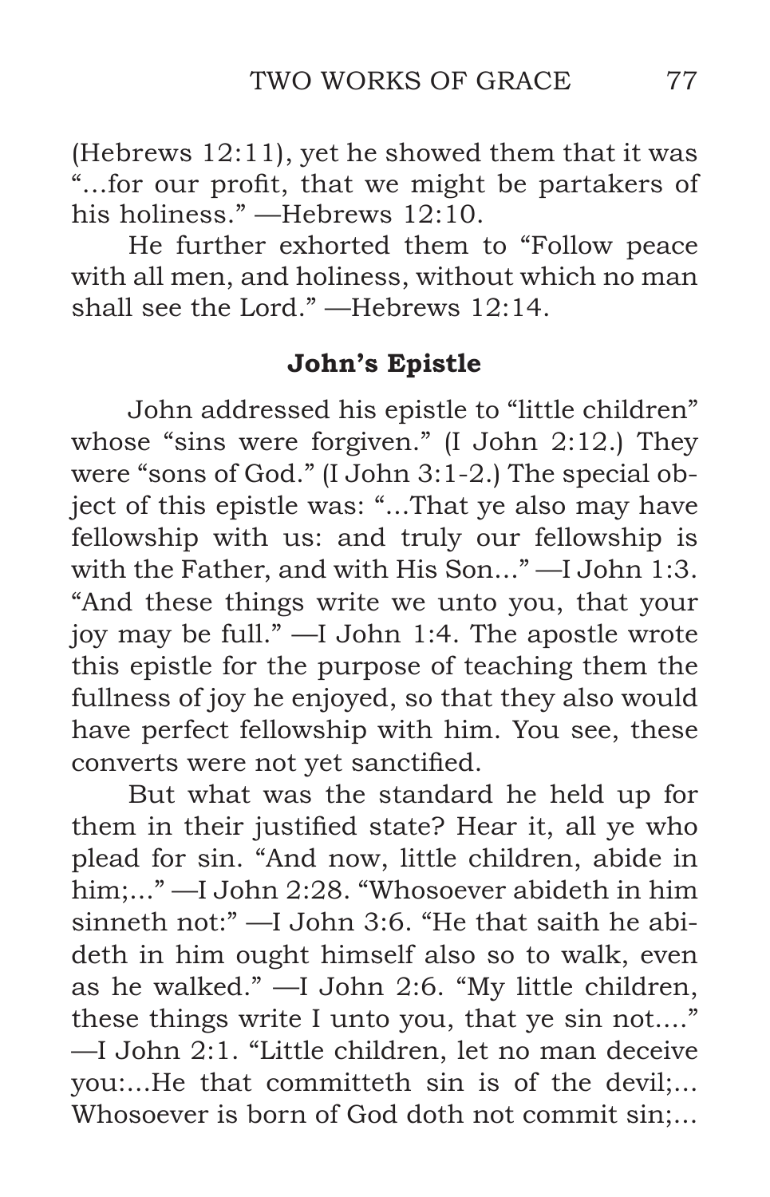(Hebrews 12:11), yet he showed them that it was "...for our profit, that we might be partakers of his holiness." —Hebrews 12:10.

He further exhorted them to "Follow peace with all men, and holiness, without which no man shall see the Lord." —Hebrews 12:14.

### John's Epistle

John addressed his epistle to "little children" whose "sins were forgiven." (I John 2:12.) They were "sons of God." (I John 3:1-2.) The special object of this epistle was: "...That ye also may have fellowship with us: and truly our fellowship is with the Father, and with His Son..." —I John 1:3. "And these things write we unto you, that your joy may be full." —I John 1:4. The apostle wrote this epistle for the purpose of teaching them the fullness of joy he enjoyed, so that they also would have perfect fellowship with him. You see, these converts were not yet sanctified.

But what was the standard he held up for them in their justified state? Hear it, all ye who plead for sin. "And now, little children, abide in him;..." —I John 2:28. "Whosoever abideth in him sinneth not:" —I John 3:6. "He that saith he abideth in him ought himself also so to walk, even as he walked." —I John 2:6. "My little children, these things write I unto you, that ye sin not...." —I John 2:1. "Little children, let no man deceive you:...He that committeth sin is of the devil;... Whosoever is born of God doth not commit sin;...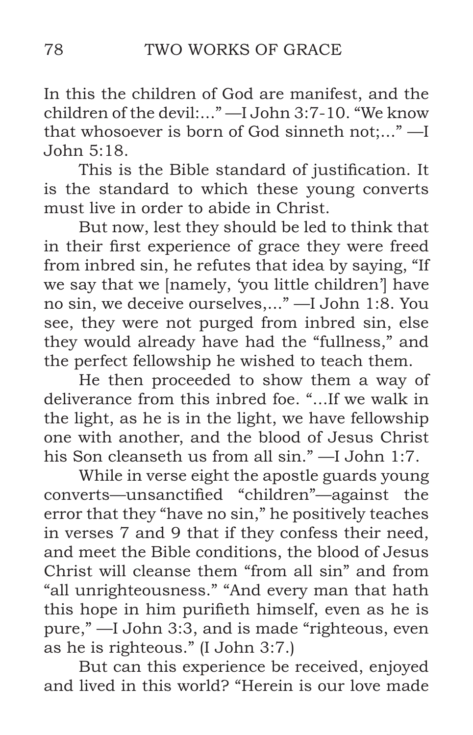In this the children of God are manifest, and the children of the devil:..." —I John 3:7-10. "We know that whosoever is born of God sinneth not;..." —I John 5:18.

This is the Bible standard of justification. It is the standard to which these young converts must live in order to abide in Christ.

But now, lest they should be led to think that in their first experience of grace they were freed from inbred sin, he refutes that idea by saying, "If we say that we [namely, 'you little children'] have no sin, we deceive ourselves,..." —I John 1:8. You see, they were not purged from inbred sin, else they would already have had the "fullness," and the perfect fellowship he wished to teach them.

He then proceeded to show them a way of deliverance from this inbred foe. "...If we walk in the light, as he is in the light, we have fellowship one with another, and the blood of Jesus Christ his Son cleanseth us from all sin." —I John 1:7.

While in verse eight the apostle guards young converts—unsanctified "children"—against the error that they "have no sin," he positively teaches in verses 7 and 9 that if they confess their need, and meet the Bible conditions, the blood of Jesus Christ will cleanse them "from all sin" and from "all unrighteousness." "And every man that hath this hope in him purifieth himself, even as he is pure," —I John 3:3, and is made "righteous, even as he is righteous." (I John 3:7.)

But can this experience be received, enjoyed and lived in this world? "Herein is our love made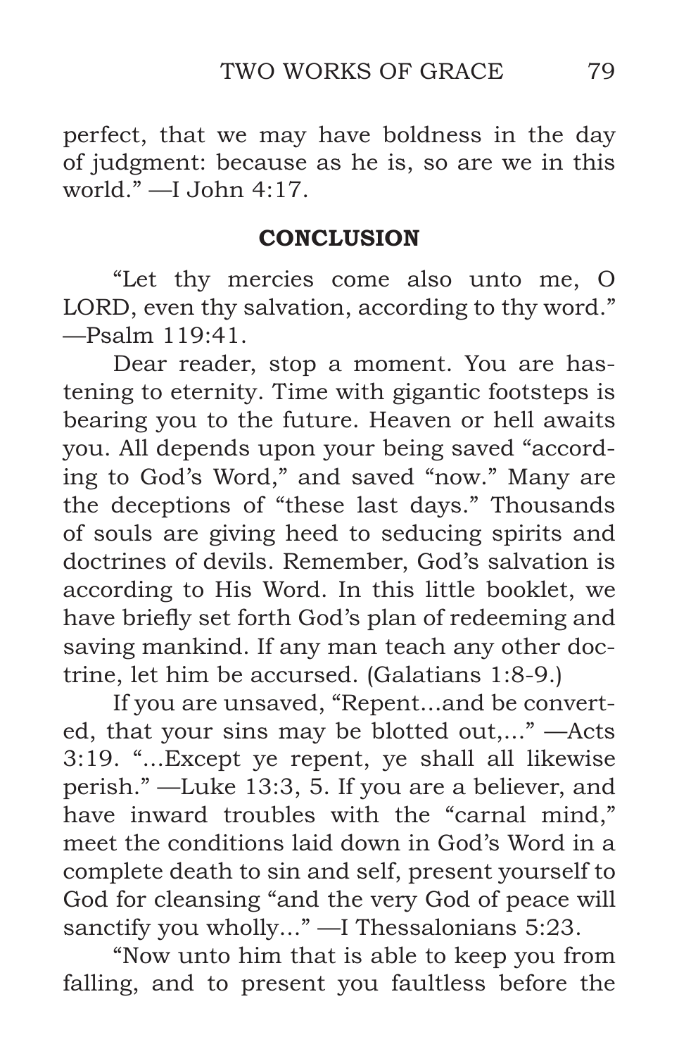perfect, that we may have boldness in the day of judgment: because as he is, so are we in this world." —I John 4:17.

## CONCLUSION

"Let thy mercies come also unto me, O LORD, even thy salvation, according to thy word." —Psalm 119:41.

Dear reader, stop a moment. You are hastening to eternity. Time with gigantic footsteps is bearing you to the future. Heaven or hell awaits you. All depends upon your being saved "according to God's Word," and saved "now." Many are the deceptions of "these last days." Thousands of souls are giving heed to seducing spirits and doctrines of devils. Remember, God's salvation is according to His Word. In this little booklet, we have briefly set forth God's plan of redeeming and saving mankind. If any man teach any other doctrine, let him be accursed. (Galatians 1:8-9.)

If you are unsaved, "Repent...and be converted, that your sins may be blotted out,..." —Acts 3:19. "...Except ye repent, ye shall all likewise perish." —Luke 13:3, 5. If you are a believer, and have inward troubles with the "carnal mind," meet the conditions laid down in God's Word in a complete death to sin and self, present yourself to God for cleansing "and the very God of peace will sanctify you wholly..." —I Thessalonians 5:23.

"Now unto him that is able to keep you from falling, and to present you faultless before the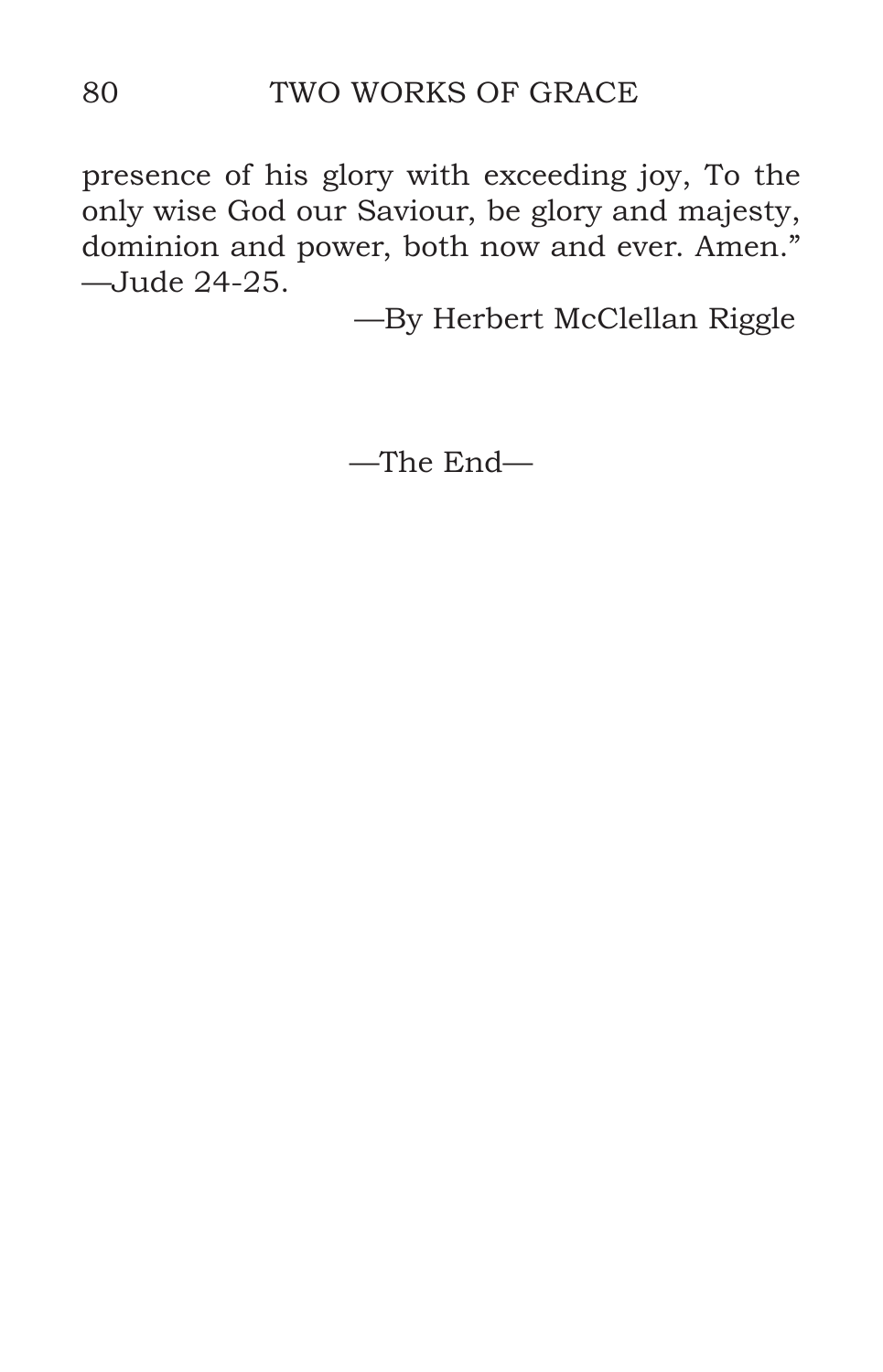presence of his glory with exceeding joy, To the only wise God our Saviour, be glory and majesty, dominion and power, both now and ever. Amen." —Jude 24-25.

—By Herbert McClellan Riggle

—The End—